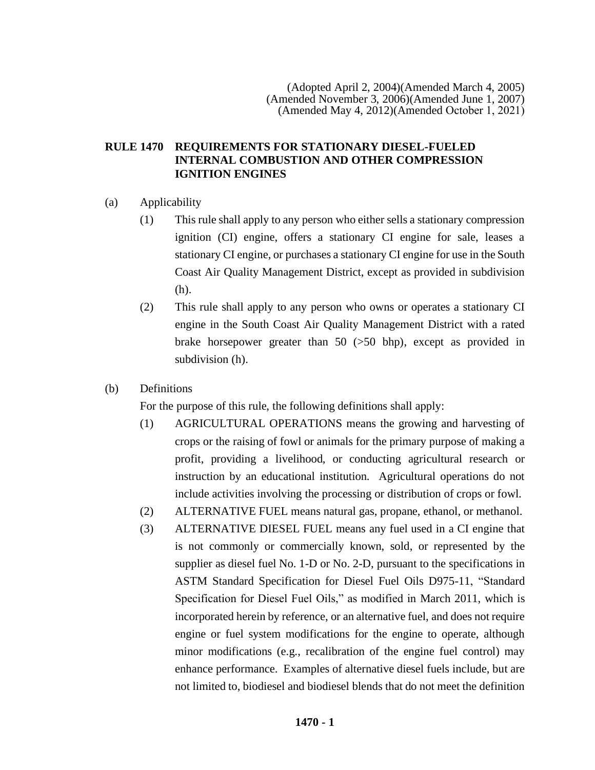(Adopted April 2, 2004)(Amended March 4, 2005)
(Amended November 3, 2006)(Amended June 1, 2007)
(Amended May 4, 2012)(Amended October 1, 2021)

# RULE 1470 REQUIREMENTS FOR STATIONARY DIESEL-FUELED INTERNAL COMBUSTION AND OTHER COMPRESSION IGNITION ENGINES

(a) Applicability

(1) This rule shall apply to any person who either sells a stationary compression ignition (CI) engine, offers a stationary CI engine for sale, leases a stationary CI engine, or purchases a stationary CI engine for use in the South Coast Air Quality Management District, except as provided in subdivision (h).

(2) This rule shall apply to any person who owns or operates a stationary CI engine in the South Coast Air Quality Management District with a rated brake horsepower greater than 50 (>50 bhp), except as provided in subdivision (h).

(b) Definitions

For the purpose of this rule, the following definitions shall apply:

(1) AGRICULTURAL OPERATIONS means the growing and harvesting of crops or the raising of fowl or animals for the primary purpose of making a profit, providing a livelihood, or conducting agricultural research or instruction by an educational institution. Agricultural operations do not include activities involving the processing or distribution of crops or fowl.

(2) ALTERNATIVE FUEL means natural gas, propane, ethanol, or methanol.

(3) ALTERNATIVE DIESEL FUEL means any fuel used in a CI engine that is not commonly or commercially known, sold, or represented by the supplier as diesel fuel No. 1-D or No. 2-D, pursuant to the specifications in ASTM Standard Specification for Diesel Fuel Oils D975-11, "Standard Specification for Diesel Fuel Oils," as modified in March 2011, which is incorporated herein by reference, or an alternative fuel, and does not require engine or fuel system modifications for the engine to operate, although minor modifications (e.g., recalibration of the engine fuel control) may enhance performance. Examples of alternative diesel fuels include, but are not limited to, biodiesel and biodiesel blends that do not meet the definition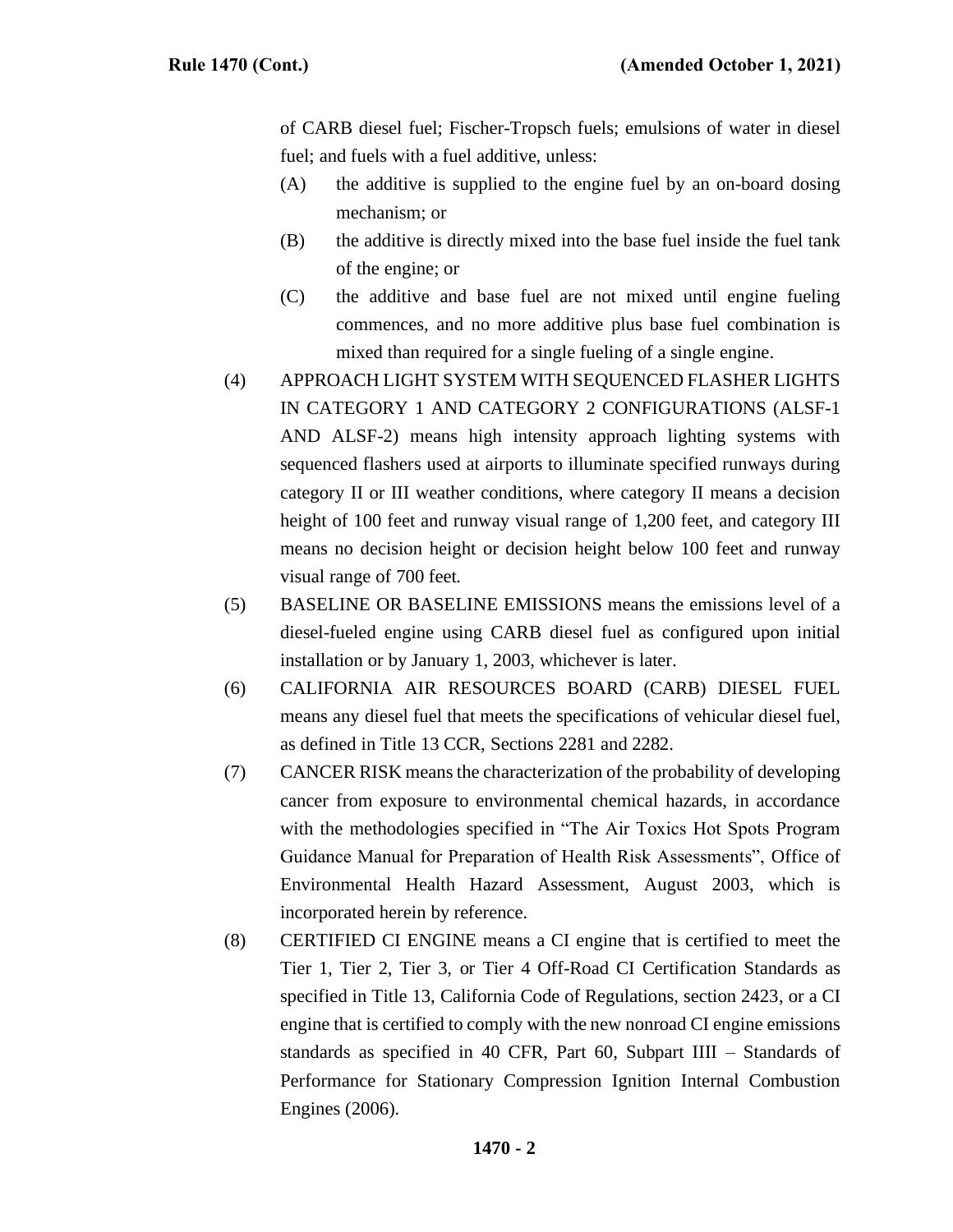of CARB diesel fuel; Fischer-Tropsch fuels; emulsions of water in diesel fuel; and fuels with a fuel additive, unless:

(A) the additive is supplied to the engine fuel by an on-board dosing mechanism; or

(B) the additive is directly mixed into the base fuel inside the fuel tank of the engine; or

(C) the additive and base fuel are not mixed until engine fueling commences, and no more additive plus base fuel combination is mixed than required for a single fueling of a single engine.

(4) APPROACH LIGHT SYSTEM WITH SEQUENCED FLASHER LIGHTS IN CATEGORY 1 AND CATEGORY 2 CONFIGURATIONS (ALSF-1 AND ALSF-2) means high intensity approach lighting systems with sequenced flashers used at airports to illuminate specified runways during category II or III weather conditions, where category II means a decision height of 100 feet and runway visual range of 1,200 feet, and category III means no decision height or decision height below 100 feet and runway visual range of 700 feet.

(5) BASELINE OR BASELINE EMISSIONS means the emissions level of a diesel-fueled engine using CARB diesel fuel as configured upon initial installation or by January 1, 2003, whichever is later.

(6) CALIFORNIA AIR RESOURCES BOARD (CARB) DIESEL FUEL means any diesel fuel that meets the specifications of vehicular diesel fuel, as defined in Title 13 CCR, Sections 2281 and 2282.

(7) CANCER RISK means the characterization of the probability of developing cancer from exposure to environmental chemical hazards, in accordance with the methodologies specified in "The Air Toxics Hot Spots Program Guidance Manual for Preparation of Health Risk Assessments", Office of Environmental Health Hazard Assessment, August 2003, which is incorporated herein by reference.

(8) CERTIFIED CI ENGINE means a CI engine that is certified to meet the Tier 1, Tier 2, Tier 3, or Tier 4 Off-Road CI Certification Standards as specified in Title 13, California Code of Regulations, section 2423, or a CI engine that is certified to comply with the new nonroad CI engine emissions standards as specified in 40 CFR, Part 60, Subpart IIII – Standards of Performance for Stationary Compression Ignition Internal Combustion Engines (2006).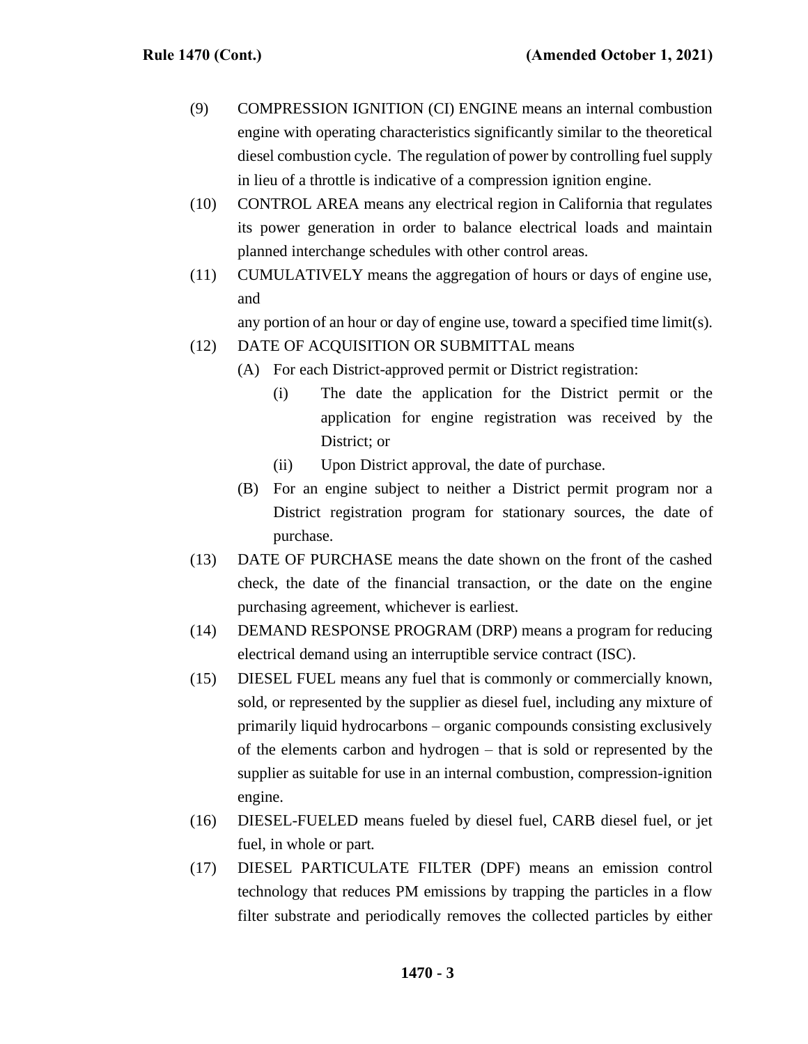(9) COMPRESSION IGNITION (CI) ENGINE means an internal combustion engine with operating characteristics significantly similar to the theoretical diesel combustion cycle. The regulation of power by controlling fuel supply in lieu of a throttle is indicative of a compression ignition engine.

(10) CONTROL AREA means any electrical region in California that regulates its power generation in order to balance electrical loads and maintain planned interchange schedules with other control areas.

(11) CUMULATIVELY means the aggregation of hours or days of engine use, and

any portion of an hour or day of engine use, toward a specified time limit(s).

(12) DATE OF ACQUISITION OR SUBMITTAL means

- (A) For each District-approved permit or District registration:
  - (i) The date the application for the District permit or the application for engine registration was received by the District; or
  - (ii) Upon District approval, the date of purchase.
- (B) For an engine subject to neither a District permit program nor a District registration program for stationary sources, the date of purchase.

(13) DATE OF PURCHASE means the date shown on the front of the cashed check, the date of the financial transaction, or the date on the engine purchasing agreement, whichever is earliest.

(14) DEMAND RESPONSE PROGRAM (DRP) means a program for reducing electrical demand using an interruptible service contract (ISC).

(15) DIESEL FUEL means any fuel that is commonly or commercially known, sold, or represented by the supplier as diesel fuel, including any mixture of primarily liquid hydrocarbons – organic compounds consisting exclusively of the elements carbon and hydrogen – that is sold or represented by the supplier as suitable for use in an internal combustion, compression-ignition engine.

(16) DIESEL-FUELED means fueled by diesel fuel, CARB diesel fuel, or jet fuel, in whole or part.

(17) DIESEL PARTICULATE FILTER (DPF) means an emission control technology that reduces PM emissions by trapping the particles in a flow filter substrate and periodically removes the collected particles by either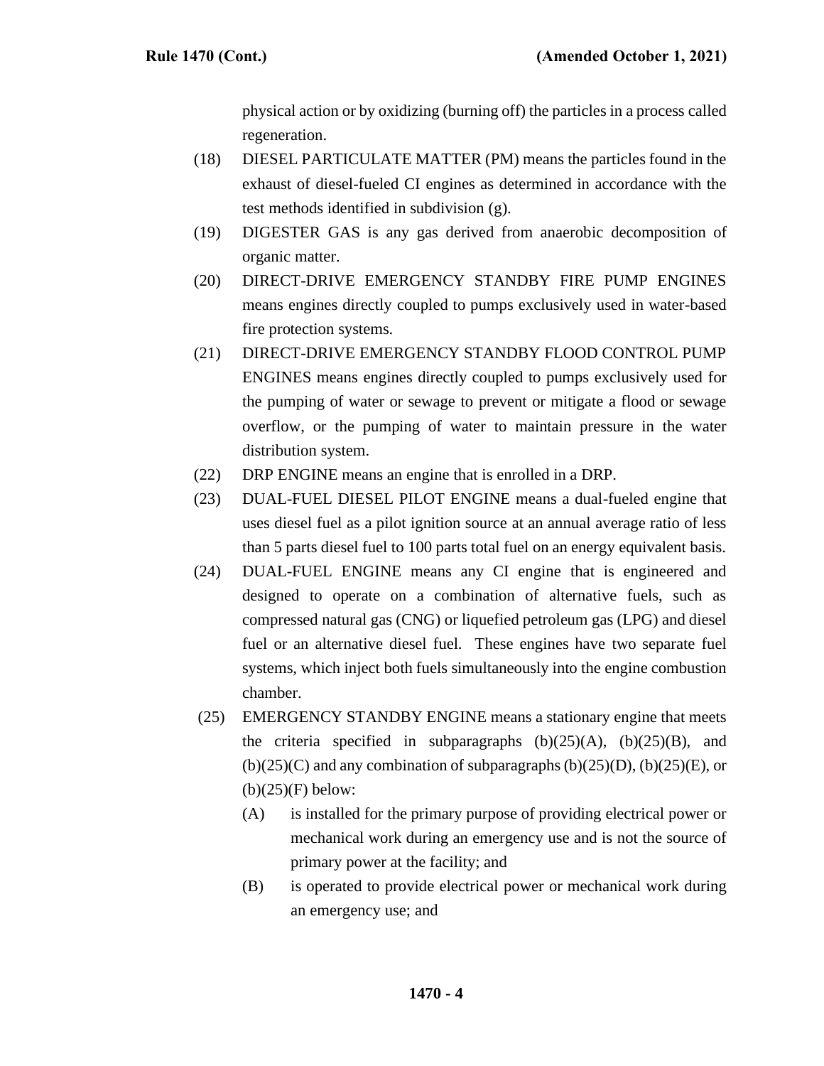physical action or by oxidizing (burning off) the particles in a process called regeneration.

(18) DIESEL PARTICULATE MATTER (PM) means the particles found in the exhaust of diesel-fueled CI engines as determined in accordance with the test methods identified in subdivision (g).

(19) DIGESTER GAS is any gas derived from anaerobic decomposition of organic matter.

(20) DIRECT-DRIVE EMERGENCY STANDBY FIRE PUMP ENGINES means engines directly coupled to pumps exclusively used in water-based fire protection systems.

(21) DIRECT-DRIVE EMERGENCY STANDBY FLOOD CONTROL PUMP ENGINES means engines directly coupled to pumps exclusively used for the pumping of water or sewage to prevent or mitigate a flood or sewage overflow, or the pumping of water to maintain pressure in the water distribution system.

(22) DRP ENGINE means an engine that is enrolled in a DRP.

(23) DUAL-FUEL DIESEL PILOT ENGINE means a dual-fueled engine that uses diesel fuel as a pilot ignition source at an annual average ratio of less than 5 parts diesel fuel to 100 parts total fuel on an energy equivalent basis.

(24) DUAL-FUEL ENGINE means any CI engine that is engineered and designed to operate on a combination of alternative fuels, such as compressed natural gas (CNG) or liquefied petroleum gas (LPG) and diesel fuel or an alternative diesel fuel. These engines have two separate fuel systems, which inject both fuels simultaneously into the engine combustion chamber.

(25) EMERGENCY STANDBY ENGINE means a stationary engine that meets the criteria specified in subparagraphs (b)(25)(A), (b)(25)(B), and (b)(25)(C) and any combination of subparagraphs (b)(25)(D), (b)(25)(E), or (b)(25)(F) below:

(A) is installed for the primary purpose of providing electrical power or mechanical work during an emergency use and is not the source of primary power at the facility; and

(B) is operated to provide electrical power or mechanical work during an emergency use; and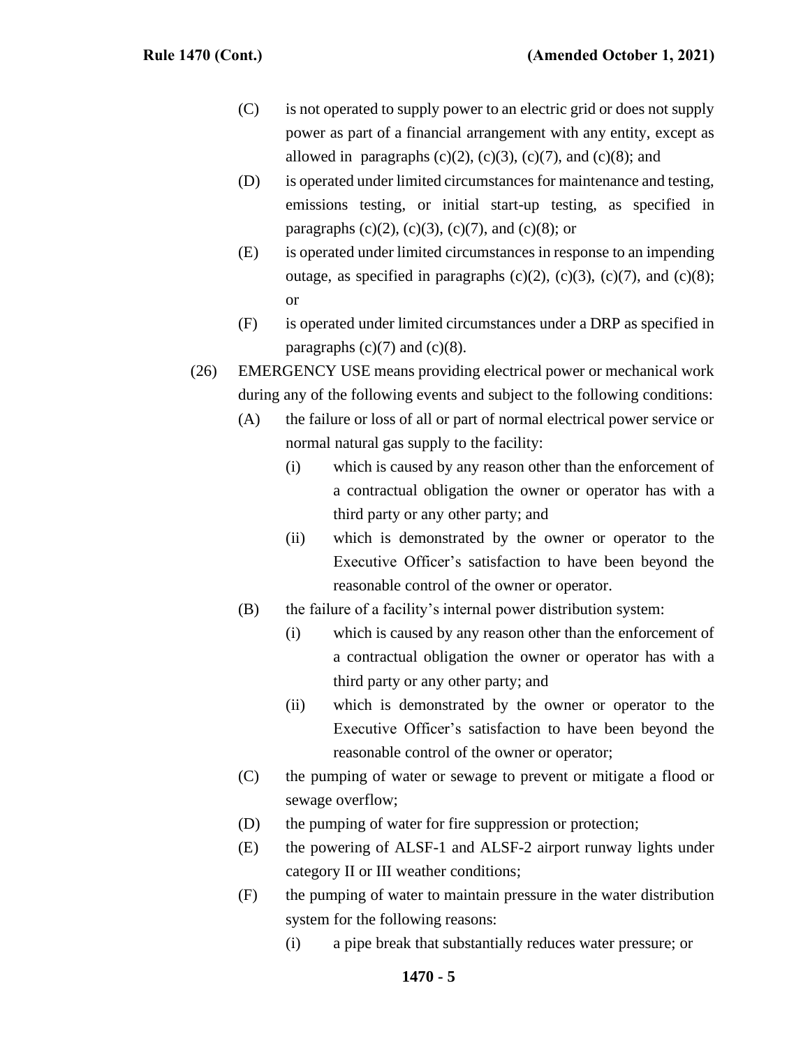(C) is not operated to supply power to an electric grid or does not supply power as part of a financial arrangement with any entity, except as allowed in paragraphs (c)(2), (c)(3), (c)(7), and (c)(8); and

(D) is operated under limited circumstances for maintenance and testing, emissions testing, or initial start-up testing, as specified in paragraphs (c)(2), (c)(3), (c)(7), and (c)(8); or

(E) is operated under limited circumstances in response to an impending outage, as specified in paragraphs (c)(2), (c)(3), (c)(7), and (c)(8); or

(F) is operated under limited circumstances under a DRP as specified in paragraphs (c)(7) and (c)(8).

(26) EMERGENCY USE means providing electrical power or mechanical work during any of the following events and subject to the following conditions:

(A) the failure or loss of all or part of normal electrical power service or normal natural gas supply to the facility:

(i) which is caused by any reason other than the enforcement of a contractual obligation the owner or operator has with a third party or any other party; and

(ii) which is demonstrated by the owner or operator to the Executive Officer's satisfaction to have been beyond the reasonable control of the owner or operator.

(B) the failure of a facility's internal power distribution system:

(i) which is caused by any reason other than the enforcement of a contractual obligation the owner or operator has with a third party or any other party; and

(ii) which is demonstrated by the owner or operator to the Executive Officer's satisfaction to have been beyond the reasonable control of the owner or operator;

(C) the pumping of water or sewage to prevent or mitigate a flood or sewage overflow;

(D) the pumping of water for fire suppression or protection;

(E) the powering of ALSF-1 and ALSF-2 airport runway lights under category II or III weather conditions;

(F) the pumping of water to maintain pressure in the water distribution system for the following reasons:

(i) a pipe break that substantially reduces water pressure; or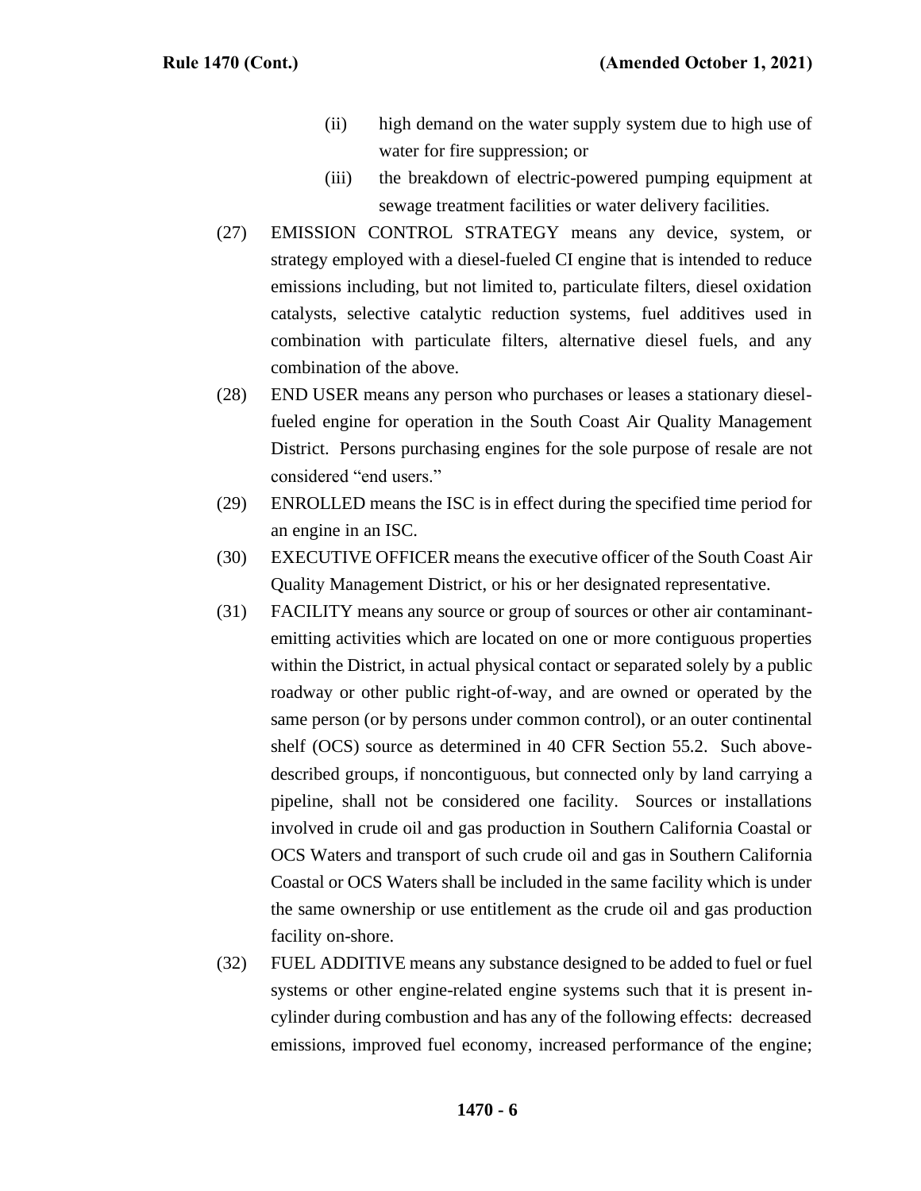(ii) high demand on the water supply system due to high use of water for fire suppression; or

(iii) the breakdown of electric-powered pumping equipment at sewage treatment facilities or water delivery facilities.

(27) EMISSION CONTROL STRATEGY means any device, system, or strategy employed with a diesel-fueled CI engine that is intended to reduce emissions including, but not limited to, particulate filters, diesel oxidation catalysts, selective catalytic reduction systems, fuel additives used in combination with particulate filters, alternative diesel fuels, and any combination of the above.

(28) END USER means any person who purchases or leases a stationary diesel-fueled engine for operation in the South Coast Air Quality Management District. Persons purchasing engines for the sole purpose of resale are not considered "end users."

(29) ENROLLED means the ISC is in effect during the specified time period for an engine in an ISC.

(30) EXECUTIVE OFFICER means the executive officer of the South Coast Air Quality Management District, or his or her designated representative.

(31) FACILITY means any source or group of sources or other air contaminant-emitting activities which are located on one or more contiguous properties within the District, in actual physical contact or separated solely by a public roadway or other public right-of-way, and are owned or operated by the same person (or by persons under common control), or an outer continental shelf (OCS) source as determined in 40 CFR Section 55.2. Such above-described groups, if noncontiguous, but connected only by land carrying a pipeline, shall not be considered one facility. Sources or installations involved in crude oil and gas production in Southern California Coastal or OCS Waters and transport of such crude oil and gas in Southern California Coastal or OCS Waters shall be included in the same facility which is under the same ownership or use entitlement as the crude oil and gas production facility on-shore.

(32) FUEL ADDITIVE means any substance designed to be added to fuel or fuel systems or other engine-related engine systems such that it is present in-cylinder during combustion and has any of the following effects: decreased emissions, improved fuel economy, increased performance of the engine;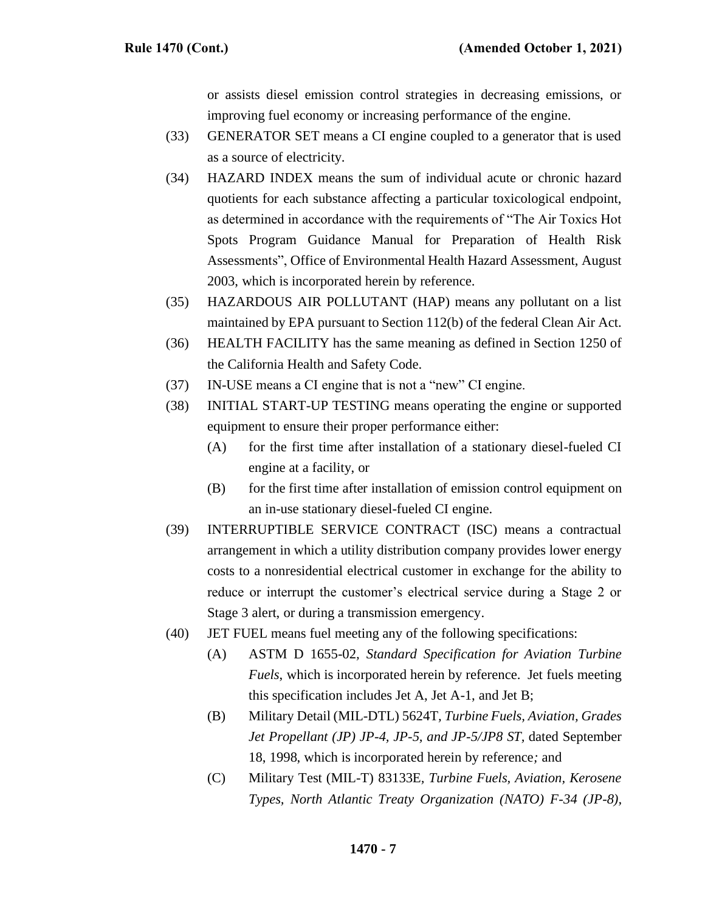or assists diesel emission control strategies in decreasing emissions, or improving fuel economy or increasing performance of the engine.

(33) GENERATOR SET means a CI engine coupled to a generator that is used as a source of electricity.

(34) HAZARD INDEX means the sum of individual acute or chronic hazard quotients for each substance affecting a particular toxicological endpoint, as determined in accordance with the requirements of "The Air Toxics Hot Spots Program Guidance Manual for Preparation of Health Risk Assessments", Office of Environmental Health Hazard Assessment, August 2003, which is incorporated herein by reference.

(35) HAZARDOUS AIR POLLUTANT (HAP) means any pollutant on a list maintained by EPA pursuant to Section 112(b) of the federal Clean Air Act.

(36) HEALTH FACILITY has the same meaning as defined in Section 1250 of the California Health and Safety Code.

(37) IN-USE means a CI engine that is not a "new" CI engine.

(38) INITIAL START-UP TESTING means operating the engine or supported equipment to ensure their proper performance either:

(A) for the first time after installation of a stationary diesel-fueled CI engine at a facility, or

(B) for the first time after installation of emission control equipment on an in-use stationary diesel-fueled CI engine.

(39) INTERRUPTIBLE SERVICE CONTRACT (ISC) means a contractual arrangement in which a utility distribution company provides lower energy costs to a nonresidential electrical customer in exchange for the ability to reduce or interrupt the customer's electrical service during a Stage 2 or Stage 3 alert, or during a transmission emergency.

(40) JET FUEL means fuel meeting any of the following specifications:

(A) ASTM D 1655-02, *Standard Specification for Aviation Turbine Fuels*, which is incorporated herein by reference. Jet fuels meeting this specification includes Jet A, Jet A-1, and Jet B;

(B) Military Detail (MIL-DTL) 5624T, *Turbine Fuels, Aviation, Grades Jet Propellant (JP) JP-4, JP-5, and JP-5/JP8 ST*, dated September 18, 1998, which is incorporated herein by reference*;* and

(C) Military Test (MIL-T) 83133E, *Turbine Fuels, Aviation, Kerosene Types, North Atlantic Treaty Organization (NATO) F-34 (JP-8),*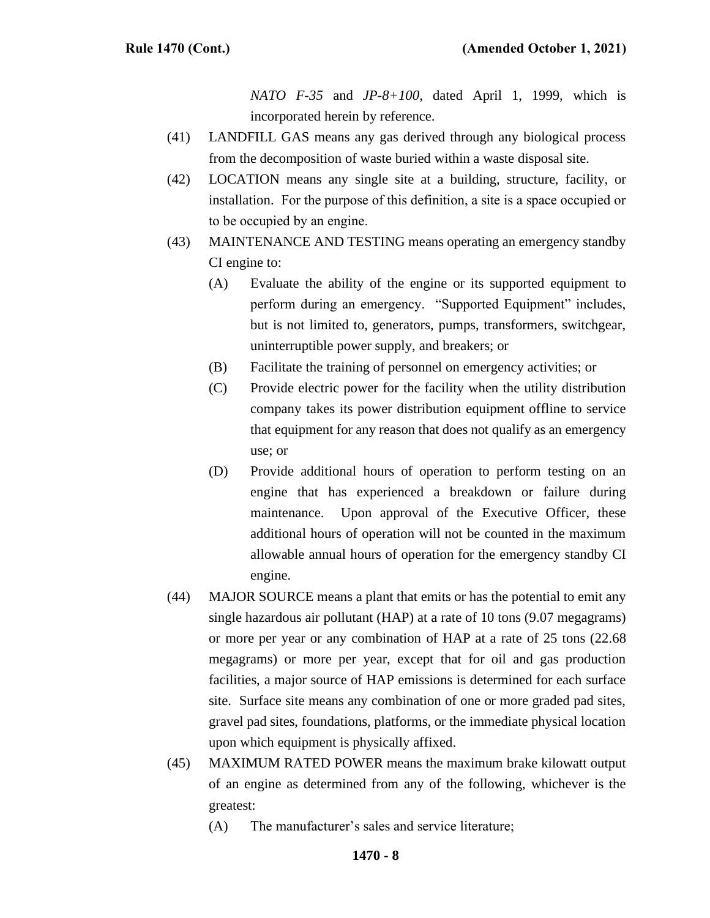*NATO F-35* and *JP-8+100*, dated April 1, 1999, which is incorporated herein by reference.

(41) LANDFILL GAS means any gas derived through any biological process from the decomposition of waste buried within a waste disposal site.

(42) LOCATION means any single site at a building, structure, facility, or installation. For the purpose of this definition, a site is a space occupied or to be occupied by an engine.

(43) MAINTENANCE AND TESTING means operating an emergency standby CI engine to:

(A) Evaluate the ability of the engine or its supported equipment to perform during an emergency. "Supported Equipment" includes, but is not limited to, generators, pumps, transformers, switchgear, uninterruptible power supply, and breakers; or

(B) Facilitate the training of personnel on emergency activities; or

(C) Provide electric power for the facility when the utility distribution company takes its power distribution equipment offline to service that equipment for any reason that does not qualify as an emergency use; or

(D) Provide additional hours of operation to perform testing on an engine that has experienced a breakdown or failure during maintenance. Upon approval of the Executive Officer, these additional hours of operation will not be counted in the maximum allowable annual hours of operation for the emergency standby CI engine.

(44) MAJOR SOURCE means a plant that emits or has the potential to emit any single hazardous air pollutant (HAP) at a rate of 10 tons (9.07 megagrams) or more per year or any combination of HAP at a rate of 25 tons (22.68 megagrams) or more per year, except that for oil and gas production facilities, a major source of HAP emissions is determined for each surface site. Surface site means any combination of one or more graded pad sites, gravel pad sites, foundations, platforms, or the immediate physical location upon which equipment is physically affixed.

(45) MAXIMUM RATED POWER means the maximum brake kilowatt output of an engine as determined from any of the following, whichever is the greatest:

(A) The manufacturer's sales and service literature;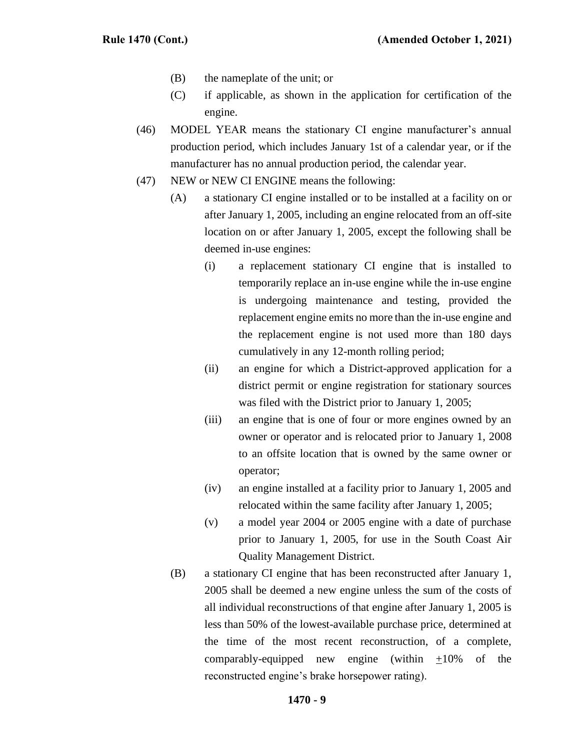(B) the nameplate of the unit; or

(C) if applicable, as shown in the application for certification of the engine.

(46) MODEL YEAR means the stationary CI engine manufacturer's annual production period, which includes January 1st of a calendar year, or if the manufacturer has no annual production period, the calendar year.

(47) NEW or NEW CI ENGINE means the following:

(A) a stationary CI engine installed or to be installed at a facility on or after January 1, 2005, including an engine relocated from an off-site location on or after January 1, 2005, except the following shall be deemed in-use engines:

(i) a replacement stationary CI engine that is installed to temporarily replace an in-use engine while the in-use engine is undergoing maintenance and testing, provided the replacement engine emits no more than the in-use engine and the replacement engine is not used more than 180 days cumulatively in any 12-month rolling period;

(ii) an engine for which a District-approved application for a district permit or engine registration for stationary sources was filed with the District prior to January 1, 2005;

(iii) an engine that is one of four or more engines owned by an owner or operator and is relocated prior to January 1, 2008 to an offsite location that is owned by the same owner or operator;

(iv) an engine installed at a facility prior to January 1, 2005 and relocated within the same facility after January 1, 2005;

(v) a model year 2004 or 2005 engine with a date of purchase prior to January 1, 2005, for use in the South Coast Air Quality Management District.

(B) a stationary CI engine that has been reconstructed after January 1, 2005 shall be deemed a new engine unless the sum of the costs of all individual reconstructions of that engine after January 1, 2005 is less than 50% of the lowest-available purchase price, determined at the time of the most recent reconstruction, of a complete, comparably-equipped new engine (within $\pm$10% of the reconstructed engine's brake horsepower rating).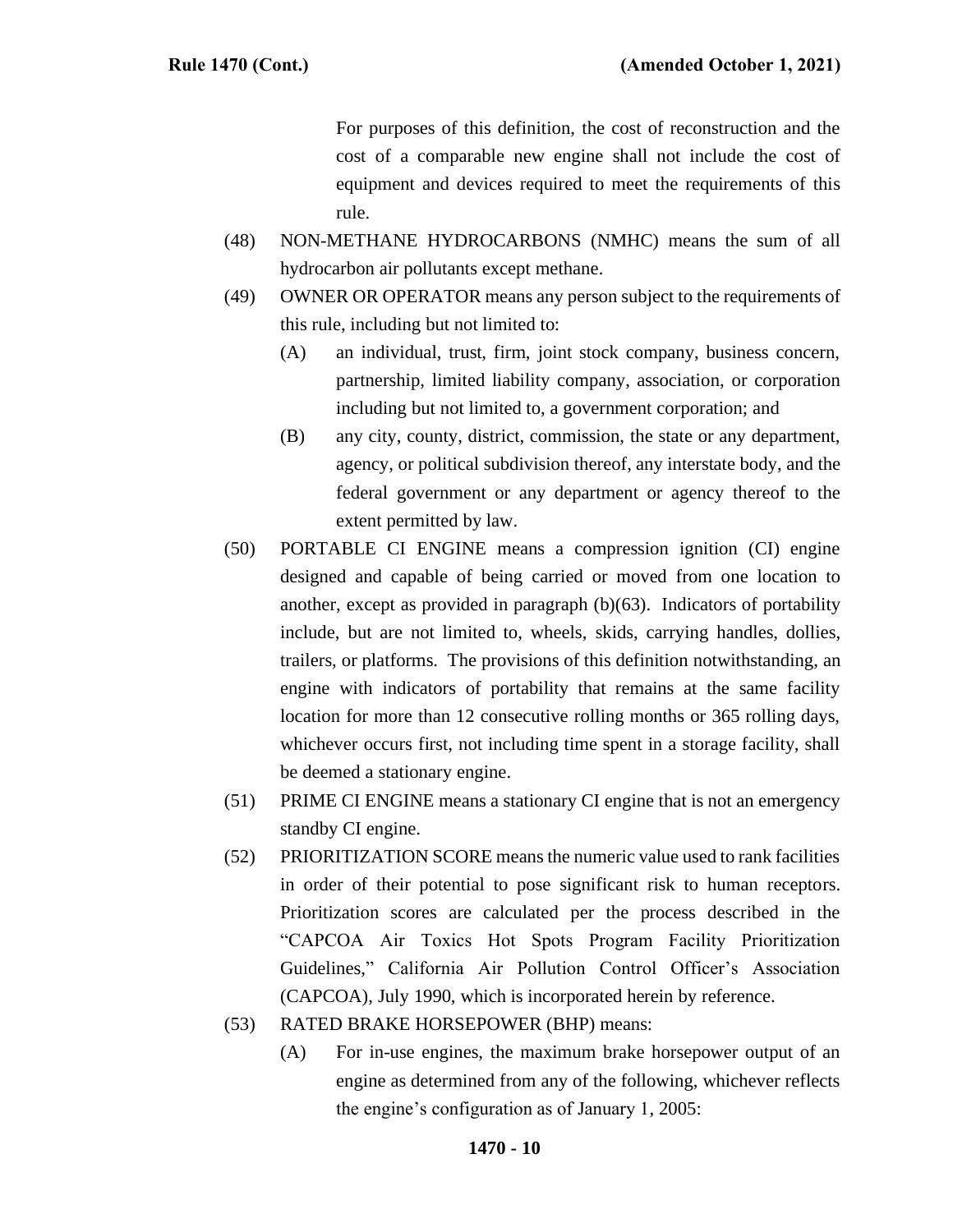For purposes of this definition, the cost of reconstruction and the cost of a comparable new engine shall not include the cost of equipment and devices required to meet the requirements of this rule.

(48) NON-METHANE HYDROCARBONS (NMHC) means the sum of all hydrocarbon air pollutants except methane.

(49) OWNER OR OPERATOR means any person subject to the requirements of this rule, including but not limited to:

- (A) an individual, trust, firm, joint stock company, business concern, partnership, limited liability company, association, or corporation including but not limited to, a government corporation; and
- (B) any city, county, district, commission, the state or any department, agency, or political subdivision thereof, any interstate body, and the federal government or any department or agency thereof to the extent permitted by law.

(50) PORTABLE CI ENGINE means a compression ignition (CI) engine designed and capable of being carried or moved from one location to another, except as provided in paragraph (b)(63). Indicators of portability include, but are not limited to, wheels, skids, carrying handles, dollies, trailers, or platforms. The provisions of this definition notwithstanding, an engine with indicators of portability that remains at the same facility location for more than 12 consecutive rolling months or 365 rolling days, whichever occurs first, not including time spent in a storage facility, shall be deemed a stationary engine.

(51) PRIME CI ENGINE means a stationary CI engine that is not an emergency standby CI engine.

(52) PRIORITIZATION SCORE means the numeric value used to rank facilities in order of their potential to pose significant risk to human receptors. Prioritization scores are calculated per the process described in the "CAPCOA Air Toxics Hot Spots Program Facility Prioritization Guidelines," California Air Pollution Control Officer's Association (CAPCOA), July 1990, which is incorporated herein by reference.

(53) RATED BRAKE HORSEPOWER (BHP) means:

- (A) For in-use engines, the maximum brake horsepower output of an engine as determined from any of the following, whichever reflects the engine's configuration as of January 1, 2005: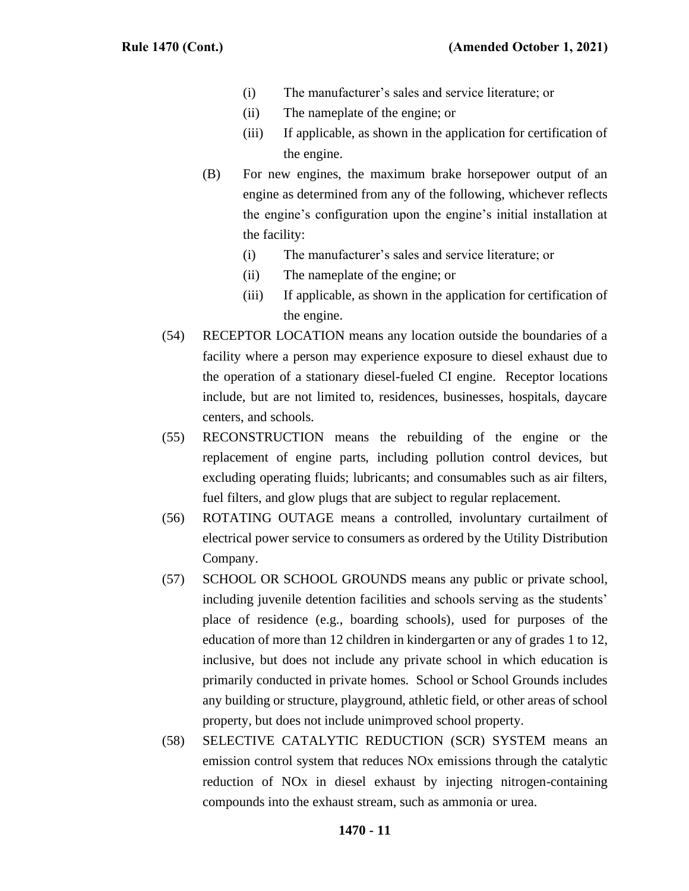(i) The manufacturer's sales and service literature; or

(ii) The nameplate of the engine; or

(iii) If applicable, as shown in the application for certification of the engine.

(B) For new engines, the maximum brake horsepower output of an engine as determined from any of the following, whichever reflects the engine's configuration upon the engine's initial installation at the facility:

(i) The manufacturer's sales and service literature; or

(ii) The nameplate of the engine; or

(iii) If applicable, as shown in the application for certification of the engine.

(54) RECEPTOR LOCATION means any location outside the boundaries of a facility where a person may experience exposure to diesel exhaust due to the operation of a stationary diesel-fueled CI engine. Receptor locations include, but are not limited to, residences, businesses, hospitals, daycare centers, and schools.

(55) RECONSTRUCTION means the rebuilding of the engine or the replacement of engine parts, including pollution control devices, but excluding operating fluids; lubricants; and consumables such as air filters, fuel filters, and glow plugs that are subject to regular replacement.

(56) ROTATING OUTAGE means a controlled, involuntary curtailment of electrical power service to consumers as ordered by the Utility Distribution Company.

(57) SCHOOL OR SCHOOL GROUNDS means any public or private school, including juvenile detention facilities and schools serving as the students' place of residence (e.g., boarding schools), used for purposes of the education of more than 12 children in kindergarten or any of grades 1 to 12, inclusive, but does not include any private school in which education is primarily conducted in private homes. School or School Grounds includes any building or structure, playground, athletic field, or other areas of school property, but does not include unimproved school property.

(58) SELECTIVE CATALYTIC REDUCTION (SCR) SYSTEM means an emission control system that reduces NOx emissions through the catalytic reduction of NOx in diesel exhaust by injecting nitrogen-containing compounds into the exhaust stream, such as ammonia or urea.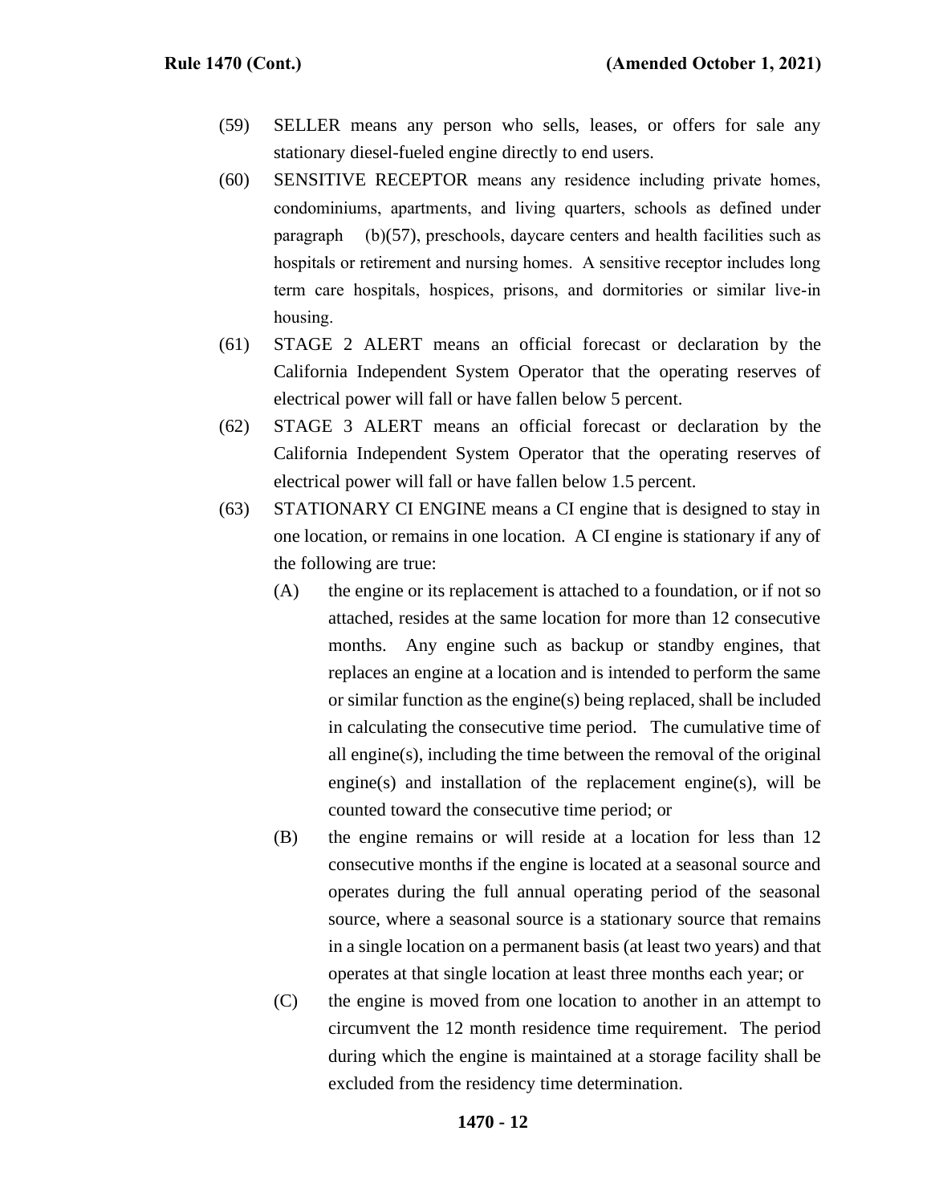(59) SELLER means any person who sells, leases, or offers for sale any stationary diesel-fueled engine directly to end users.

(60) SENSITIVE RECEPTOR means any residence including private homes, condominiums, apartments, and living quarters, schools as defined under paragraph (b)(57), preschools, daycare centers and health facilities such as hospitals or retirement and nursing homes. A sensitive receptor includes long term care hospitals, hospices, prisons, and dormitories or similar live-in housing.

(61) STAGE 2 ALERT means an official forecast or declaration by the California Independent System Operator that the operating reserves of electrical power will fall or have fallen below 5 percent.

(62) STAGE 3 ALERT means an official forecast or declaration by the California Independent System Operator that the operating reserves of electrical power will fall or have fallen below 1.5 percent.

(63) STATIONARY CI ENGINE means a CI engine that is designed to stay in one location, or remains in one location. A CI engine is stationary if any of the following are true:

(A) the engine or its replacement is attached to a foundation, or if not so attached, resides at the same location for more than 12 consecutive months. Any engine such as backup or standby engines, that replaces an engine at a location and is intended to perform the same or similar function as the engine(s) being replaced, shall be included in calculating the consecutive time period. The cumulative time of all engine(s), including the time between the removal of the original engine(s) and installation of the replacement engine(s), will be counted toward the consecutive time period; or

(B) the engine remains or will reside at a location for less than 12 consecutive months if the engine is located at a seasonal source and operates during the full annual operating period of the seasonal source, where a seasonal source is a stationary source that remains in a single location on a permanent basis (at least two years) and that operates at that single location at least three months each year; or

(C) the engine is moved from one location to another in an attempt to circumvent the 12 month residence time requirement. The period during which the engine is maintained at a storage facility shall be excluded from the residency time determination.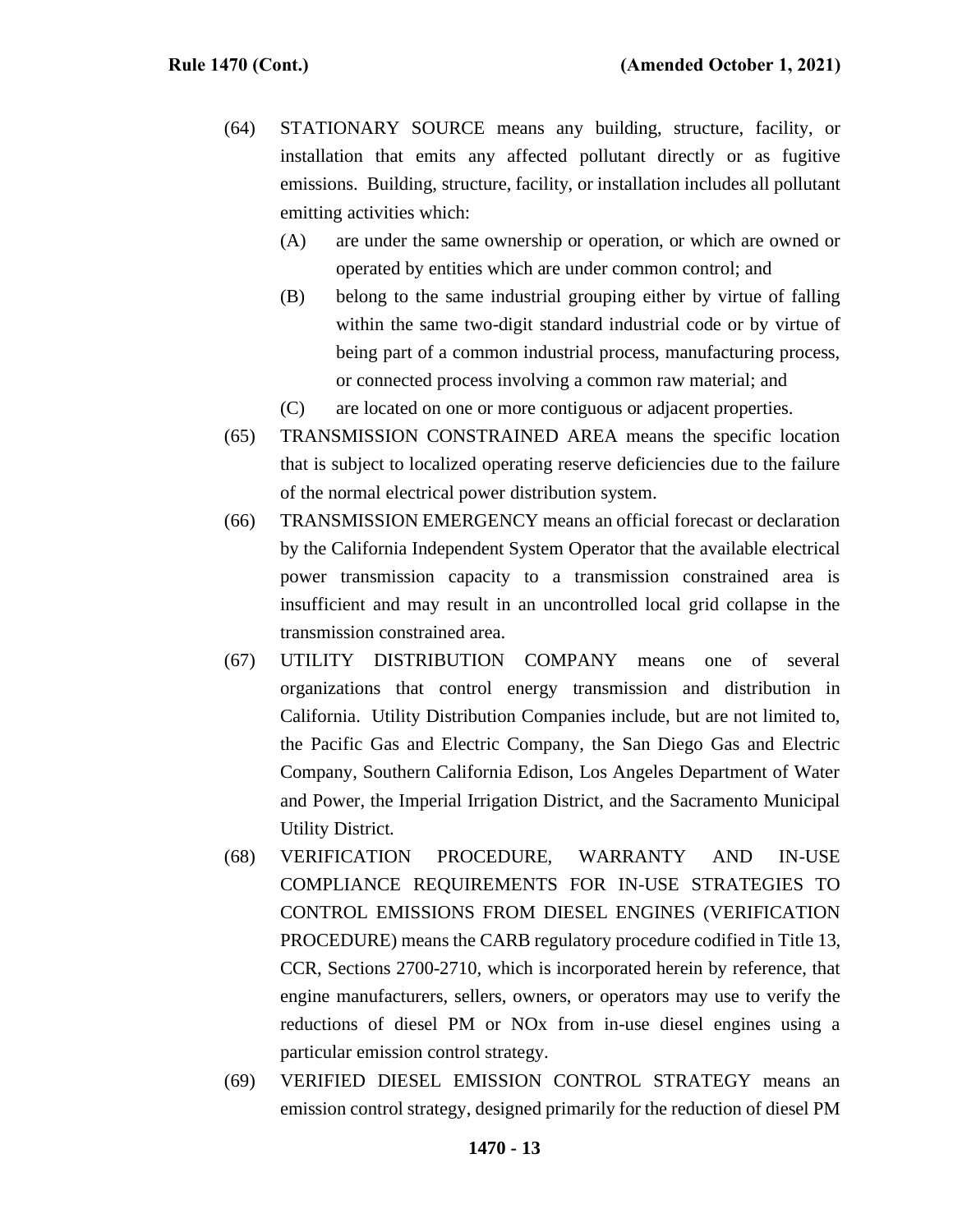(64) STATIONARY SOURCE means any building, structure, facility, or installation that emits any affected pollutant directly or as fugitive emissions. Building, structure, facility, or installation includes all pollutant emitting activities which:

   (A) are under the same ownership or operation, or which are owned or operated by entities which are under common control; and

   (B) belong to the same industrial grouping either by virtue of falling within the same two-digit standard industrial code or by virtue of being part of a common industrial process, manufacturing process, or connected process involving a common raw material; and

   (C) are located on one or more contiguous or adjacent properties.

(65) TRANSMISSION CONSTRAINED AREA means the specific location that is subject to localized operating reserve deficiencies due to the failure of the normal electrical power distribution system.

(66) TRANSMISSION EMERGENCY means an official forecast or declaration by the California Independent System Operator that the available electrical power transmission capacity to a transmission constrained area is insufficient and may result in an uncontrolled local grid collapse in the transmission constrained area.

(67) UTILITY DISTRIBUTION COMPANY means one of several organizations that control energy transmission and distribution in California. Utility Distribution Companies include, but are not limited to, the Pacific Gas and Electric Company, the San Diego Gas and Electric Company, Southern California Edison, Los Angeles Department of Water and Power, the Imperial Irrigation District, and the Sacramento Municipal Utility District.

(68) VERIFICATION PROCEDURE, WARRANTY AND IN-USE COMPLIANCE REQUIREMENTS FOR IN-USE STRATEGIES TO CONTROL EMISSIONS FROM DIESEL ENGINES (VERIFICATION PROCEDURE) means the CARB regulatory procedure codified in Title 13, CCR, Sections 2700-2710, which is incorporated herein by reference, that engine manufacturers, sellers, owners, or operators may use to verify the reductions of diesel PM or NOx from in-use diesel engines using a particular emission control strategy.

(69) VERIFIED DIESEL EMISSION CONTROL STRATEGY means an emission control strategy, designed primarily for the reduction of diesel PM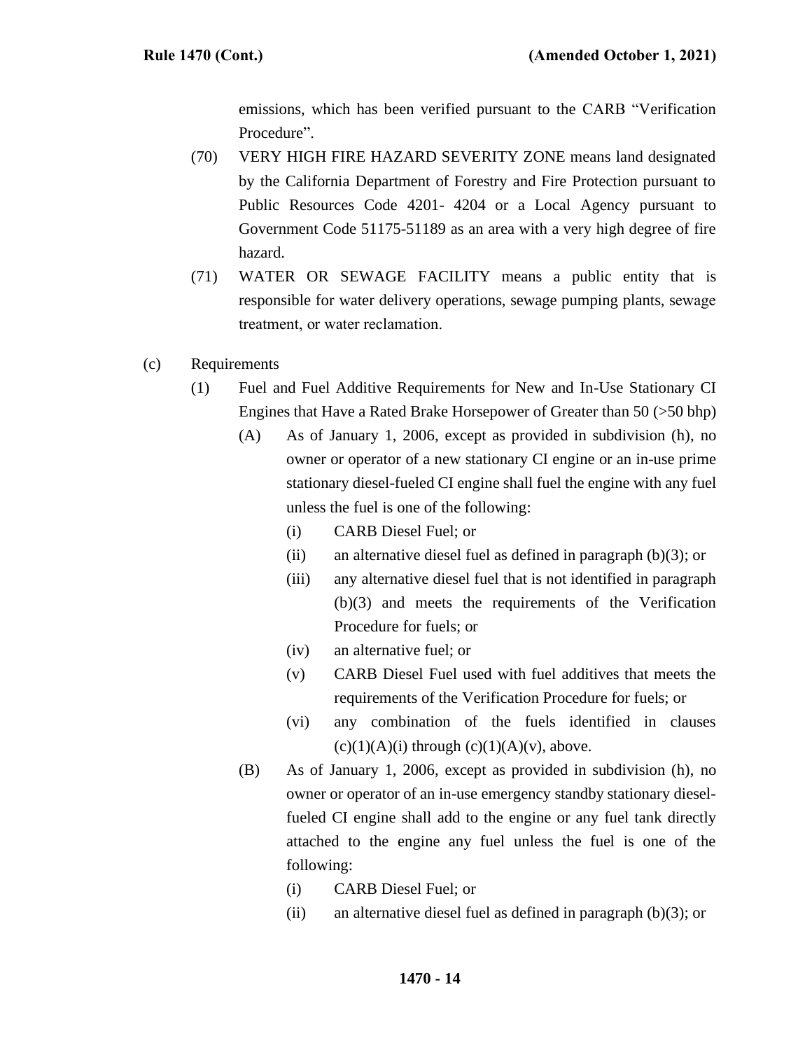emissions, which has been verified pursuant to the CARB "Verification Procedure".

(70) VERY HIGH FIRE HAZARD SEVERITY ZONE means land designated by the California Department of Forestry and Fire Protection pursuant to Public Resources Code 4201- 4204 or a Local Agency pursuant to Government Code 51175-51189 as an area with a very high degree of fire hazard.

(71) WATER OR SEWAGE FACILITY means a public entity that is responsible for water delivery operations, sewage pumping plants, sewage treatment, or water reclamation.

(c) Requirements

(1) Fuel and Fuel Additive Requirements for New and In-Use Stationary CI Engines that Have a Rated Brake Horsepower of Greater than 50 (>50 bhp)

(A) As of January 1, 2006, except as provided in subdivision (h), no owner or operator of a new stationary CI engine or an in-use prime stationary diesel-fueled CI engine shall fuel the engine with any fuel unless the fuel is one of the following:

(i) CARB Diesel Fuel; or

(ii) an alternative diesel fuel as defined in paragraph (b)(3); or

(iii) any alternative diesel fuel that is not identified in paragraph (b)(3) and meets the requirements of the Verification Procedure for fuels; or

(iv) an alternative fuel; or

(v) CARB Diesel Fuel used with fuel additives that meets the requirements of the Verification Procedure for fuels; or

(vi) any combination of the fuels identified in clauses (c)(1)(A)(i) through (c)(1)(A)(v), above.

(B) As of January 1, 2006, except as provided in subdivision (h), no owner or operator of an in-use emergency standby stationary diesel-fueled CI engine shall add to the engine or any fuel tank directly attached to the engine any fuel unless the fuel is one of the following:

(i) CARB Diesel Fuel; or

(ii) an alternative diesel fuel as defined in paragraph (b)(3); or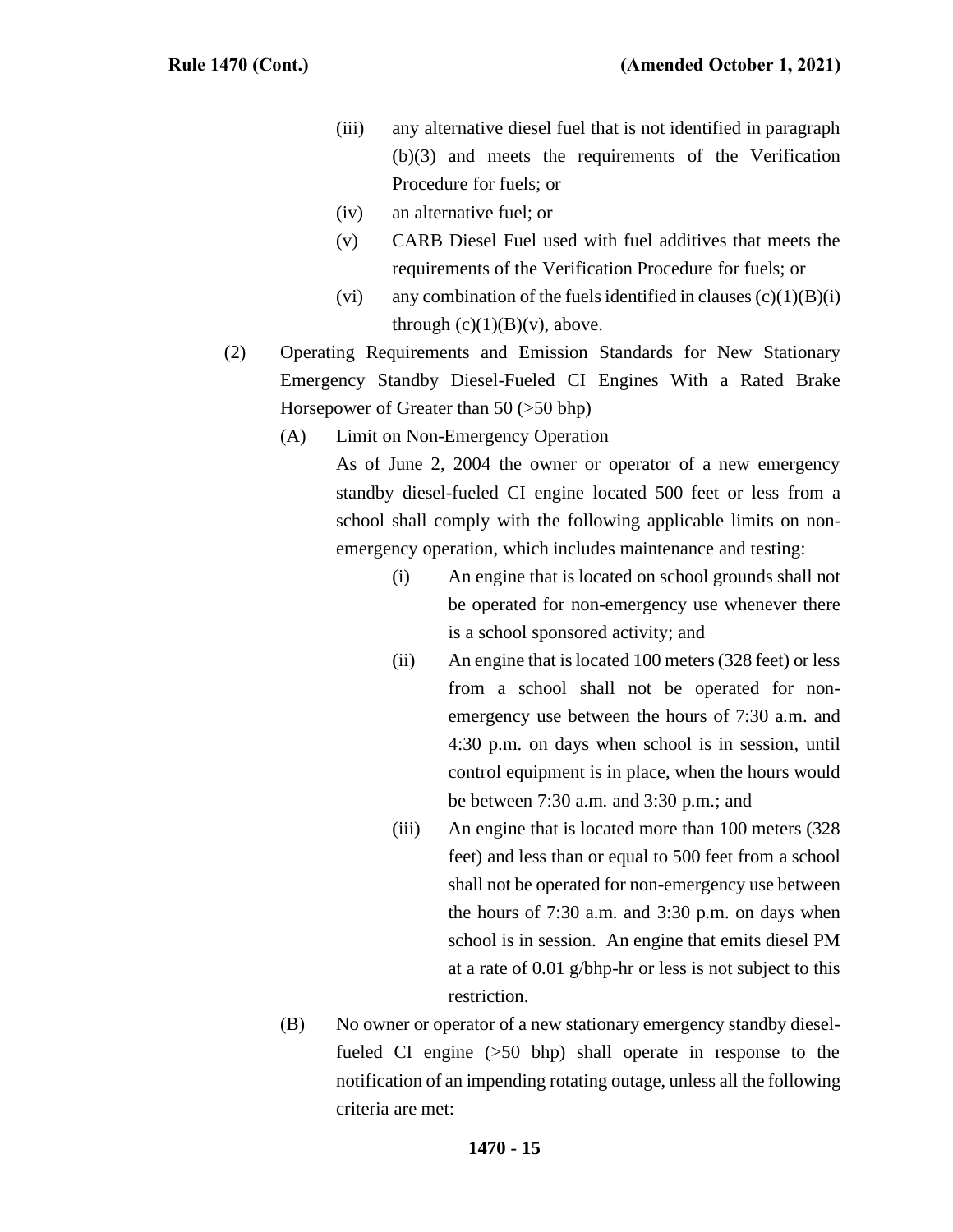(iii) any alternative diesel fuel that is not identified in paragraph (b)(3) and meets the requirements of the Verification Procedure for fuels; or

(iv) an alternative fuel; or

(v) CARB Diesel Fuel used with fuel additives that meets the requirements of the Verification Procedure for fuels; or

(vi) any combination of the fuels identified in clauses (c)(1)(B)(i) through (c)(1)(B)(v), above.

(2) Operating Requirements and Emission Standards for New Stationary Emergency Standby Diesel-Fueled CI Engines With a Rated Brake Horsepower of Greater than 50 (>50 bhp)

(A) Limit on Non-Emergency Operation

As of June 2, 2004 the owner or operator of a new emergency standby diesel-fueled CI engine located 500 feet or less from a school shall comply with the following applicable limits on non-emergency operation, which includes maintenance and testing:

(i) An engine that is located on school grounds shall not be operated for non-emergency use whenever there is a school sponsored activity; and

(ii) An engine that is located 100 meters (328 feet) or less from a school shall not be operated for non-emergency use between the hours of 7:30 a.m. and 4:30 p.m. on days when school is in session, until control equipment is in place, when the hours would be between 7:30 a.m. and 3:30 p.m.; and

(iii) An engine that is located more than 100 meters (328 feet) and less than or equal to 500 feet from a school shall not be operated for non-emergency use between the hours of 7:30 a.m. and 3:30 p.m. on days when school is in session. An engine that emits diesel PM at a rate of 0.01 g/bhp-hr or less is not subject to this restriction.

(B) No owner or operator of a new stationary emergency standby diesel-fueled CI engine (>50 bhp) shall operate in response to the notification of an impending rotating outage, unless all the following criteria are met: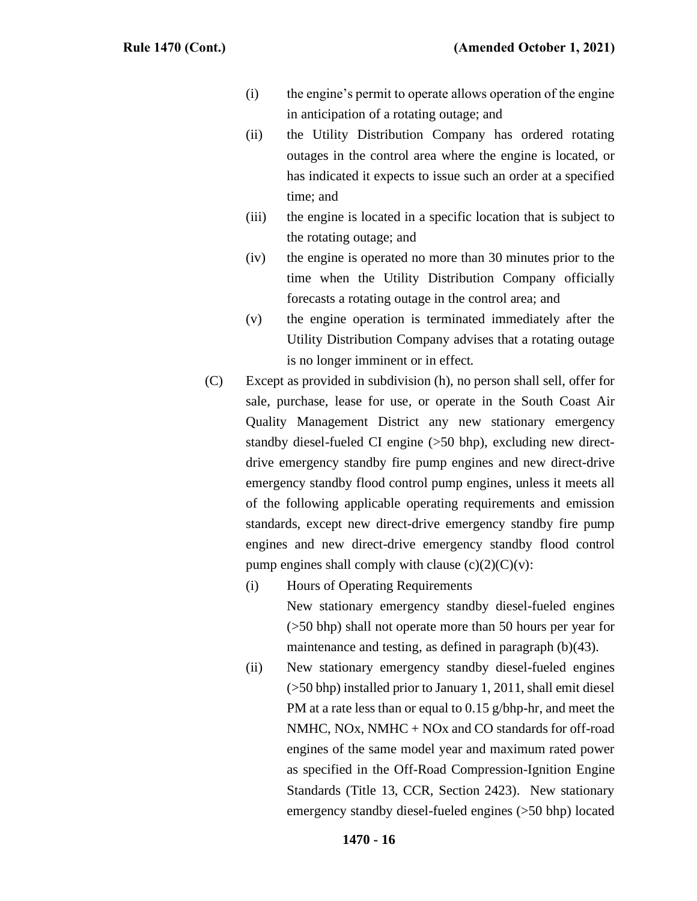(i) the engine's permit to operate allows operation of the engine in anticipation of a rotating outage; and

(ii) the Utility Distribution Company has ordered rotating outages in the control area where the engine is located, or has indicated it expects to issue such an order at a specified time; and

(iii) the engine is located in a specific location that is subject to the rotating outage; and

(iv) the engine is operated no more than 30 minutes prior to the time when the Utility Distribution Company officially forecasts a rotating outage in the control area; and

(v) the engine operation is terminated immediately after the Utility Distribution Company advises that a rotating outage is no longer imminent or in effect.

(C) Except as provided in subdivision (h), no person shall sell, offer for sale, purchase, lease for use, or operate in the South Coast Air Quality Management District any new stationary emergency standby diesel-fueled CI engine (>50 bhp), excluding new direct-drive emergency standby fire pump engines and new direct-drive emergency standby flood control pump engines, unless it meets all of the following applicable operating requirements and emission standards, except new direct-drive emergency standby fire pump engines and new direct-drive emergency standby flood control pump engines shall comply with clause (c)(2)(C)(v):

(i) Hours of Operating Requirements

New stationary emergency standby diesel-fueled engines (>50 bhp) shall not operate more than 50 hours per year for maintenance and testing, as defined in paragraph (b)(43).

(ii) New stationary emergency standby diesel-fueled engines (>50 bhp) installed prior to January 1, 2011, shall emit diesel PM at a rate less than or equal to 0.15 g/bhp-hr, and meet the NMHC, NOx, NMHC + NOx and CO standards for off-road engines of the same model year and maximum rated power as specified in the Off-Road Compression-Ignition Engine Standards (Title 13, CCR, Section 2423). New stationary emergency standby diesel-fueled engines (>50 bhp) located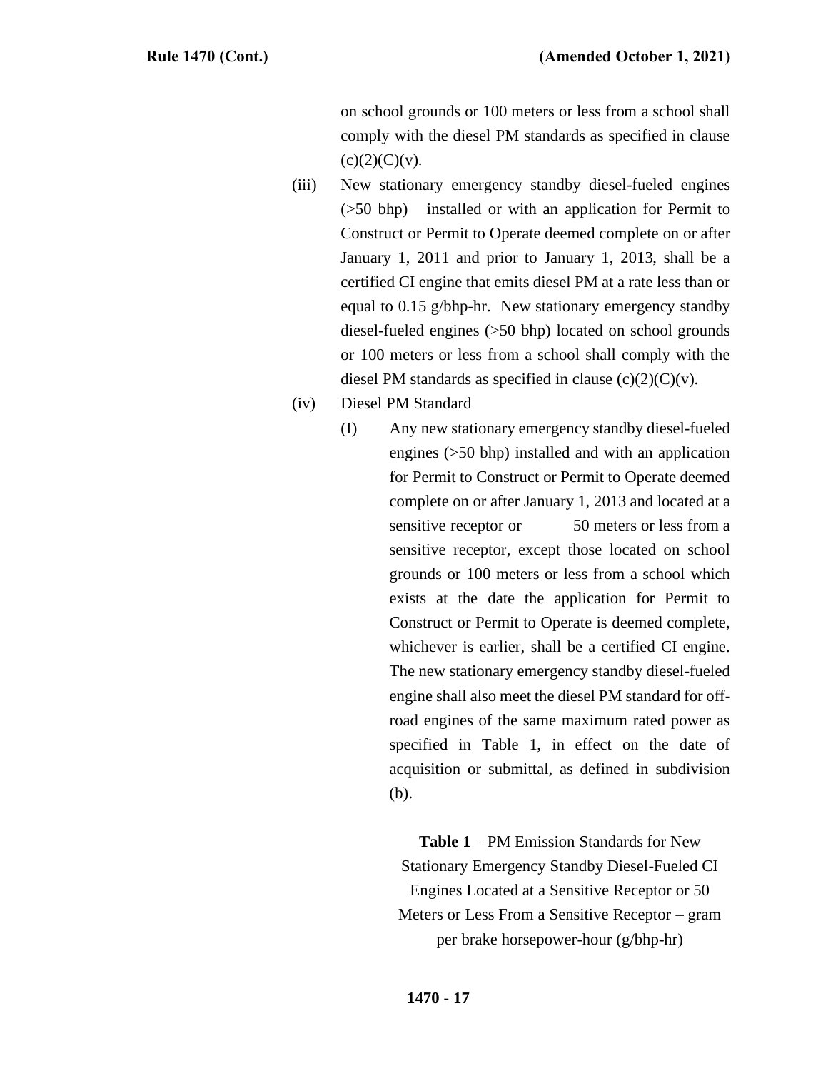on school grounds or 100 meters or less from a school shall comply with the diesel PM standards as specified in clause (c)(2)(C)(v).

(iii) New stationary emergency standby diesel-fueled engines (>50 bhp) installed or with an application for Permit to Construct or Permit to Operate deemed complete on or after January 1, 2011 and prior to January 1, 2013, shall be a certified CI engine that emits diesel PM at a rate less than or equal to 0.15 g/bhp-hr. New stationary emergency standby diesel-fueled engines (>50 bhp) located on school grounds or 100 meters or less from a school shall comply with the diesel PM standards as specified in clause (c)(2)(C)(v).

(iv) Diesel PM Standard

(I) Any new stationary emergency standby diesel-fueled engines (>50 bhp) installed and with an application for Permit to Construct or Permit to Operate deemed complete on or after January 1, 2013 and located at a sensitive receptor or 50 meters or less from a sensitive receptor, except those located on school grounds or 100 meters or less from a school which exists at the date the application for Permit to Construct or Permit to Operate is deemed complete, whichever is earlier, shall be a certified CI engine. The new stationary emergency standby diesel-fueled engine shall also meet the diesel PM standard for off-road engines of the same maximum rated power as specified in Table 1, in effect on the date of acquisition or submittal, as defined in subdivision (b).

**Table 1** – PM Emission Standards for New Stationary Emergency Standby Diesel-Fueled CI Engines Located at a Sensitive Receptor or 50 Meters or Less From a Sensitive Receptor – gram per brake horsepower-hour (g/bhp-hr)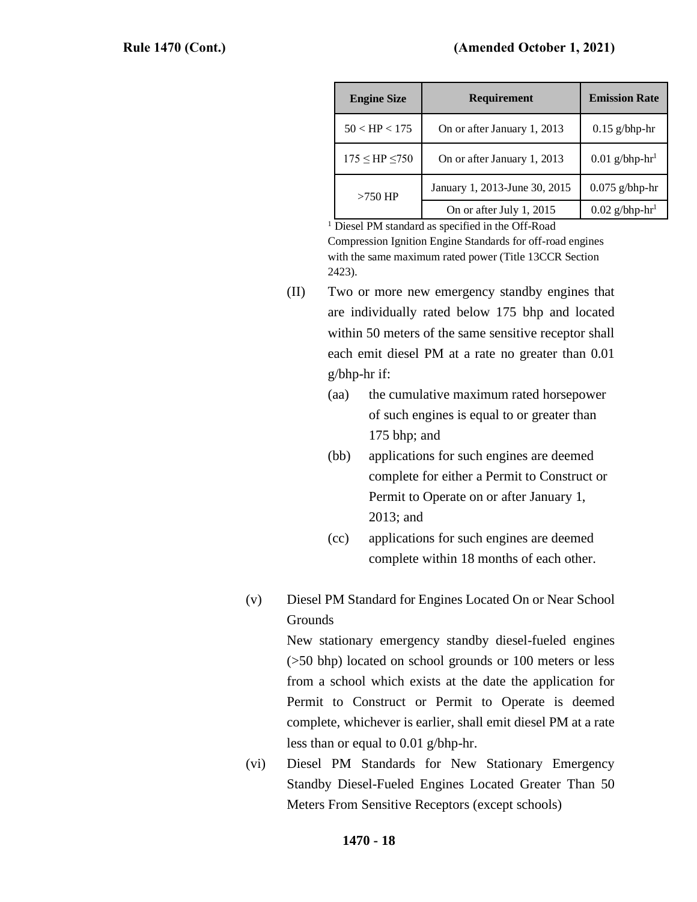| Engine Size | Requirement | Emission Rate |
|---|---|---|
| 50 < HP < 175 | On or after January 1, 2013 | 0.15 g/bhp-hr |
| 175 ≤ HP ≤750 | On or after January 1, 2013 | 0.01 g/bhp-hr[1] |
| >750 HP | January 1, 2013-June 30, 2015 | 0.075 g/bhp-hr |
| | On or after July 1, 2015 | 0.02 g/bhp-hr[1] |

[1] Diesel PM standard as specified in the Off-Road Compression Ignition Engine Standards for off-road engines with the same maximum rated power (Title 13CCR Section 2423).

(II) Two or more new emergency standby engines that are individually rated below 175 bhp and located within 50 meters of the same sensitive receptor shall each emit diesel PM at a rate no greater than 0.01 g/bhp-hr if:

(aa) the cumulative maximum rated horsepower of such engines is equal to or greater than 175 bhp; and

(bb) applications for such engines are deemed complete for either a Permit to Construct or Permit to Operate on or after January 1, 2013; and

(cc) applications for such engines are deemed complete within 18 months of each other.

(v) Diesel PM Standard for Engines Located On or Near School Grounds

New stationary emergency standby diesel-fueled engines (>50 bhp) located on school grounds or 100 meters or less from a school which exists at the date the application for Permit to Construct or Permit to Operate is deemed complete, whichever is earlier, shall emit diesel PM at a rate less than or equal to 0.01 g/bhp-hr.

(vi) Diesel PM Standards for New Stationary Emergency Standby Diesel-Fueled Engines Located Greater Than 50 Meters From Sensitive Receptors (except schools)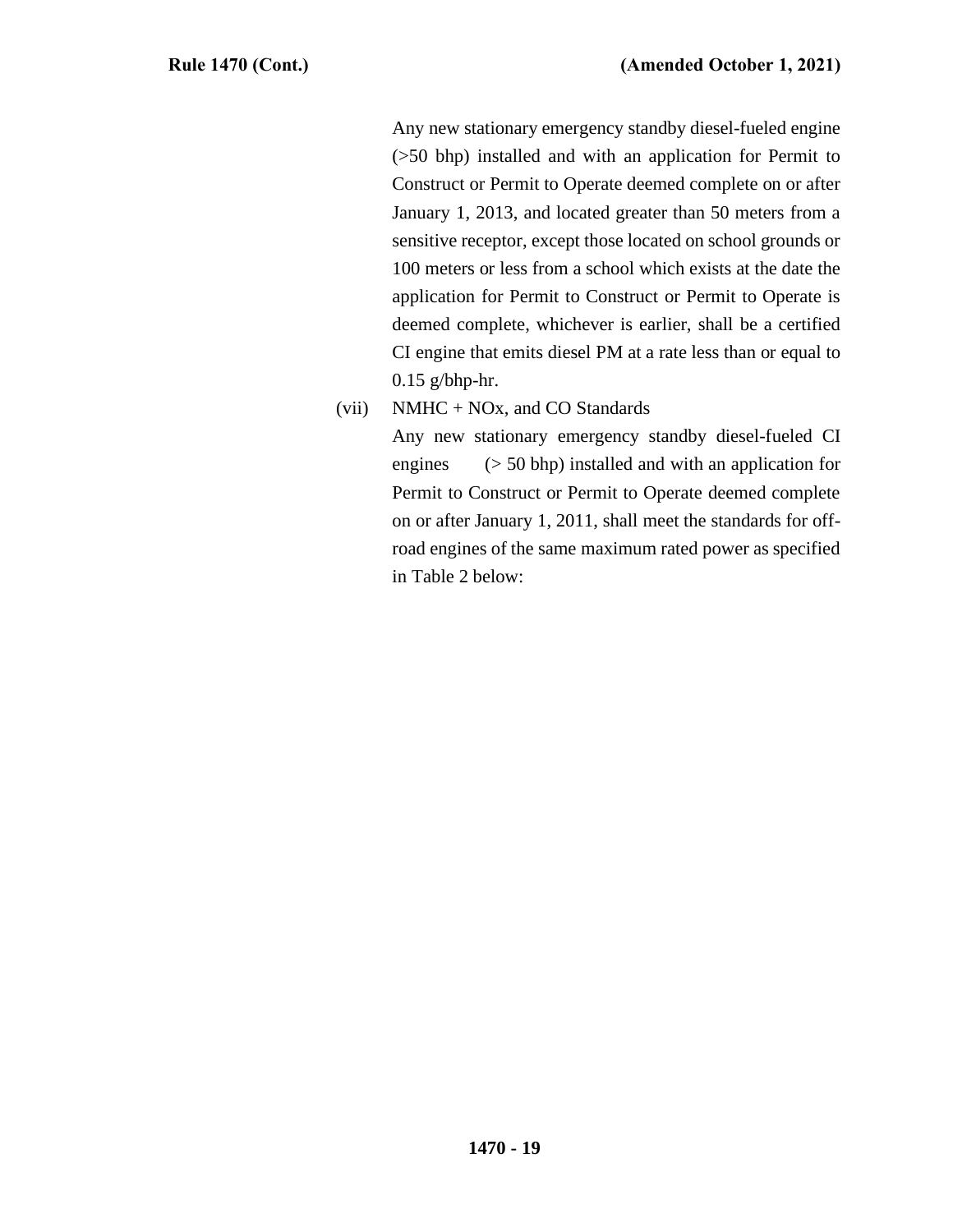Any new stationary emergency standby diesel-fueled engine (>50 bhp) installed and with an application for Permit to Construct or Permit to Operate deemed complete on or after January 1, 2013, and located greater than 50 meters from a sensitive receptor, except those located on school grounds or 100 meters or less from a school which exists at the date the application for Permit to Construct or Permit to Operate is deemed complete, whichever is earlier, shall be a certified CI engine that emits diesel PM at a rate less than or equal to 0.15 g/bhp-hr.

(vii) NMHC + NOx, and CO Standards

Any new stationary emergency standby diesel-fueled CI engines (> 50 bhp) installed and with an application for Permit to Construct or Permit to Operate deemed complete on or after January 1, 2011, shall meet the standards for off-road engines of the same maximum rated power as specified in Table 2 below: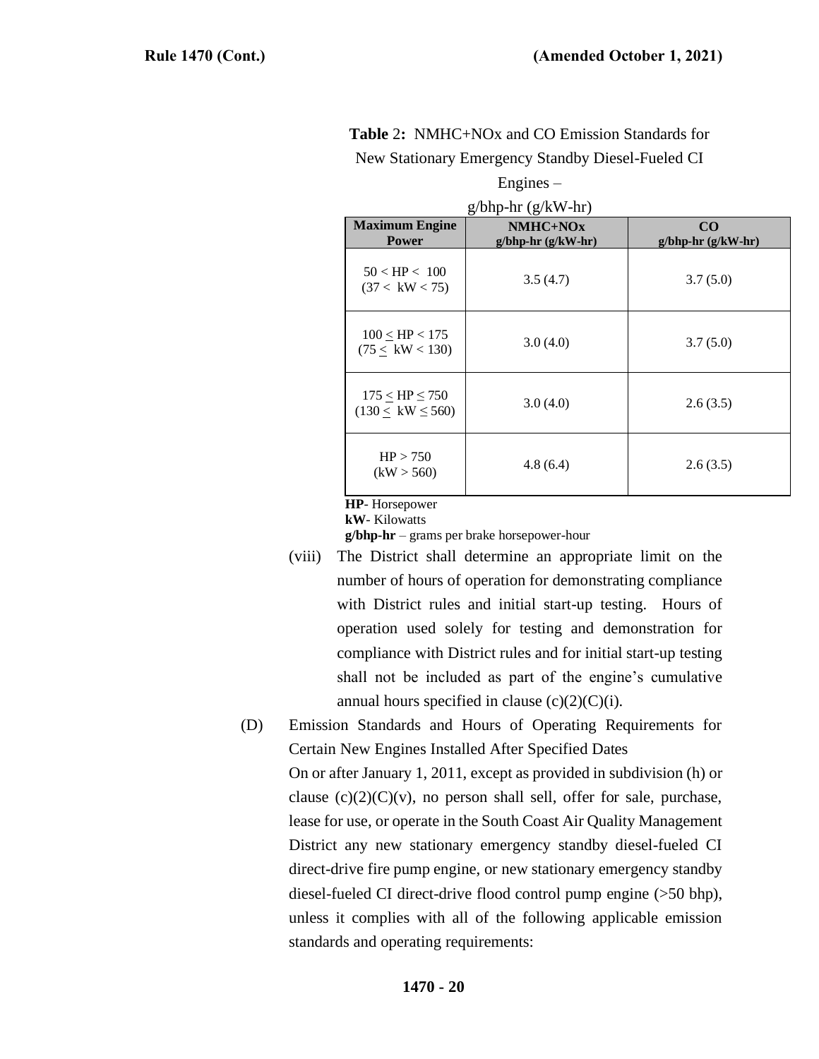**Table 2:** NMHC+NOx and CO Emission Standards for New Stationary Emergency Standby Diesel-Fueled CI Engines – g/bhp-hr (g/kW-hr)

| Maximum Engine Power | NMHC+NOx g/bhp-hr (g/kW-hr) | CO g/bhp-hr (g/kW-hr) |
|---|---|---|
| 50 < HP < 100 (37 < kW < 75) | 3.5 (4.7) | 3.7 (5.0) |
| 100 ≤ HP < 175 (75 ≤ kW < 130) | 3.0 (4.0) | 3.7 (5.0) |
| 175 ≤ HP ≤ 750 (130 ≤ kW ≤ 560) | 3.0 (4.0) | 2.6 (3.5) |
| HP > 750 (kW > 560) | 4.8 (6.4) | 2.6 (3.5) |

**HP**- Horsepower
**kW**- Kilowatts
**g/bhp-hr** – grams per brake horsepower-hour

(viii) The District shall determine an appropriate limit on the number of hours of operation for demonstrating compliance with District rules and initial start-up testing. Hours of operation used solely for testing and demonstration for compliance with District rules and for initial start-up testing shall not be included as part of the engine's cumulative annual hours specified in clause (c)(2)(C)(i).

(D) Emission Standards and Hours of Operating Requirements for Certain New Engines Installed After Specified Dates

On or after January 1, 2011, except as provided in subdivision (h) or clause (c)(2)(C)(v), no person shall sell, offer for sale, purchase, lease for use, or operate in the South Coast Air Quality Management District any new stationary emergency standby diesel-fueled CI direct-drive fire pump engine, or new stationary emergency standby diesel-fueled CI direct-drive flood control pump engine (>50 bhp), unless it complies with all of the following applicable emission standards and operating requirements: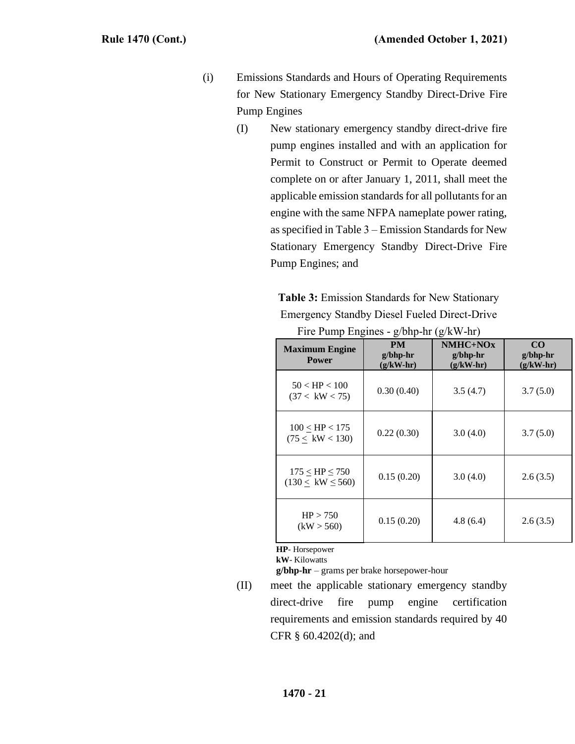(i) Emissions Standards and Hours of Operating Requirements for New Stationary Emergency Standby Direct-Drive Fire Pump Engines

(I) New stationary emergency standby direct-drive fire pump engines installed and with an application for Permit to Construct or Permit to Operate deemed complete on or after January 1, 2011, shall meet the applicable emission standards for all pollutants for an engine with the same NFPA nameplate power rating, as specified in Table 3 – Emission Standards for New Stationary Emergency Standby Direct-Drive Fire Pump Engines; and

**Table 3:** Emission Standards for New Stationary Emergency Standby Diesel Fueled Direct-Drive Fire Pump Engines - g/bhp-hr (g/kW-hr)

| Maximum Engine Power | PM g/bhp-hr (g/kW-hr) | NMHC+NOx g/bhp-hr (g/kW-hr) | CO g/bhp-hr (g/kW-hr) |
|---|---|---|---|
| 50 < HP < 100 (37 < kW < 75) | 0.30 (0.40) | 3.5 (4.7) | 3.7 (5.0) |
| 100 ≤ HP < 175 (75 ≤ kW < 130) | 0.22 (0.30) | 3.0 (4.0) | 3.7 (5.0) |
| 175 ≤ HP ≤ 750 (130 ≤ kW ≤ 560) | 0.15 (0.20) | 3.0 (4.0) | 2.6 (3.5) |
| HP > 750 (kW > 560) | 0.15 (0.20) | 4.8 (6.4) | 2.6 (3.5) |

**HP**- Horsepower
**kW**- Kilowatts
**g/bhp-hr** – grams per brake horsepower-hour

(II) meet the applicable stationary emergency standby direct-drive fire pump engine certification requirements and emission standards required by 40 CFR § 60.4202(d); and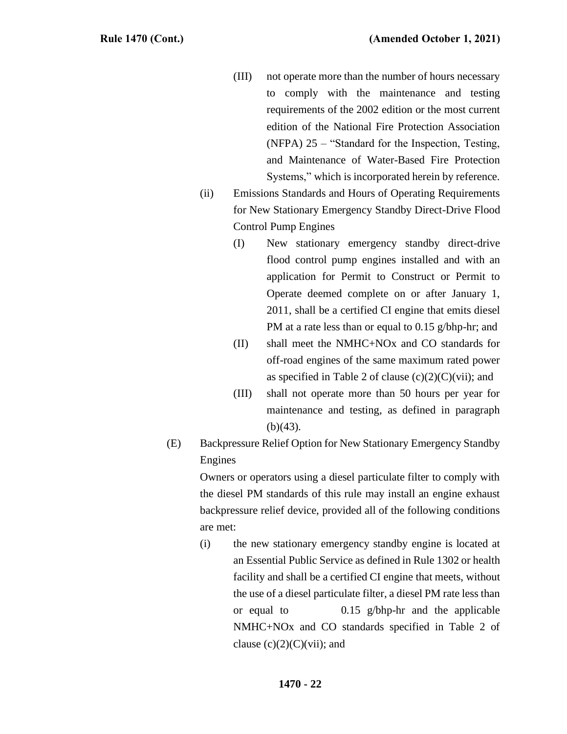(III) not operate more than the number of hours necessary to comply with the maintenance and testing requirements of the 2002 edition or the most current edition of the National Fire Protection Association (NFPA) 25 – "Standard for the Inspection, Testing, and Maintenance of Water-Based Fire Protection Systems," which is incorporated herein by reference.

(ii) Emissions Standards and Hours of Operating Requirements for New Stationary Emergency Standby Direct-Drive Flood Control Pump Engines

(I) New stationary emergency standby direct-drive flood control pump engines installed and with an application for Permit to Construct or Permit to Operate deemed complete on or after January 1, 2011, shall be a certified CI engine that emits diesel PM at a rate less than or equal to 0.15 g/bhp-hr; and

(II) shall meet the NMHC+NOx and CO standards for off-road engines of the same maximum rated power as specified in Table 2 of clause (c)(2)(C)(vii); and

(III) shall not operate more than 50 hours per year for maintenance and testing, as defined in paragraph (b)(43).

(E) Backpressure Relief Option for New Stationary Emergency Standby Engines

Owners or operators using a diesel particulate filter to comply with the diesel PM standards of this rule may install an engine exhaust backpressure relief device, provided all of the following conditions are met:

(i) the new stationary emergency standby engine is located at an Essential Public Service as defined in Rule 1302 or health facility and shall be a certified CI engine that meets, without the use of a diesel particulate filter, a diesel PM rate less than or equal to 0.15 g/bhp-hr and the applicable NMHC+NOx and CO standards specified in Table 2 of clause (c)(2)(C)(vii); and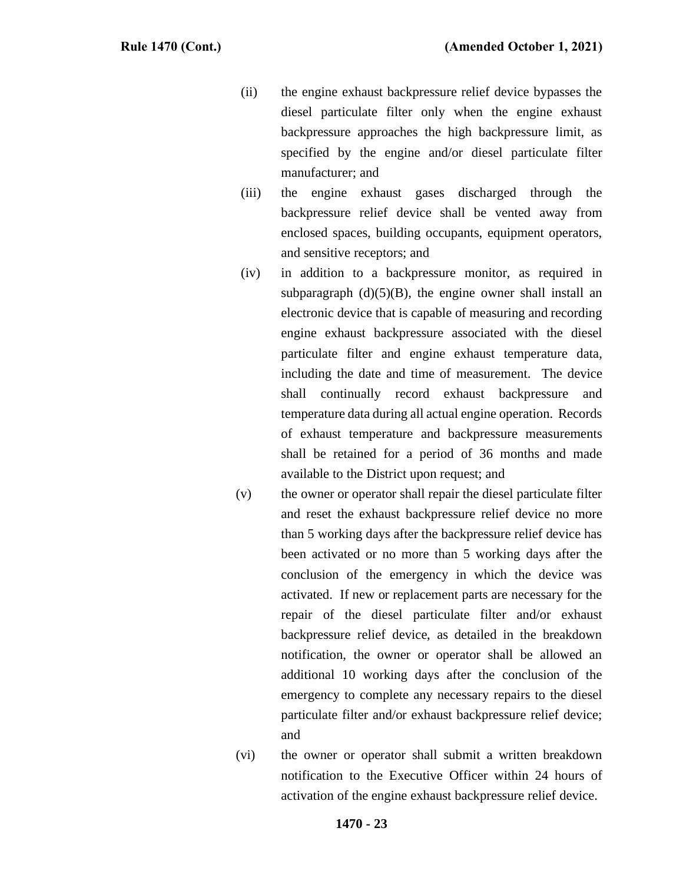(ii) the engine exhaust backpressure relief device bypasses the diesel particulate filter only when the engine exhaust backpressure approaches the high backpressure limit, as specified by the engine and/or diesel particulate filter manufacturer; and

(iii) the engine exhaust gases discharged through the backpressure relief device shall be vented away from enclosed spaces, building occupants, equipment operators, and sensitive receptors; and

(iv) in addition to a backpressure monitor, as required in subparagraph (d)(5)(B), the engine owner shall install an electronic device that is capable of measuring and recording engine exhaust backpressure associated with the diesel particulate filter and engine exhaust temperature data, including the date and time of measurement. The device shall continually record exhaust backpressure and temperature data during all actual engine operation. Records of exhaust temperature and backpressure measurements shall be retained for a period of 36 months and made available to the District upon request; and

(v) the owner or operator shall repair the diesel particulate filter and reset the exhaust backpressure relief device no more than 5 working days after the backpressure relief device has been activated or no more than 5 working days after the conclusion of the emergency in which the device was activated. If new or replacement parts are necessary for the repair of the diesel particulate filter and/or exhaust backpressure relief device, as detailed in the breakdown notification, the owner or operator shall be allowed an additional 10 working days after the conclusion of the emergency to complete any necessary repairs to the diesel particulate filter and/or exhaust backpressure relief device; and

(vi) the owner or operator shall submit a written breakdown notification to the Executive Officer within 24 hours of activation of the engine exhaust backpressure relief device.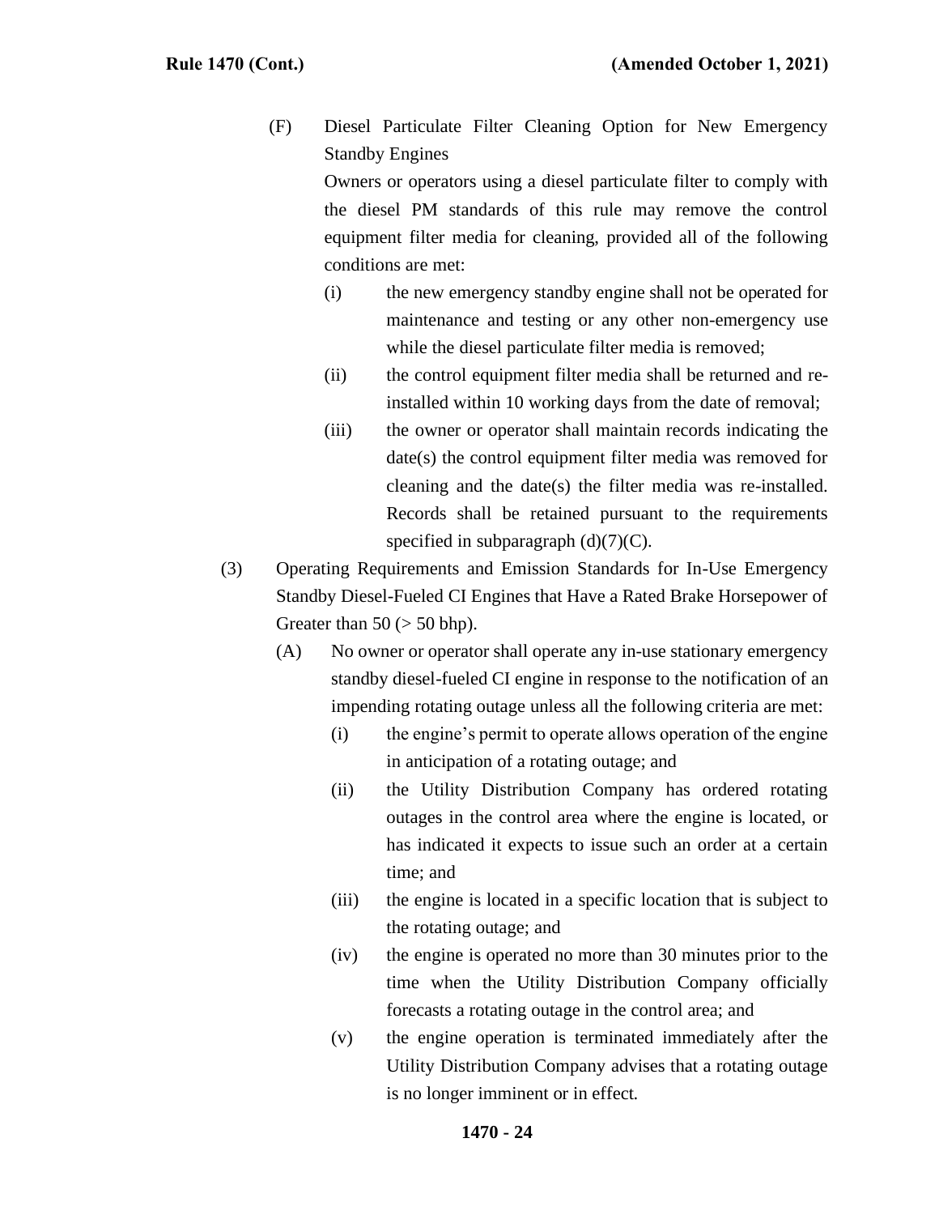(F) Diesel Particulate Filter Cleaning Option for New Emergency Standby Engines

Owners or operators using a diesel particulate filter to comply with the diesel PM standards of this rule may remove the control equipment filter media for cleaning, provided all of the following conditions are met:

(i) the new emergency standby engine shall not be operated for maintenance and testing or any other non-emergency use while the diesel particulate filter media is removed;

(ii) the control equipment filter media shall be returned and re-installed within 10 working days from the date of removal;

(iii) the owner or operator shall maintain records indicating the date(s) the control equipment filter media was removed for cleaning and the date(s) the filter media was re-installed. Records shall be retained pursuant to the requirements specified in subparagraph (d)(7)(C).

(3) Operating Requirements and Emission Standards for In-Use Emergency Standby Diesel-Fueled CI Engines that Have a Rated Brake Horsepower of Greater than 50 (> 50 bhp).

(A) No owner or operator shall operate any in-use stationary emergency standby diesel-fueled CI engine in response to the notification of an impending rotating outage unless all the following criteria are met:

(i) the engine's permit to operate allows operation of the engine in anticipation of a rotating outage; and

(ii) the Utility Distribution Company has ordered rotating outages in the control area where the engine is located, or has indicated it expects to issue such an order at a certain time; and

(iii) the engine is located in a specific location that is subject to the rotating outage; and

(iv) the engine is operated no more than 30 minutes prior to the time when the Utility Distribution Company officially forecasts a rotating outage in the control area; and

(v) the engine operation is terminated immediately after the Utility Distribution Company advises that a rotating outage is no longer imminent or in effect.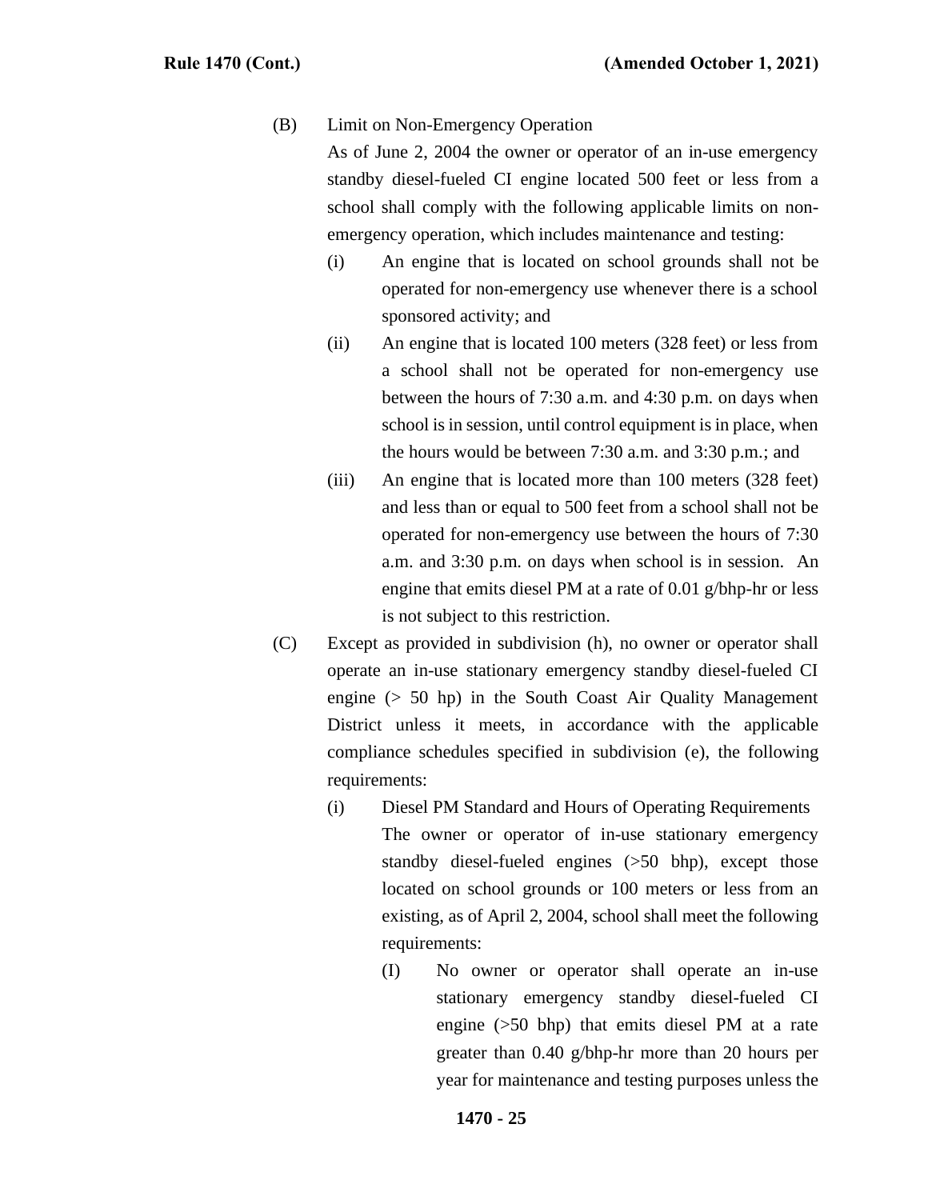(B) Limit on Non-Emergency Operation

As of June 2, 2004 the owner or operator of an in-use emergency standby diesel-fueled CI engine located 500 feet or less from a school shall comply with the following applicable limits on non-emergency operation, which includes maintenance and testing:

(i) An engine that is located on school grounds shall not be operated for non-emergency use whenever there is a school sponsored activity; and

(ii) An engine that is located 100 meters (328 feet) or less from a school shall not be operated for non-emergency use between the hours of 7:30 a.m. and 4:30 p.m. on days when school is in session, until control equipment is in place, when the hours would be between 7:30 a.m. and 3:30 p.m.; and

(iii) An engine that is located more than 100 meters (328 feet) and less than or equal to 500 feet from a school shall not be operated for non-emergency use between the hours of 7:30 a.m. and 3:30 p.m. on days when school is in session. An engine that emits diesel PM at a rate of 0.01 g/bhp-hr or less is not subject to this restriction.

(C) Except as provided in subdivision (h), no owner or operator shall operate an in-use stationary emergency standby diesel-fueled CI engine (> 50 hp) in the South Coast Air Quality Management District unless it meets, in accordance with the applicable compliance schedules specified in subdivision (e), the following requirements:

(i) Diesel PM Standard and Hours of Operating Requirements

The owner or operator of in-use stationary emergency standby diesel-fueled engines (>50 bhp), except those located on school grounds or 100 meters or less from an existing, as of April 2, 2004, school shall meet the following requirements:

(I) No owner or operator shall operate an in-use stationary emergency standby diesel-fueled CI engine (>50 bhp) that emits diesel PM at a rate greater than 0.40 g/bhp-hr more than 20 hours per year for maintenance and testing purposes unless the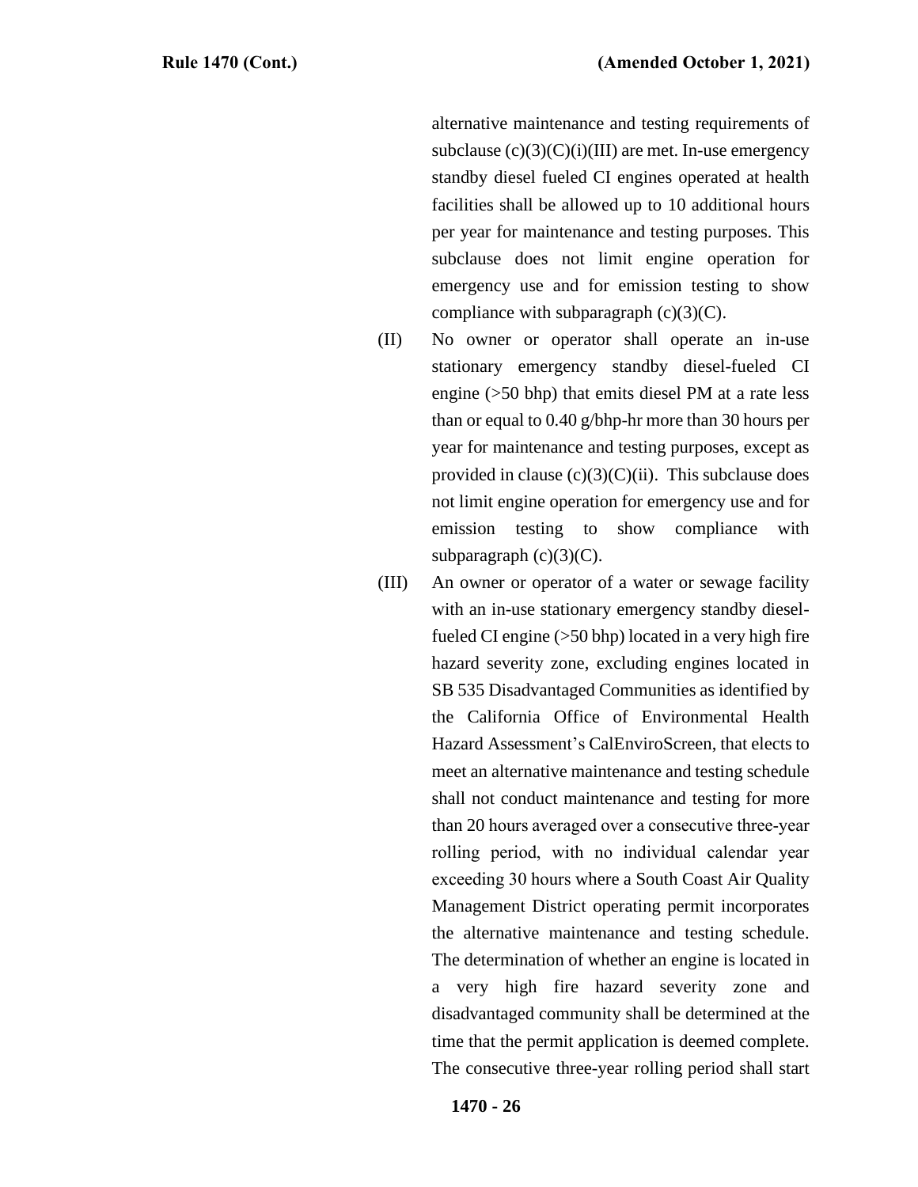alternative maintenance and testing requirements of subclause (c)(3)(C)(i)(III) are met. In-use emergency standby diesel fueled CI engines operated at health facilities shall be allowed up to 10 additional hours per year for maintenance and testing purposes. This subclause does not limit engine operation for emergency use and for emission testing to show compliance with subparagraph (c)(3)(C).

(II) No owner or operator shall operate an in-use stationary emergency standby diesel-fueled CI engine (>50 bhp) that emits diesel PM at a rate less than or equal to 0.40 g/bhp-hr more than 30 hours per year for maintenance and testing purposes, except as provided in clause (c)(3)(C)(ii). This subclause does not limit engine operation for emergency use and for emission testing to show compliance with subparagraph (c)(3)(C).

(III) An owner or operator of a water or sewage facility with an in-use stationary emergency standby diesel-fueled CI engine (>50 bhp) located in a very high fire hazard severity zone, excluding engines located in SB 535 Disadvantaged Communities as identified by the California Office of Environmental Health Hazard Assessment's CalEnviroScreen, that elects to meet an alternative maintenance and testing schedule shall not conduct maintenance and testing for more than 20 hours averaged over a consecutive three-year rolling period, with no individual calendar year exceeding 30 hours where a South Coast Air Quality Management District operating permit incorporates the alternative maintenance and testing schedule. The determination of whether an engine is located in a very high fire hazard severity zone and disadvantaged community shall be determined at the time that the permit application is deemed complete. The consecutive three-year rolling period shall start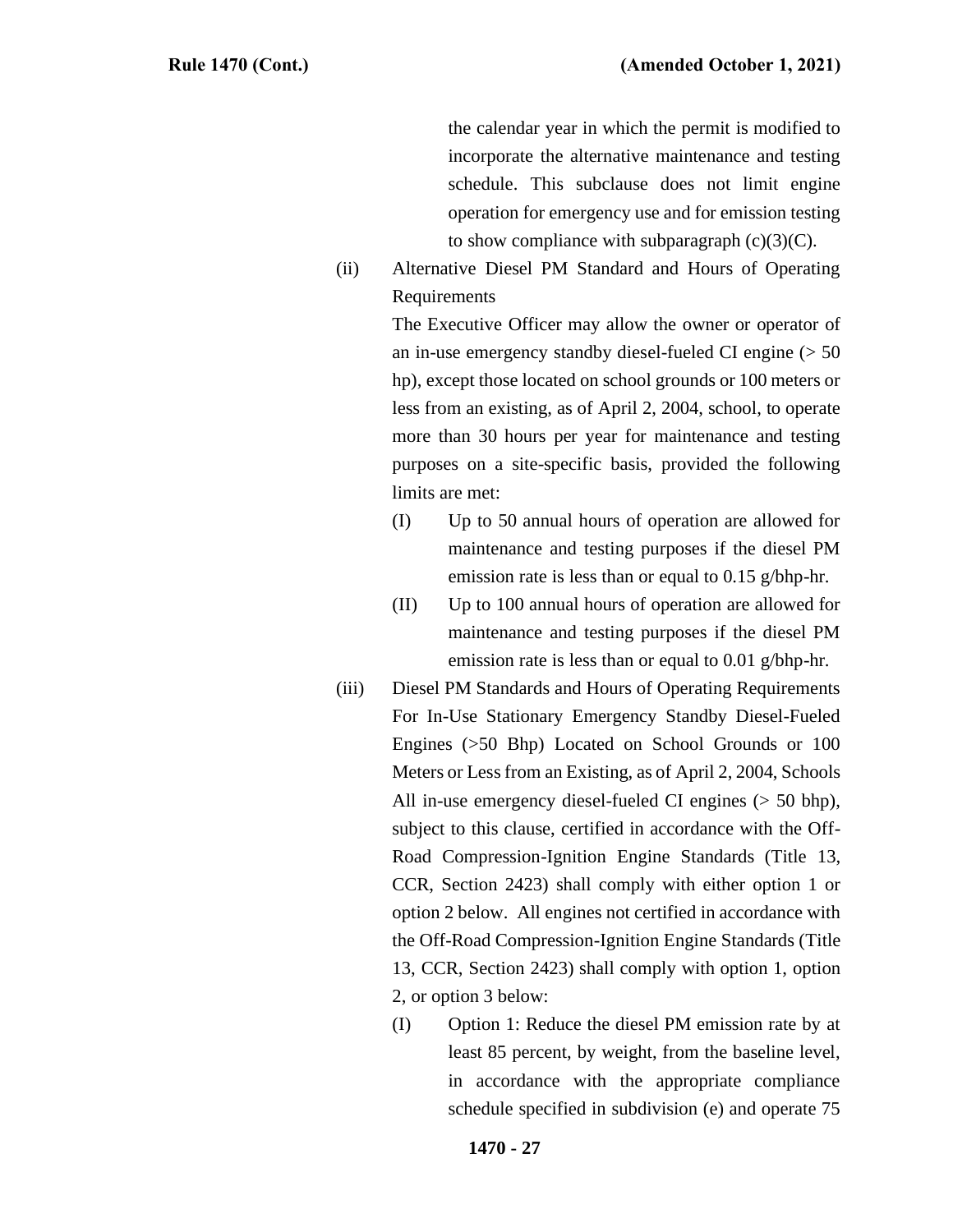the calendar year in which the permit is modified to incorporate the alternative maintenance and testing schedule. This subclause does not limit engine operation for emergency use and for emission testing to show compliance with subparagraph (c)(3)(C).

(ii) Alternative Diesel PM Standard and Hours of Operating Requirements

The Executive Officer may allow the owner or operator of an in-use emergency standby diesel-fueled CI engine (> 50 hp), except those located on school grounds or 100 meters or less from an existing, as of April 2, 2004, school, to operate more than 30 hours per year for maintenance and testing purposes on a site-specific basis, provided the following limits are met:

(I) Up to 50 annual hours of operation are allowed for maintenance and testing purposes if the diesel PM emission rate is less than or equal to 0.15 g/bhp-hr.

(II) Up to 100 annual hours of operation are allowed for maintenance and testing purposes if the diesel PM emission rate is less than or equal to 0.01 g/bhp-hr.

(iii) Diesel PM Standards and Hours of Operating Requirements For In-Use Stationary Emergency Standby Diesel-Fueled Engines (>50 Bhp) Located on School Grounds or 100 Meters or Less from an Existing, as of April 2, 2004, Schools

All in-use emergency diesel-fueled CI engines (> 50 bhp), subject to this clause, certified in accordance with the Off-Road Compression-Ignition Engine Standards (Title 13, CCR, Section 2423) shall comply with either option 1 or option 2 below. All engines not certified in accordance with the Off-Road Compression-Ignition Engine Standards (Title 13, CCR, Section 2423) shall comply with option 1, option 2, or option 3 below:

(I) Option 1: Reduce the diesel PM emission rate by at least 85 percent, by weight, from the baseline level, in accordance with the appropriate compliance schedule specified in subdivision (e) and operate 75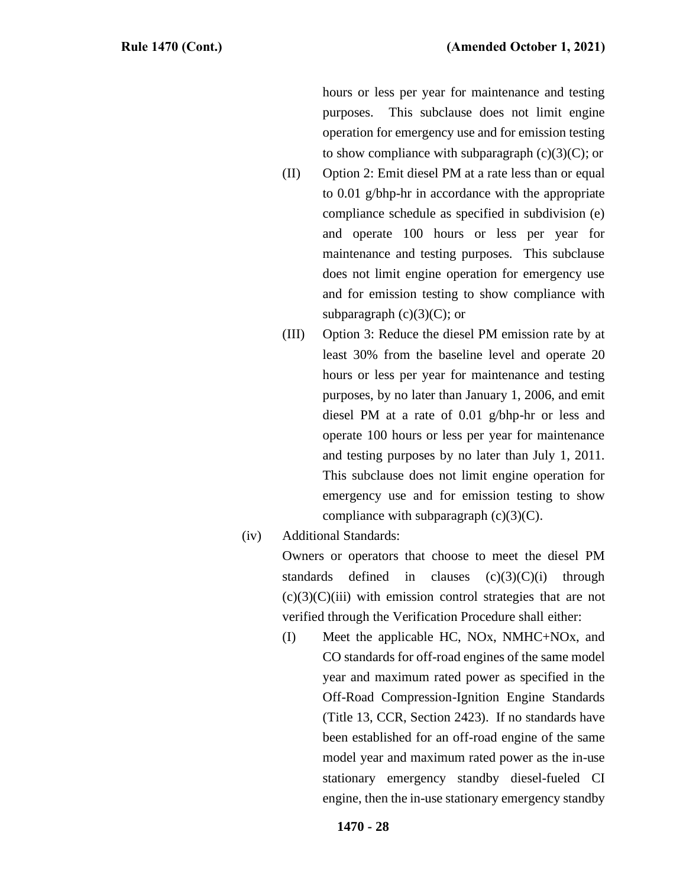hours or less per year for maintenance and testing purposes. This subclause does not limit engine operation for emergency use and for emission testing to show compliance with subparagraph (c)(3)(C); or

(II) Option 2: Emit diesel PM at a rate less than or equal to 0.01 g/bhp-hr in accordance with the appropriate compliance schedule as specified in subdivision (e) and operate 100 hours or less per year for maintenance and testing purposes. This subclause does not limit engine operation for emergency use and for emission testing to show compliance with subparagraph (c)(3)(C); or

(III) Option 3: Reduce the diesel PM emission rate by at least 30% from the baseline level and operate 20 hours or less per year for maintenance and testing purposes, by no later than January 1, 2006, and emit diesel PM at a rate of 0.01 g/bhp-hr or less and operate 100 hours or less per year for maintenance and testing purposes by no later than July 1, 2011. This subclause does not limit engine operation for emergency use and for emission testing to show compliance with subparagraph (c)(3)(C).

(iv) Additional Standards:

Owners or operators that choose to meet the diesel PM standards defined in clauses (c)(3)(C)(i) through (c)(3)(C)(iii) with emission control strategies that are not verified through the Verification Procedure shall either:

(I) Meet the applicable HC, NOx, NMHC+NOx, and CO standards for off-road engines of the same model year and maximum rated power as specified in the Off-Road Compression-Ignition Engine Standards (Title 13, CCR, Section 2423). If no standards have been established for an off-road engine of the same model year and maximum rated power as the in-use stationary emergency standby diesel-fueled CI engine, then the in-use stationary emergency standby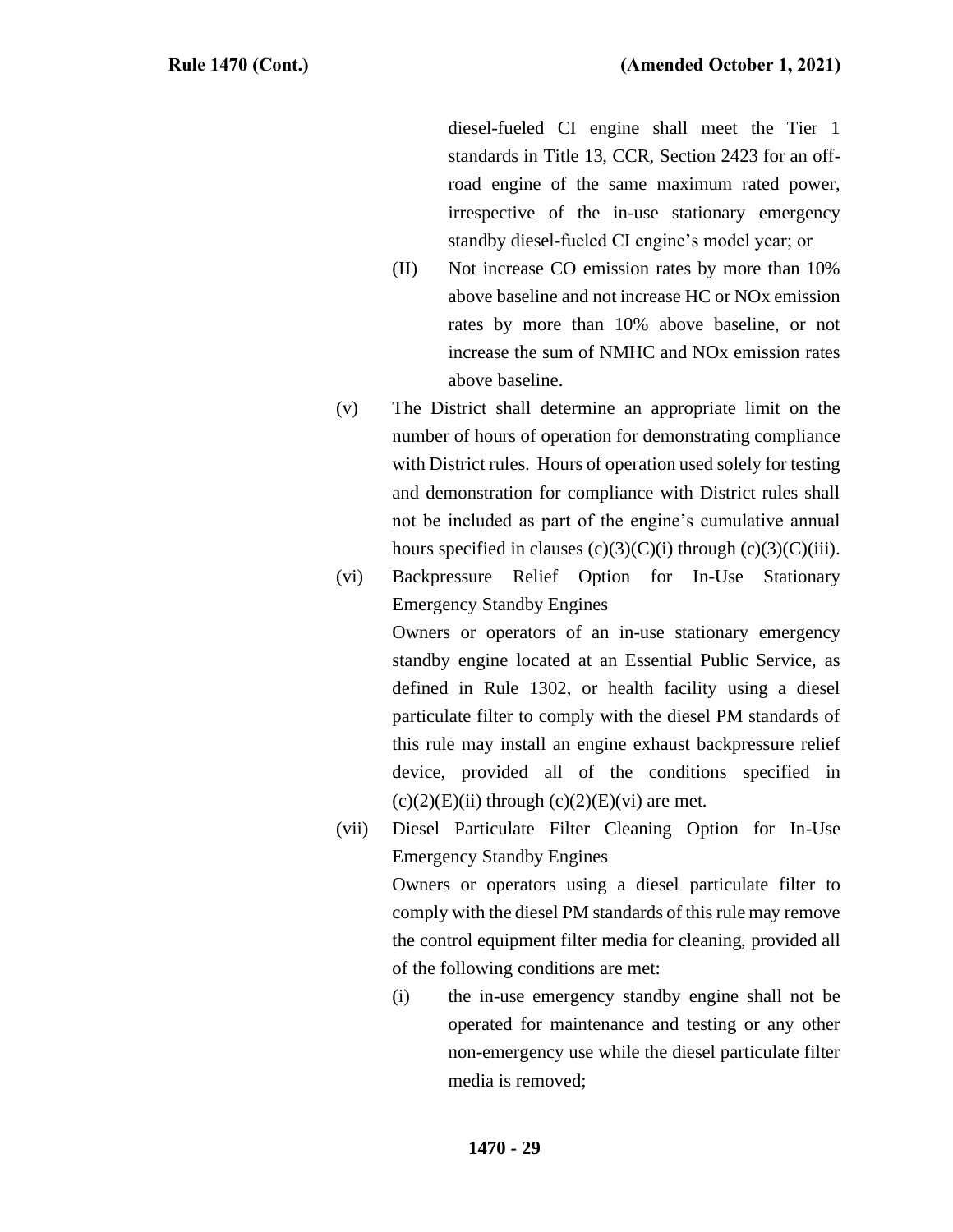diesel-fueled CI engine shall meet the Tier 1 standards in Title 13, CCR, Section 2423 for an off-road engine of the same maximum rated power, irrespective of the in-use stationary emergency standby diesel-fueled CI engine's model year; or

(II) Not increase CO emission rates by more than 10% above baseline and not increase HC or NOx emission rates by more than 10% above baseline, or not increase the sum of NMHC and NOx emission rates above baseline.

(v) The District shall determine an appropriate limit on the number of hours of operation for demonstrating compliance with District rules. Hours of operation used solely for testing and demonstration for compliance with District rules shall not be included as part of the engine's cumulative annual hours specified in clauses (c)(3)(C)(i) through (c)(3)(C)(iii).

(vi) Backpressure Relief Option for In-Use Stationary Emergency Standby Engines

Owners or operators of an in-use stationary emergency standby engine located at an Essential Public Service, as defined in Rule 1302, or health facility using a diesel particulate filter to comply with the diesel PM standards of this rule may install an engine exhaust backpressure relief device, provided all of the conditions specified in (c)(2)(E)(ii) through (c)(2)(E)(vi) are met.

(vii) Diesel Particulate Filter Cleaning Option for In-Use Emergency Standby Engines

Owners or operators using a diesel particulate filter to comply with the diesel PM standards of this rule may remove the control equipment filter media for cleaning, provided all of the following conditions are met:

(i) the in-use emergency standby engine shall not be operated for maintenance and testing or any other non-emergency use while the diesel particulate filter media is removed;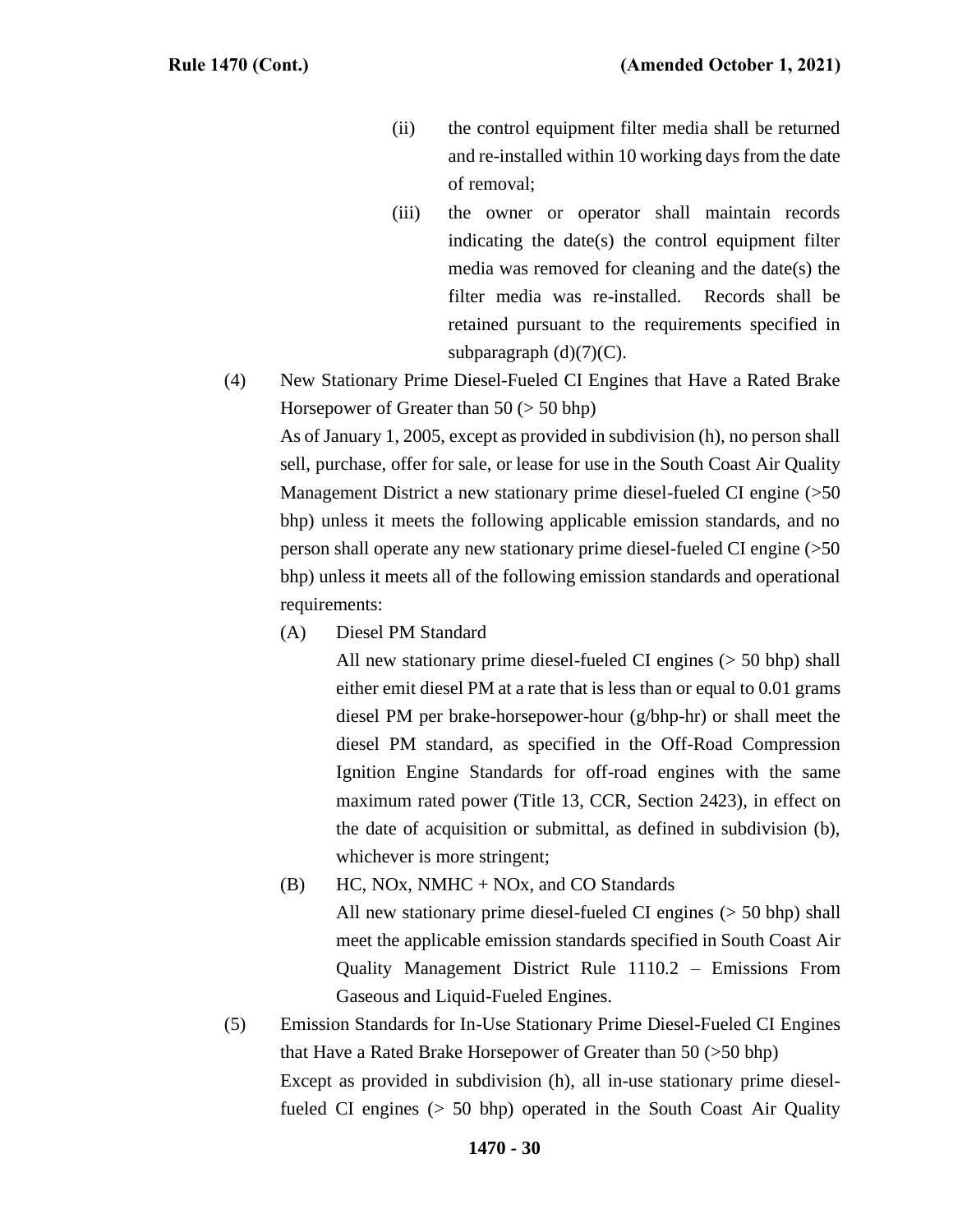(ii) the control equipment filter media shall be returned and re-installed within 10 working days from the date of removal;

(iii) the owner or operator shall maintain records indicating the date(s) the control equipment filter media was removed for cleaning and the date(s) the filter media was re-installed. Records shall be retained pursuant to the requirements specified in subparagraph (d)(7)(C).

(4) New Stationary Prime Diesel-Fueled CI Engines that Have a Rated Brake Horsepower of Greater than 50 (> 50 bhp)

As of January 1, 2005, except as provided in subdivision (h), no person shall sell, purchase, offer for sale, or lease for use in the South Coast Air Quality Management District a new stationary prime diesel-fueled CI engine (>50 bhp) unless it meets the following applicable emission standards, and no person shall operate any new stationary prime diesel-fueled CI engine (>50 bhp) unless it meets all of the following emission standards and operational requirements:

(A) Diesel PM Standard

All new stationary prime diesel-fueled CI engines (> 50 bhp) shall either emit diesel PM at a rate that is less than or equal to 0.01 grams diesel PM per brake-horsepower-hour (g/bhp-hr) or shall meet the diesel PM standard, as specified in the Off-Road Compression Ignition Engine Standards for off-road engines with the same maximum rated power (Title 13, CCR, Section 2423), in effect on the date of acquisition or submittal, as defined in subdivision (b), whichever is more stringent;

(B) HC, NOx, NMHC + NOx, and CO Standards

All new stationary prime diesel-fueled CI engines (> 50 bhp) shall meet the applicable emission standards specified in South Coast Air Quality Management District Rule 1110.2 – Emissions From Gaseous and Liquid-Fueled Engines.

(5) Emission Standards for In-Use Stationary Prime Diesel-Fueled CI Engines that Have a Rated Brake Horsepower of Greater than 50 (>50 bhp)

Except as provided in subdivision (h), all in-use stationary prime diesel-fueled CI engines (> 50 bhp) operated in the South Coast Air Quality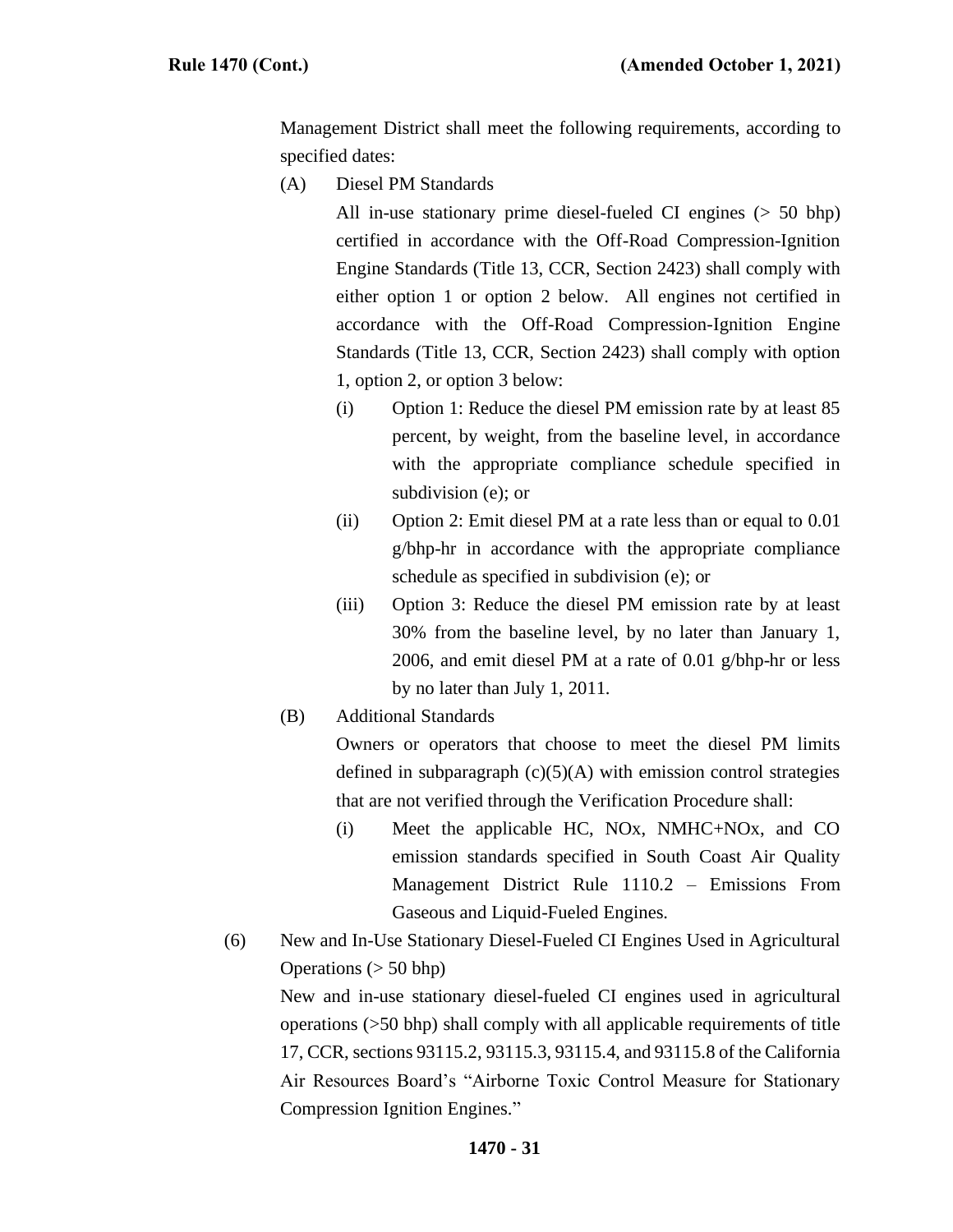Management District shall meet the following requirements, according to specified dates:

(A) Diesel PM Standards

All in-use stationary prime diesel-fueled CI engines (> 50 bhp) certified in accordance with the Off-Road Compression-Ignition Engine Standards (Title 13, CCR, Section 2423) shall comply with either option 1 or option 2 below. All engines not certified in accordance with the Off-Road Compression-Ignition Engine Standards (Title 13, CCR, Section 2423) shall comply with option 1, option 2, or option 3 below:

(i) Option 1: Reduce the diesel PM emission rate by at least 85 percent, by weight, from the baseline level, in accordance with the appropriate compliance schedule specified in subdivision (e); or

(ii) Option 2: Emit diesel PM at a rate less than or equal to 0.01 g/bhp-hr in accordance with the appropriate compliance schedule as specified in subdivision (e); or

(iii) Option 3: Reduce the diesel PM emission rate by at least 30% from the baseline level, by no later than January 1, 2006, and emit diesel PM at a rate of 0.01 g/bhp-hr or less by no later than July 1, 2011.

(B) Additional Standards

Owners or operators that choose to meet the diesel PM limits defined in subparagraph (c)(5)(A) with emission control strategies that are not verified through the Verification Procedure shall:

(i) Meet the applicable HC, NOx, NMHC+NOx, and CO emission standards specified in South Coast Air Quality Management District Rule 1110.2 – Emissions From Gaseous and Liquid-Fueled Engines.

(6) New and In-Use Stationary Diesel-Fueled CI Engines Used in Agricultural Operations (> 50 bhp)

New and in-use stationary diesel-fueled CI engines used in agricultural operations (>50 bhp) shall comply with all applicable requirements of title 17, CCR, sections 93115.2, 93115.3, 93115.4, and 93115.8 of the California Air Resources Board's "Airborne Toxic Control Measure for Stationary Compression Ignition Engines."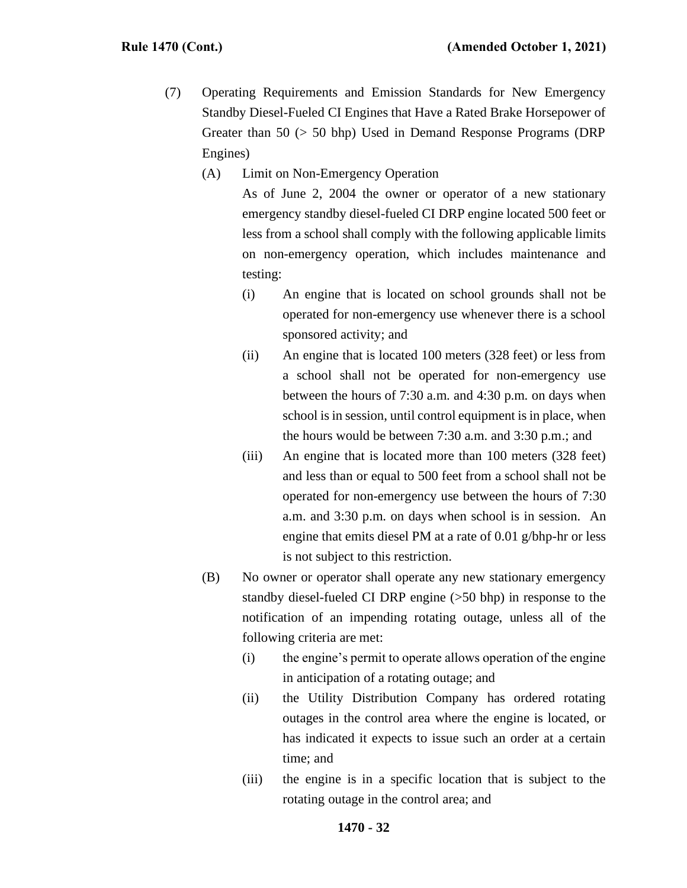(7) Operating Requirements and Emission Standards for New Emergency Standby Diesel-Fueled CI Engines that Have a Rated Brake Horsepower of Greater than 50 (> 50 bhp) Used in Demand Response Programs (DRP Engines)

   (A) Limit on Non-Emergency Operation

   As of June 2, 2004 the owner or operator of a new stationary emergency standby diesel-fueled CI DRP engine located 500 feet or less from a school shall comply with the following applicable limits on non-emergency operation, which includes maintenance and testing:

      (i) An engine that is located on school grounds shall not be operated for non-emergency use whenever there is a school sponsored activity; and

      (ii) An engine that is located 100 meters (328 feet) or less from a school shall not be operated for non-emergency use between the hours of 7:30 a.m. and 4:30 p.m. on days when school is in session, until control equipment is in place, when the hours would be between 7:30 a.m. and 3:30 p.m.; and

      (iii) An engine that is located more than 100 meters (328 feet) and less than or equal to 500 feet from a school shall not be operated for non-emergency use between the hours of 7:30 a.m. and 3:30 p.m. on days when school is in session. An engine that emits diesel PM at a rate of 0.01 g/bhp-hr or less is not subject to this restriction.

   (B) No owner or operator shall operate any new stationary emergency standby diesel-fueled CI DRP engine (>50 bhp) in response to the notification of an impending rotating outage, unless all of the following criteria are met:

      (i) the engine's permit to operate allows operation of the engine in anticipation of a rotating outage; and

      (ii) the Utility Distribution Company has ordered rotating outages in the control area where the engine is located, or has indicated it expects to issue such an order at a certain time; and

      (iii) the engine is in a specific location that is subject to the rotating outage in the control area; and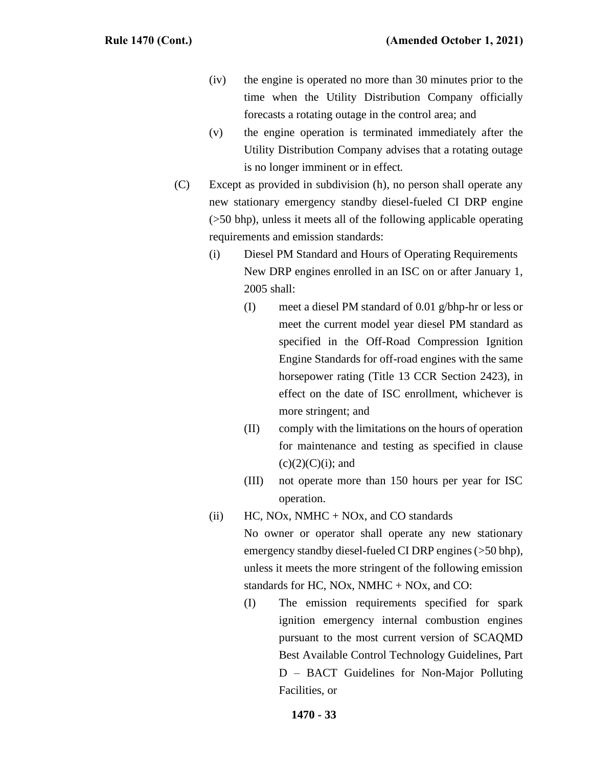(iv) the engine is operated no more than 30 minutes prior to the time when the Utility Distribution Company officially forecasts a rotating outage in the control area; and

(v) the engine operation is terminated immediately after the Utility Distribution Company advises that a rotating outage is no longer imminent or in effect.

(C) Except as provided in subdivision (h), no person shall operate any new stationary emergency standby diesel-fueled CI DRP engine (>50 bhp), unless it meets all of the following applicable operating requirements and emission standards:

(i) Diesel PM Standard and Hours of Operating Requirements
New DRP engines enrolled in an ISC on or after January 1, 2005 shall:

(I) meet a diesel PM standard of 0.01 g/bhp-hr or less or meet the current model year diesel PM standard as specified in the Off-Road Compression Ignition Engine Standards for off-road engines with the same horsepower rating (Title 13 CCR Section 2423), in effect on the date of ISC enrollment, whichever is more stringent; and

(II) comply with the limitations on the hours of operation for maintenance and testing as specified in clause (c)(2)(C)(i); and

(III) not operate more than 150 hours per year for ISC operation.

(ii) HC, NOx, NMHC + NOx, and CO standards
No owner or operator shall operate any new stationary emergency standby diesel-fueled CI DRP engines (>50 bhp), unless it meets the more stringent of the following emission standards for HC, NOx, NMHC + NOx, and CO:

(I) The emission requirements specified for spark ignition emergency internal combustion engines pursuant to the most current version of SCAQMD Best Available Control Technology Guidelines, Part D – BACT Guidelines for Non-Major Polluting Facilities, or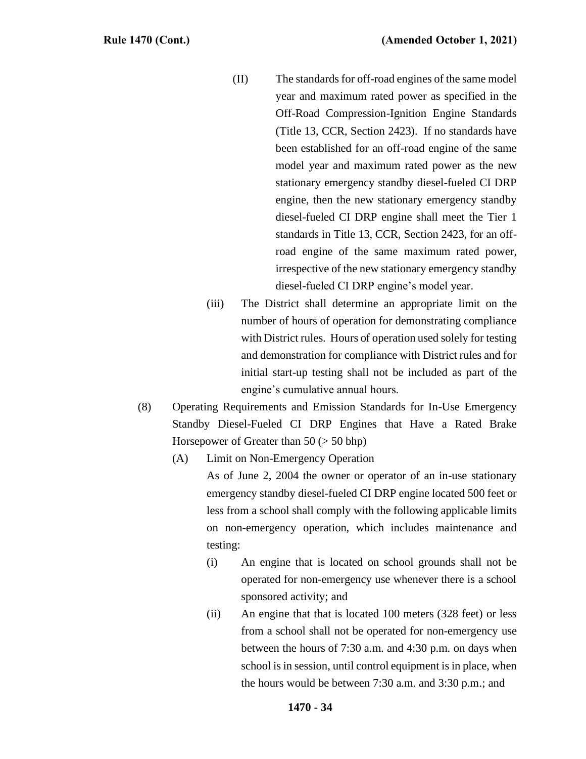(II) The standards for off-road engines of the same model year and maximum rated power as specified in the Off-Road Compression-Ignition Engine Standards (Title 13, CCR, Section 2423). If no standards have been established for an off-road engine of the same model year and maximum rated power as the new stationary emergency standby diesel-fueled CI DRP engine, then the new stationary emergency standby diesel-fueled CI DRP engine shall meet the Tier 1 standards in Title 13, CCR, Section 2423, for an off-road engine of the same maximum rated power, irrespective of the new stationary emergency standby diesel-fueled CI DRP engine's model year.

(iii) The District shall determine an appropriate limit on the number of hours of operation for demonstrating compliance with District rules. Hours of operation used solely for testing and demonstration for compliance with District rules and for initial start-up testing shall not be included as part of the engine's cumulative annual hours.

(8) Operating Requirements and Emission Standards for In-Use Emergency Standby Diesel-Fueled CI DRP Engines that Have a Rated Brake Horsepower of Greater than 50 (> 50 bhp)

(A) Limit on Non-Emergency Operation

As of June 2, 2004 the owner or operator of an in-use stationary emergency standby diesel-fueled CI DRP engine located 500 feet or less from a school shall comply with the following applicable limits on non-emergency operation, which includes maintenance and testing:

(i) An engine that is located on school grounds shall not be operated for non-emergency use whenever there is a school sponsored activity; and

(ii) An engine that that is located 100 meters (328 feet) or less from a school shall not be operated for non-emergency use between the hours of 7:30 a.m. and 4:30 p.m. on days when school is in session, until control equipment is in place, when the hours would be between 7:30 a.m. and 3:30 p.m.; and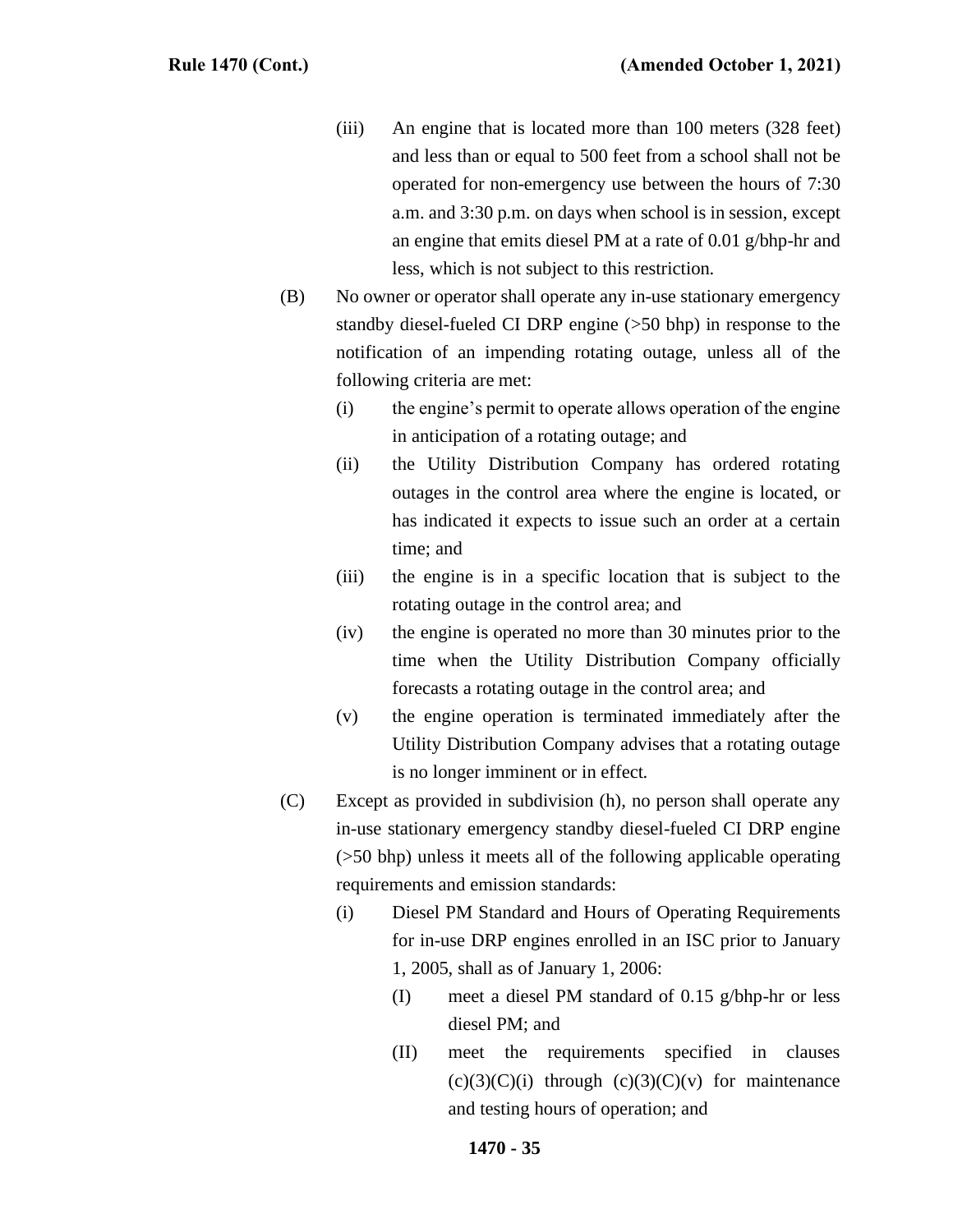(iii) An engine that is located more than 100 meters (328 feet) and less than or equal to 500 feet from a school shall not be operated for non-emergency use between the hours of 7:30 a.m. and 3:30 p.m. on days when school is in session, except an engine that emits diesel PM at a rate of 0.01 g/bhp-hr and less, which is not subject to this restriction.

(B) No owner or operator shall operate any in-use stationary emergency standby diesel-fueled CI DRP engine (>50 bhp) in response to the notification of an impending rotating outage, unless all of the following criteria are met:

(i) the engine's permit to operate allows operation of the engine in anticipation of a rotating outage; and

(ii) the Utility Distribution Company has ordered rotating outages in the control area where the engine is located, or has indicated it expects to issue such an order at a certain time; and

(iii) the engine is in a specific location that is subject to the rotating outage in the control area; and

(iv) the engine is operated no more than 30 minutes prior to the time when the Utility Distribution Company officially forecasts a rotating outage in the control area; and

(v) the engine operation is terminated immediately after the Utility Distribution Company advises that a rotating outage is no longer imminent or in effect.

(C) Except as provided in subdivision (h), no person shall operate any in-use stationary emergency standby diesel-fueled CI DRP engine (>50 bhp) unless it meets all of the following applicable operating requirements and emission standards:

(i) Diesel PM Standard and Hours of Operating Requirements for in-use DRP engines enrolled in an ISC prior to January 1, 2005, shall as of January 1, 2006:

(I) meet a diesel PM standard of 0.15 g/bhp-hr or less diesel PM; and

(II) meet the requirements specified in clauses (c)(3)(C)(i) through (c)(3)(C)(v) for maintenance and testing hours of operation; and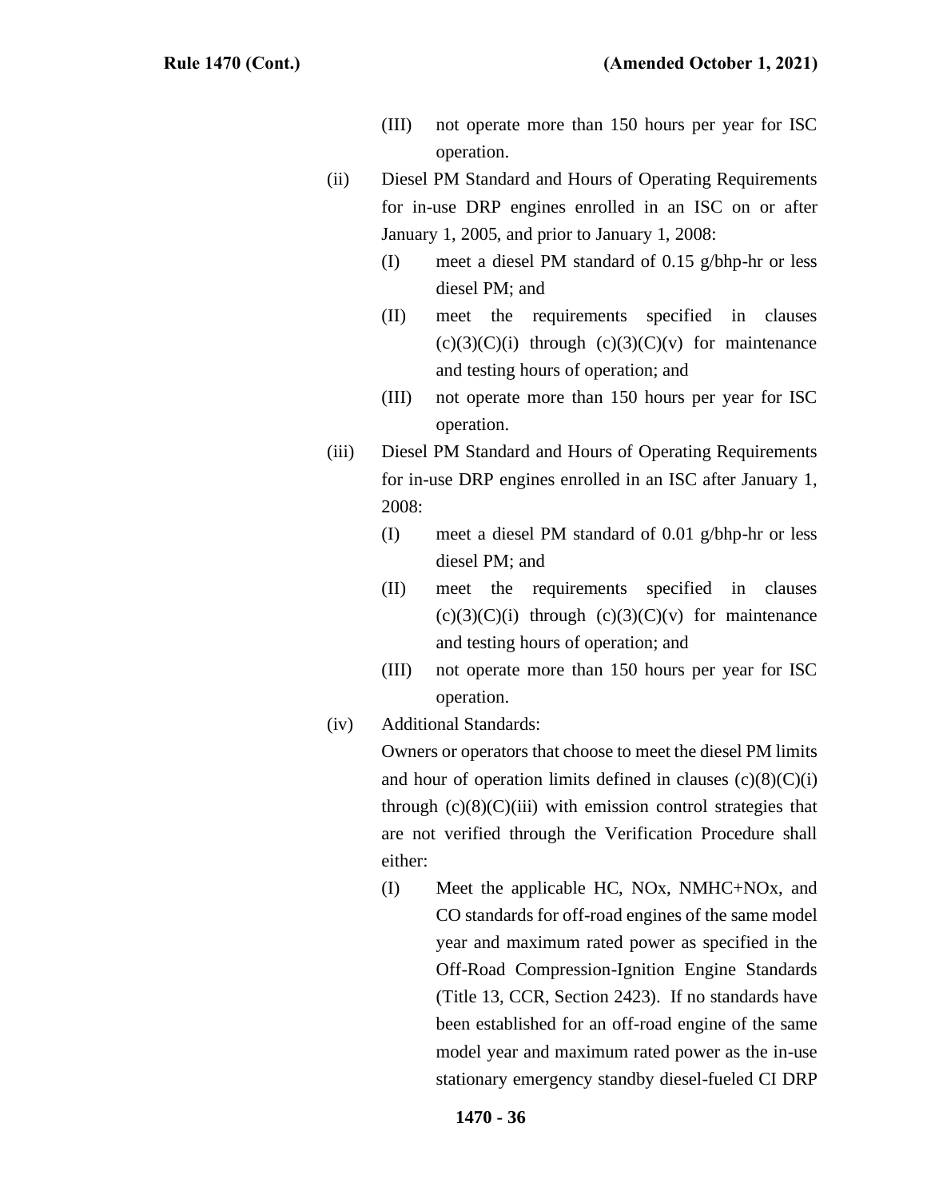(III) not operate more than 150 hours per year for ISC operation.

(ii) Diesel PM Standard and Hours of Operating Requirements for in-use DRP engines enrolled in an ISC on or after January 1, 2005, and prior to January 1, 2008:

(I) meet a diesel PM standard of 0.15 g/bhp-hr or less diesel PM; and

(II) meet the requirements specified in clauses (c)(3)(C)(i) through (c)(3)(C)(v) for maintenance and testing hours of operation; and

(III) not operate more than 150 hours per year for ISC operation.

(iii) Diesel PM Standard and Hours of Operating Requirements for in-use DRP engines enrolled in an ISC after January 1, 2008:

(I) meet a diesel PM standard of 0.01 g/bhp-hr or less diesel PM; and

(II) meet the requirements specified in clauses (c)(3)(C)(i) through (c)(3)(C)(v) for maintenance and testing hours of operation; and

(III) not operate more than 150 hours per year for ISC operation.

(iv) Additional Standards:

Owners or operators that choose to meet the diesel PM limits and hour of operation limits defined in clauses (c)(8)(C)(i) through (c)(8)(C)(iii) with emission control strategies that are not verified through the Verification Procedure shall either:

(I) Meet the applicable HC, NOx, NMHC+NOx, and CO standards for off-road engines of the same model year and maximum rated power as specified in the Off-Road Compression-Ignition Engine Standards (Title 13, CCR, Section 2423). If no standards have been established for an off-road engine of the same model year and maximum rated power as the in-use stationary emergency standby diesel-fueled CI DRP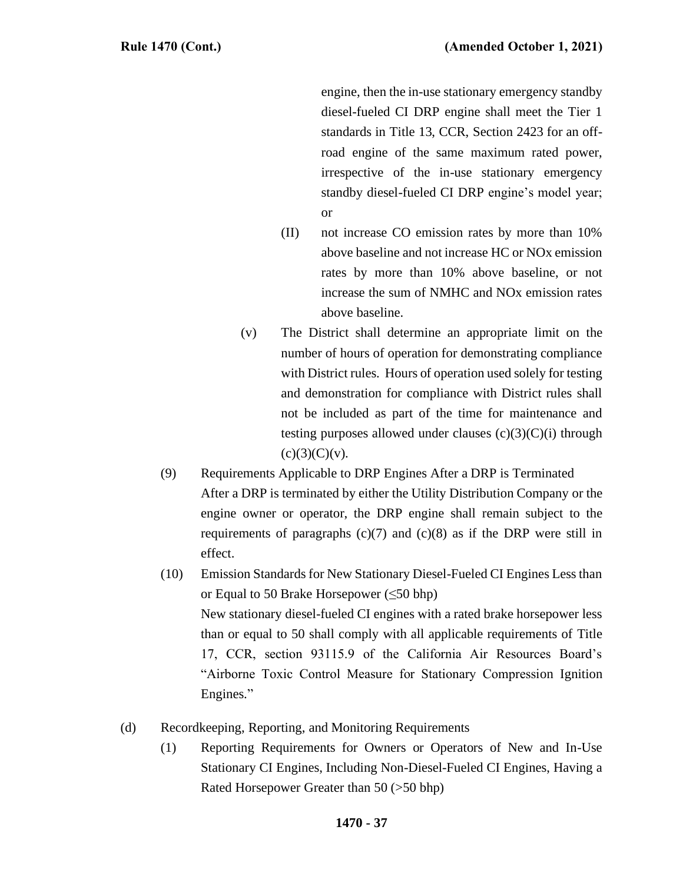engine, then the in-use stationary emergency standby diesel-fueled CI DRP engine shall meet the Tier 1 standards in Title 13, CCR, Section 2423 for an off-road engine of the same maximum rated power, irrespective of the in-use stationary emergency standby diesel-fueled CI DRP engine's model year; or

(II) not increase CO emission rates by more than 10% above baseline and not increase HC or NOx emission rates by more than 10% above baseline, or not increase the sum of NMHC and NOx emission rates above baseline.

(v) The District shall determine an appropriate limit on the number of hours of operation for demonstrating compliance with District rules. Hours of operation used solely for testing and demonstration for compliance with District rules shall not be included as part of the time for maintenance and testing purposes allowed under clauses (c)(3)(C)(i) through (c)(3)(C)(v).

(9) Requirements Applicable to DRP Engines After a DRP is Terminated

After a DRP is terminated by either the Utility Distribution Company or the engine owner or operator, the DRP engine shall remain subject to the requirements of paragraphs (c)(7) and (c)(8) as if the DRP were still in effect.

(10) Emission Standards for New Stationary Diesel-Fueled CI Engines Less than or Equal to 50 Brake Horsepower (≤50 bhp)

New stationary diesel-fueled CI engines with a rated brake horsepower less than or equal to 50 shall comply with all applicable requirements of Title 17, CCR, section 93115.9 of the California Air Resources Board's "Airborne Toxic Control Measure for Stationary Compression Ignition Engines."

(d) Recordkeeping, Reporting, and Monitoring Requirements

(1) Reporting Requirements for Owners or Operators of New and In-Use Stationary CI Engines, Including Non-Diesel-Fueled CI Engines, Having a Rated Horsepower Greater than 50 (>50 bhp)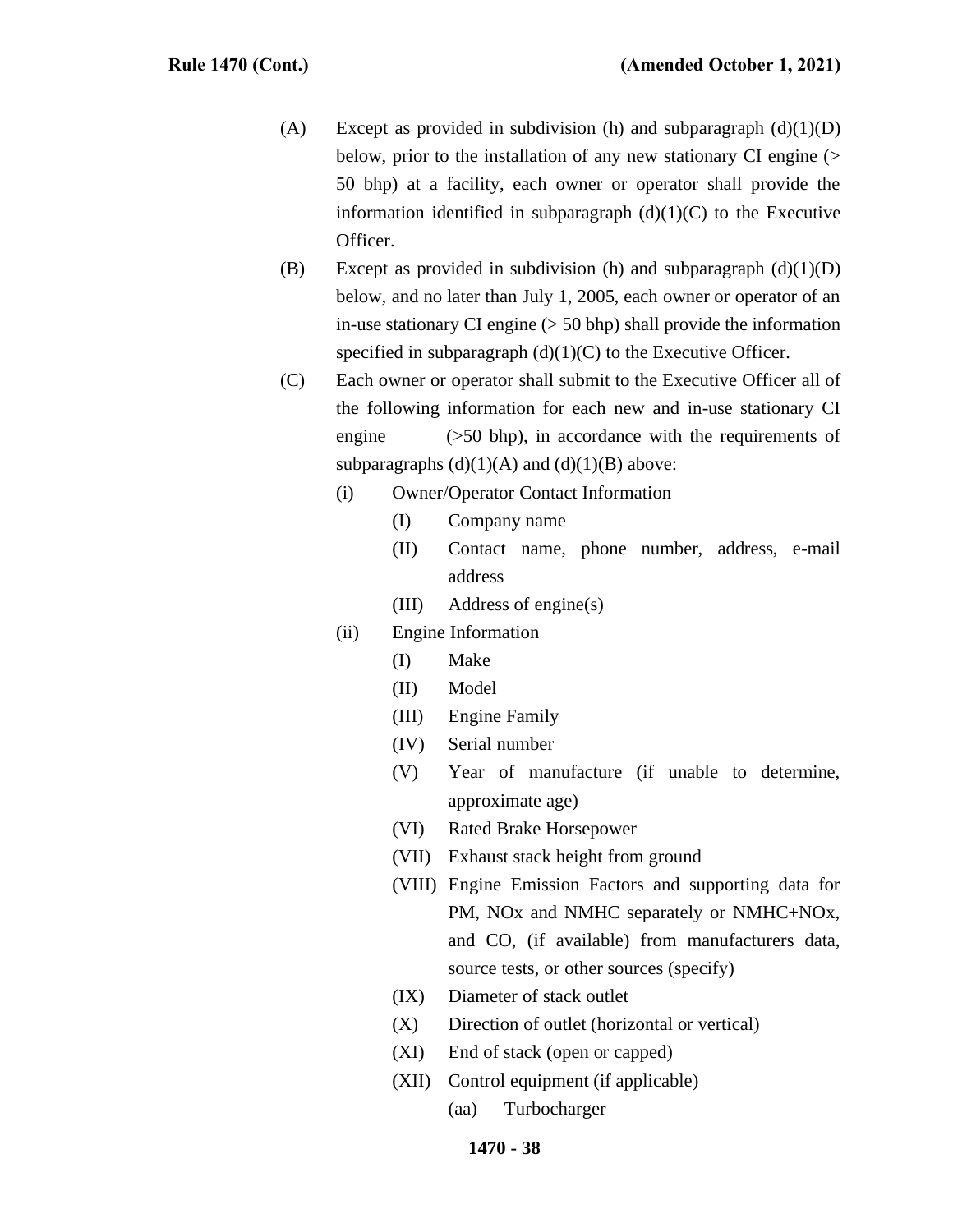(A) Except as provided in subdivision (h) and subparagraph (d)(1)(D) below, prior to the installation of any new stationary CI engine (> 50 bhp) at a facility, each owner or operator shall provide the information identified in subparagraph (d)(1)(C) to the Executive Officer.

(B) Except as provided in subdivision (h) and subparagraph (d)(1)(D) below, and no later than July 1, 2005, each owner or operator of an in-use stationary CI engine (> 50 bhp) shall provide the information specified in subparagraph (d)(1)(C) to the Executive Officer.

(C) Each owner or operator shall submit to the Executive Officer all of the following information for each new and in-use stationary CI engine (>50 bhp), in accordance with the requirements of subparagraphs (d)(1)(A) and (d)(1)(B) above:

- (i) Owner/Operator Contact Information
  - (I) Company name
  - (II) Contact name, phone number, address, e-mail address
  - (III) Address of engine(s)
- (ii) Engine Information
  - (I) Make
  - (II) Model
  - (III) Engine Family
  - (IV) Serial number
  - (V) Year of manufacture (if unable to determine, approximate age)
  - (VI) Rated Brake Horsepower
  - (VII) Exhaust stack height from ground
  - (VIII) Engine Emission Factors and supporting data for PM, NOx and NMHC separately or NMHC+NOx, and CO, (if available) from manufacturers data, source tests, or other sources (specify)
  - (IX) Diameter of stack outlet
  - (X) Direction of outlet (horizontal or vertical)
  - (XI) End of stack (open or capped)
  - (XII) Control equipment (if applicable)
    - (aa) Turbocharger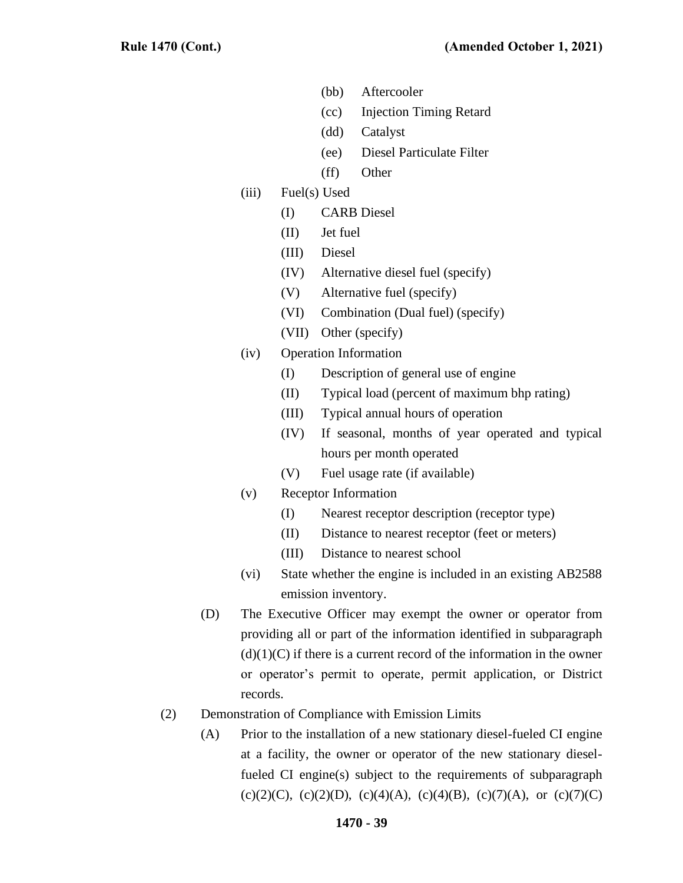(bb) Aftercooler

(cc) Injection Timing Retard

(dd) Catalyst

(ee) Diesel Particulate Filter

(ff) Other

(iii) Fuel(s) Used

(I) CARB Diesel

(II) Jet fuel

(III) Diesel

(IV) Alternative diesel fuel (specify)

(V) Alternative fuel (specify)

(VI) Combination (Dual fuel) (specify)

(VII) Other (specify)

(iv) Operation Information

(I) Description of general use of engine

(II) Typical load (percent of maximum bhp rating)

(III) Typical annual hours of operation

(IV) If seasonal, months of year operated and typical hours per month operated

(V) Fuel usage rate (if available)

(v) Receptor Information

(I) Nearest receptor description (receptor type)

(II) Distance to nearest receptor (feet or meters)

(III) Distance to nearest school

(vi) State whether the engine is included in an existing AB2588 emission inventory.

(D) The Executive Officer may exempt the owner or operator from providing all or part of the information identified in subparagraph (d)(1)(C) if there is a current record of the information in the owner or operator's permit to operate, permit application, or District records.

(2) Demonstration of Compliance with Emission Limits

(A) Prior to the installation of a new stationary diesel-fueled CI engine at a facility, the owner or operator of the new stationary diesel-fueled CI engine(s) subject to the requirements of subparagraph (c)(2)(C), (c)(2)(D), (c)(4)(A), (c)(4)(B), (c)(7)(A), or (c)(7)(C)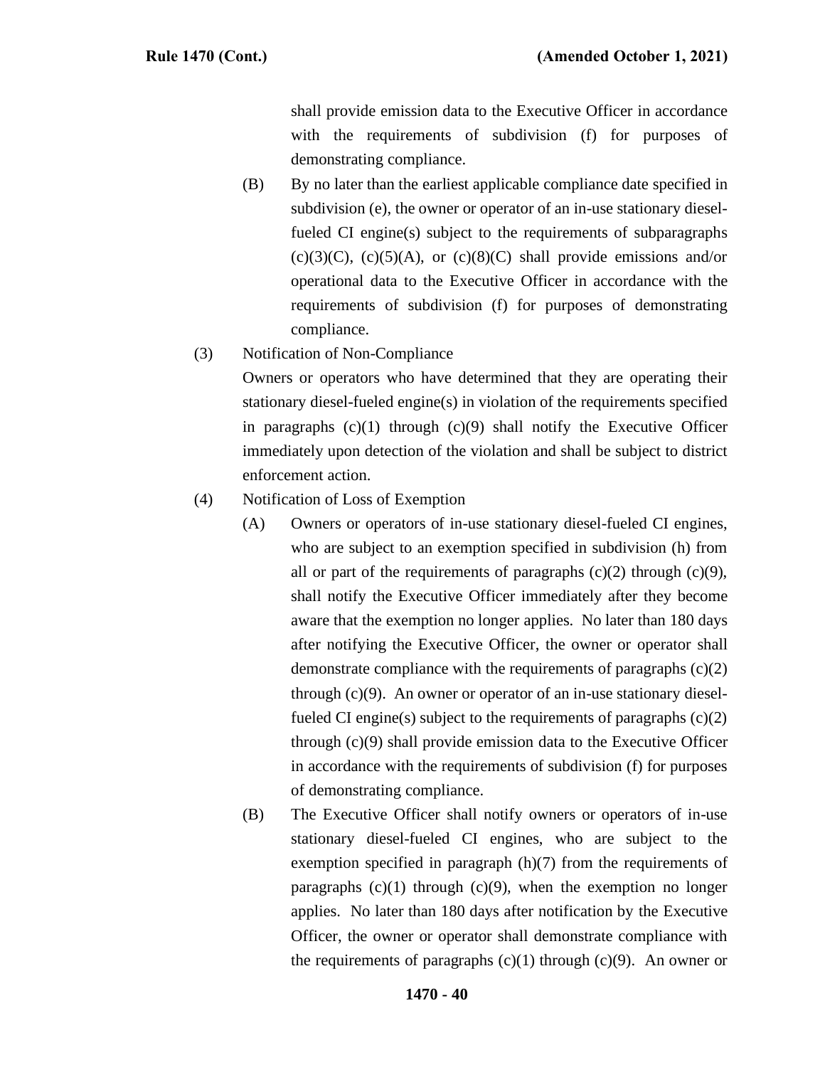shall provide emission data to the Executive Officer in accordance with the requirements of subdivision (f) for purposes of demonstrating compliance.

(B) By no later than the earliest applicable compliance date specified in subdivision (e), the owner or operator of an in-use stationary diesel-fueled CI engine(s) subject to the requirements of subparagraphs (c)(3)(C), (c)(5)(A), or (c)(8)(C) shall provide emissions and/or operational data to the Executive Officer in accordance with the requirements of subdivision (f) for purposes of demonstrating compliance.

(3) Notification of Non-Compliance

Owners or operators who have determined that they are operating their stationary diesel-fueled engine(s) in violation of the requirements specified in paragraphs (c)(1) through (c)(9) shall notify the Executive Officer immediately upon detection of the violation and shall be subject to district enforcement action.

(4) Notification of Loss of Exemption

(A) Owners or operators of in-use stationary diesel-fueled CI engines, who are subject to an exemption specified in subdivision (h) from all or part of the requirements of paragraphs (c)(2) through (c)(9), shall notify the Executive Officer immediately after they become aware that the exemption no longer applies. No later than 180 days after notifying the Executive Officer, the owner or operator shall demonstrate compliance with the requirements of paragraphs (c)(2) through (c)(9). An owner or operator of an in-use stationary diesel-fueled CI engine(s) subject to the requirements of paragraphs (c)(2) through (c)(9) shall provide emission data to the Executive Officer in accordance with the requirements of subdivision (f) for purposes of demonstrating compliance.

(B) The Executive Officer shall notify owners or operators of in-use stationary diesel-fueled CI engines, who are subject to the exemption specified in paragraph (h)(7) from the requirements of paragraphs (c)(1) through (c)(9), when the exemption no longer applies. No later than 180 days after notification by the Executive Officer, the owner or operator shall demonstrate compliance with the requirements of paragraphs (c)(1) through (c)(9). An owner or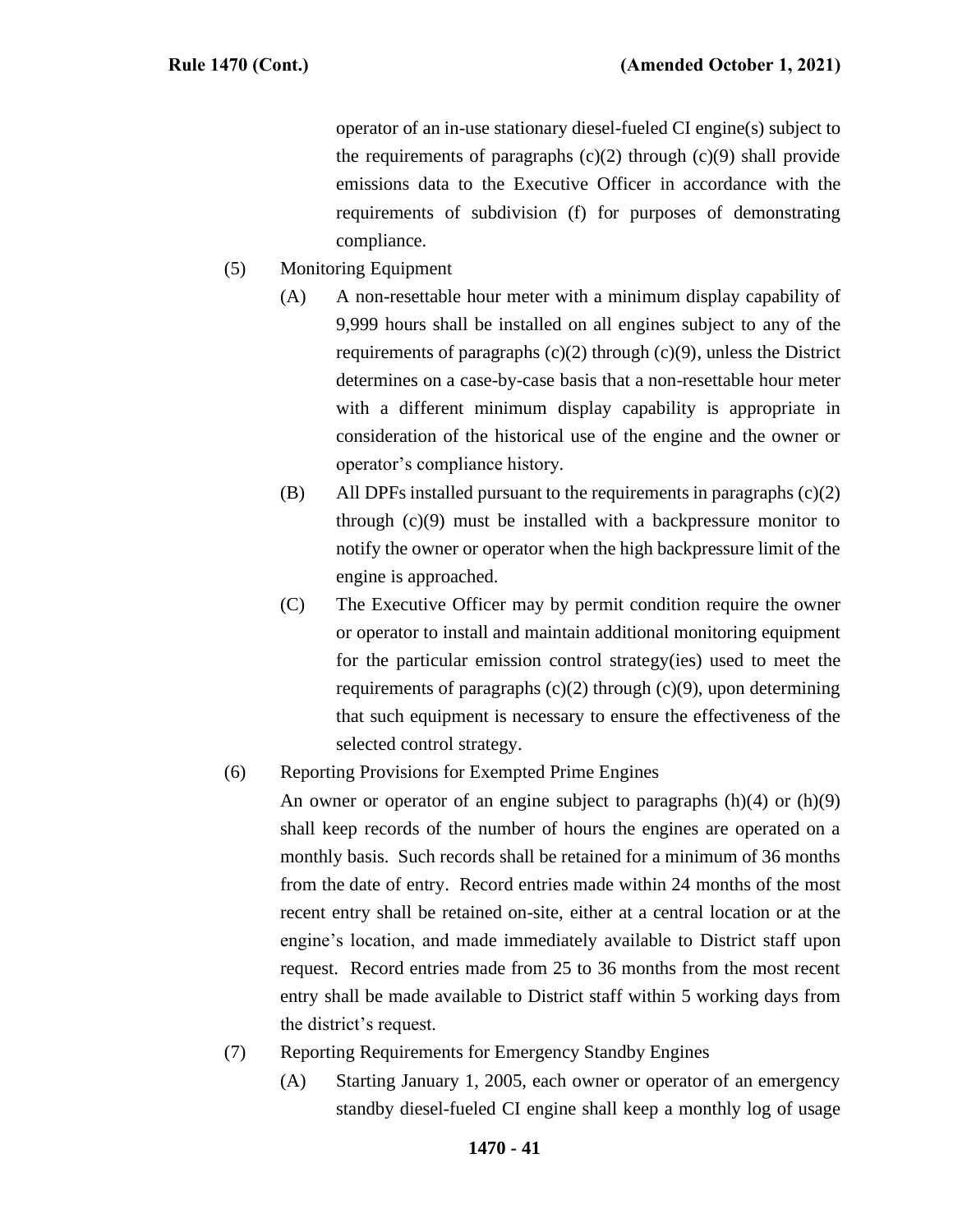operator of an in-use stationary diesel-fueled CI engine(s) subject to the requirements of paragraphs (c)(2) through (c)(9) shall provide emissions data to the Executive Officer in accordance with the requirements of subdivision (f) for purposes of demonstrating compliance.

(5) Monitoring Equipment

(A) A non-resettable hour meter with a minimum display capability of 9,999 hours shall be installed on all engines subject to any of the requirements of paragraphs (c)(2) through (c)(9), unless the District determines on a case-by-case basis that a non-resettable hour meter with a different minimum display capability is appropriate in consideration of the historical use of the engine and the owner or operator's compliance history.

(B) All DPFs installed pursuant to the requirements in paragraphs (c)(2) through (c)(9) must be installed with a backpressure monitor to notify the owner or operator when the high backpressure limit of the engine is approached.

(C) The Executive Officer may by permit condition require the owner or operator to install and maintain additional monitoring equipment for the particular emission control strategy(ies) used to meet the requirements of paragraphs (c)(2) through (c)(9), upon determining that such equipment is necessary to ensure the effectiveness of the selected control strategy.

(6) Reporting Provisions for Exempted Prime Engines

An owner or operator of an engine subject to paragraphs (h)(4) or (h)(9) shall keep records of the number of hours the engines are operated on a monthly basis. Such records shall be retained for a minimum of 36 months from the date of entry. Record entries made within 24 months of the most recent entry shall be retained on-site, either at a central location or at the engine's location, and made immediately available to District staff upon request. Record entries made from 25 to 36 months from the most recent entry shall be made available to District staff within 5 working days from the district's request.

(7) Reporting Requirements for Emergency Standby Engines

(A) Starting January 1, 2005, each owner or operator of an emergency standby diesel-fueled CI engine shall keep a monthly log of usage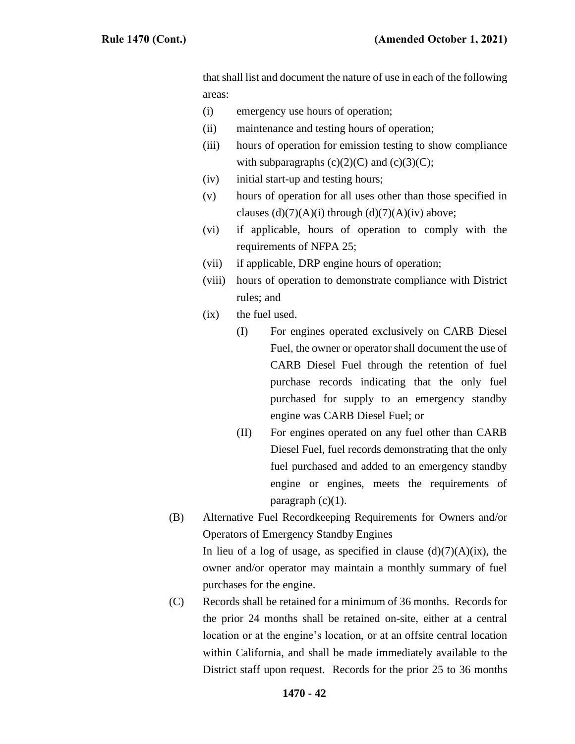that shall list and document the nature of use in each of the following areas:

- (i) emergency use hours of operation;
- (ii) maintenance and testing hours of operation;
- (iii) hours of operation for emission testing to show compliance with subparagraphs (c)(2)(C) and (c)(3)(C);
- (iv) initial start-up and testing hours;
- (v) hours of operation for all uses other than those specified in clauses (d)(7)(A)(i) through (d)(7)(A)(iv) above;
- (vi) if applicable, hours of operation to comply with the requirements of NFPA 25;
- (vii) if applicable, DRP engine hours of operation;
- (viii) hours of operation to demonstrate compliance with District rules; and
- (ix) the fuel used.
  - (I) For engines operated exclusively on CARB Diesel Fuel, the owner or operator shall document the use of CARB Diesel Fuel through the retention of fuel purchase records indicating that the only fuel purchased for supply to an emergency standby engine was CARB Diesel Fuel; or
  - (II) For engines operated on any fuel other than CARB Diesel Fuel, fuel records demonstrating that the only fuel purchased and added to an emergency standby engine or engines, meets the requirements of paragraph (c)(1).

(B) Alternative Fuel Recordkeeping Requirements for Owners and/or Operators of Emergency Standby Engines

In lieu of a log of usage, as specified in clause (d)(7)(A)(ix), the owner and/or operator may maintain a monthly summary of fuel purchases for the engine.

(C) Records shall be retained for a minimum of 36 months. Records for the prior 24 months shall be retained on-site, either at a central location or at the engine's location, or at an offsite central location within California, and shall be made immediately available to the District staff upon request. Records for the prior 25 to 36 months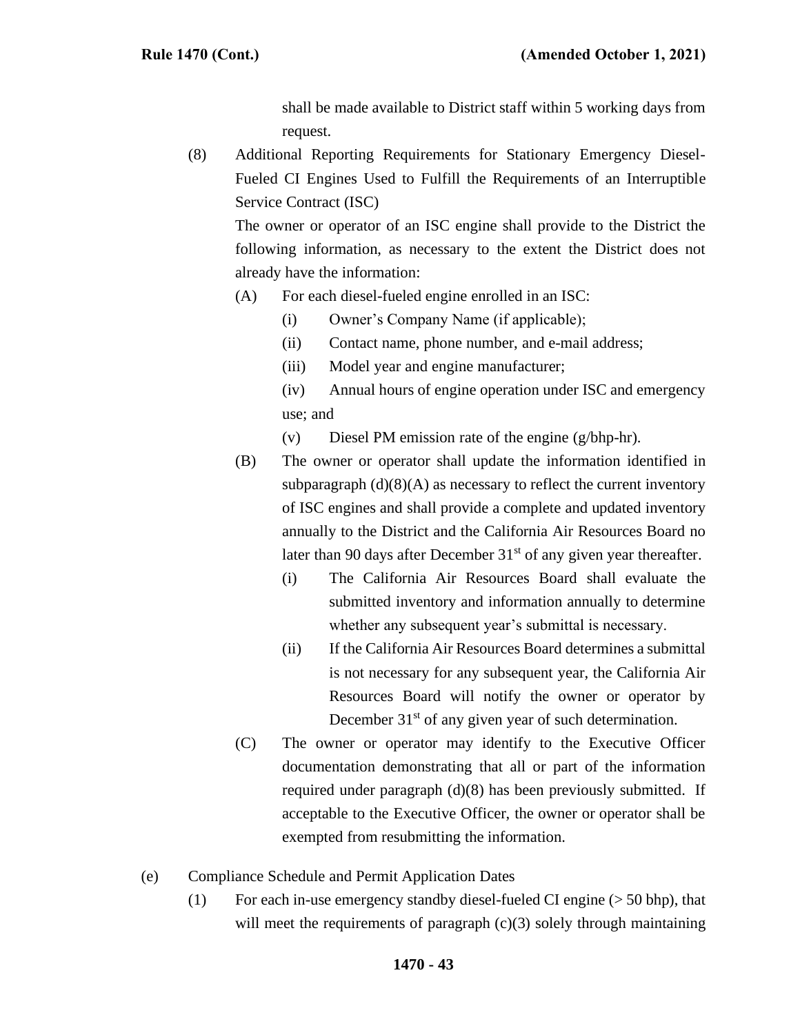shall be made available to District staff within 5 working days from request.

(8) Additional Reporting Requirements for Stationary Emergency Diesel-Fueled CI Engines Used to Fulfill the Requirements of an Interruptible Service Contract (ISC)

The owner or operator of an ISC engine shall provide to the District the following information, as necessary to the extent the District does not already have the information:

(A) For each diesel-fueled engine enrolled in an ISC:

(i) Owner's Company Name (if applicable);

(ii) Contact name, phone number, and e-mail address;

(iii) Model year and engine manufacturer;

(iv) Annual hours of engine operation under ISC and emergency use; and

(v) Diesel PM emission rate of the engine (g/bhp-hr).

(B) The owner or operator shall update the information identified in subparagraph (d)(8)(A) as necessary to reflect the current inventory of ISC engines and shall provide a complete and updated inventory annually to the District and the California Air Resources Board no later than 90 days after December 31st of any given year thereafter.

(i) The California Air Resources Board shall evaluate the submitted inventory and information annually to determine whether any subsequent year's submittal is necessary.

(ii) If the California Air Resources Board determines a submittal is not necessary for any subsequent year, the California Air Resources Board will notify the owner or operator by December 31st of any given year of such determination.

(C) The owner or operator may identify to the Executive Officer documentation demonstrating that all or part of the information required under paragraph (d)(8) has been previously submitted. If acceptable to the Executive Officer, the owner or operator shall be exempted from resubmitting the information.

(e) Compliance Schedule and Permit Application Dates

(1) For each in-use emergency standby diesel-fueled CI engine (> 50 bhp), that will meet the requirements of paragraph (c)(3) solely through maintaining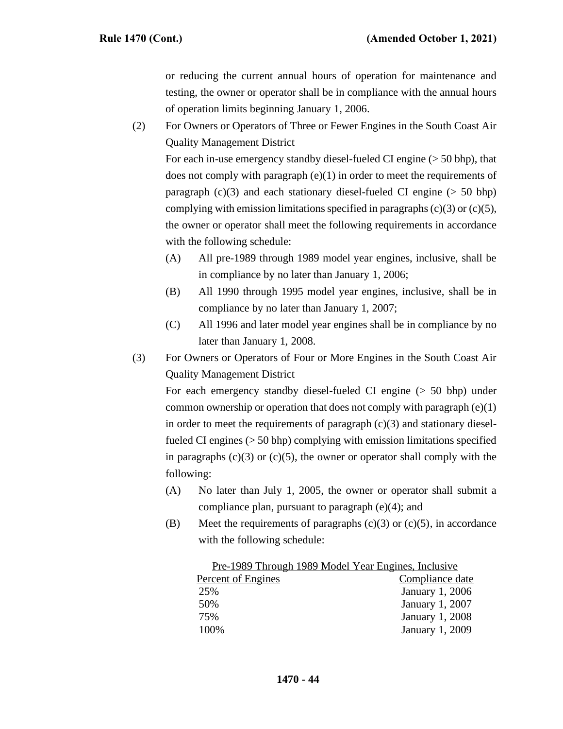or reducing the current annual hours of operation for maintenance and testing, the owner or operator shall be in compliance with the annual hours of operation limits beginning January 1, 2006.

(2) For Owners or Operators of Three or Fewer Engines in the South Coast Air Quality Management District

For each in-use emergency standby diesel-fueled CI engine (> 50 bhp), that does not comply with paragraph (e)(1) in order to meet the requirements of paragraph (c)(3) and each stationary diesel-fueled CI engine (> 50 bhp) complying with emission limitations specified in paragraphs (c)(3) or (c)(5), the owner or operator shall meet the following requirements in accordance with the following schedule:

(A) All pre-1989 through 1989 model year engines, inclusive, shall be in compliance by no later than January 1, 2006;

(B) All 1990 through 1995 model year engines, inclusive, shall be in compliance by no later than January 1, 2007;

(C) All 1996 and later model year engines shall be in compliance by no later than January 1, 2008.

(3) For Owners or Operators of Four or More Engines in the South Coast Air Quality Management District

For each emergency standby diesel-fueled CI engine (> 50 bhp) under common ownership or operation that does not comply with paragraph (e)(1) in order to meet the requirements of paragraph (c)(3) and stationary diesel-fueled CI engines (> 50 bhp) complying with emission limitations specified in paragraphs (c)(3) or (c)(5), the owner or operator shall comply with the following:

(A) No later than July 1, 2005, the owner or operator shall submit a compliance plan, pursuant to paragraph (e)(4); and

(B) Meet the requirements of paragraphs (c)(3) or (c)(5), in accordance with the following schedule:

Pre-1989 Through 1989 Model Year Engines, Inclusive

| Percent of Engines | Compliance date |
|---|---|
| 25% | January 1, 2006 |
| 50% | January 1, 2007 |
| 75% | January 1, 2008 |
| 100% | January 1, 2009 |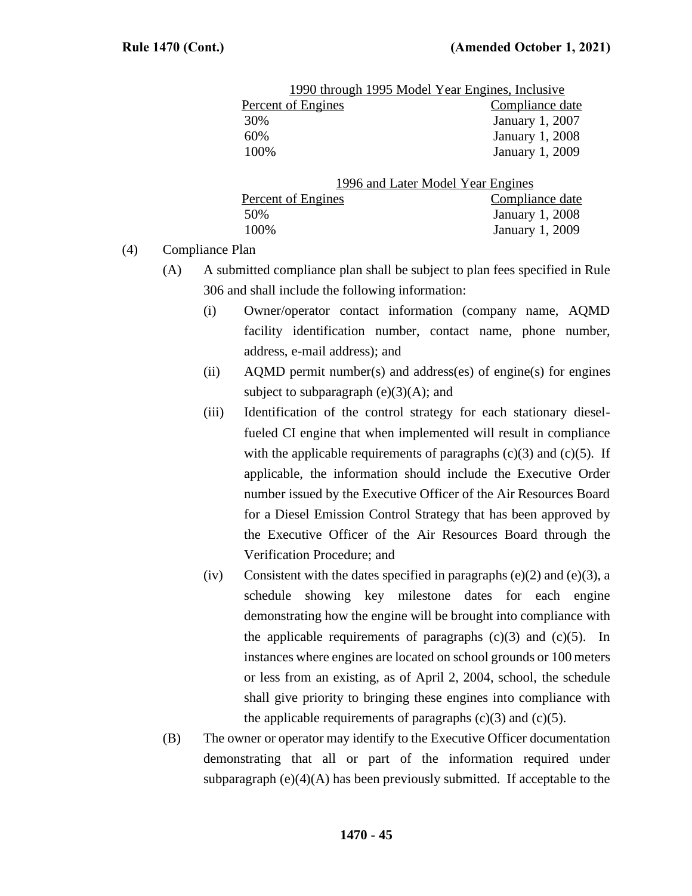| 1990 through 1995 Model Year Engines, Inclusive | |
|---|---|
| Percent of Engines | Compliance date |
| 30% | January 1, 2007 |
| 60% | January 1, 2008 |
| 100% | January 1, 2009 |

| 1996 and Later Model Year Engines | |
|---|---|
| Percent of Engines | Compliance date |
| 50% | January 1, 2008 |
| 100% | January 1, 2009 |

(4) Compliance Plan

(A) A submitted compliance plan shall be subject to plan fees specified in Rule 306 and shall include the following information:

(i) Owner/operator contact information (company name, AQMD facility identification number, contact name, phone number, address, e-mail address); and

(ii) AQMD permit number(s) and address(es) of engine(s) for engines subject to subparagraph (e)(3)(A); and

(iii) Identification of the control strategy for each stationary diesel-fueled CI engine that when implemented will result in compliance with the applicable requirements of paragraphs (c)(3) and (c)(5). If applicable, the information should include the Executive Order number issued by the Executive Officer of the Air Resources Board for a Diesel Emission Control Strategy that has been approved by the Executive Officer of the Air Resources Board through the Verification Procedure; and

(iv) Consistent with the dates specified in paragraphs (e)(2) and (e)(3), a schedule showing key milestone dates for each engine demonstrating how the engine will be brought into compliance with the applicable requirements of paragraphs (c)(3) and (c)(5). In instances where engines are located on school grounds or 100 meters or less from an existing, as of April 2, 2004, school, the schedule shall give priority to bringing these engines into compliance with the applicable requirements of paragraphs (c)(3) and (c)(5).

(B) The owner or operator may identify to the Executive Officer documentation demonstrating that all or part of the information required under subparagraph (e)(4)(A) has been previously submitted. If acceptable to the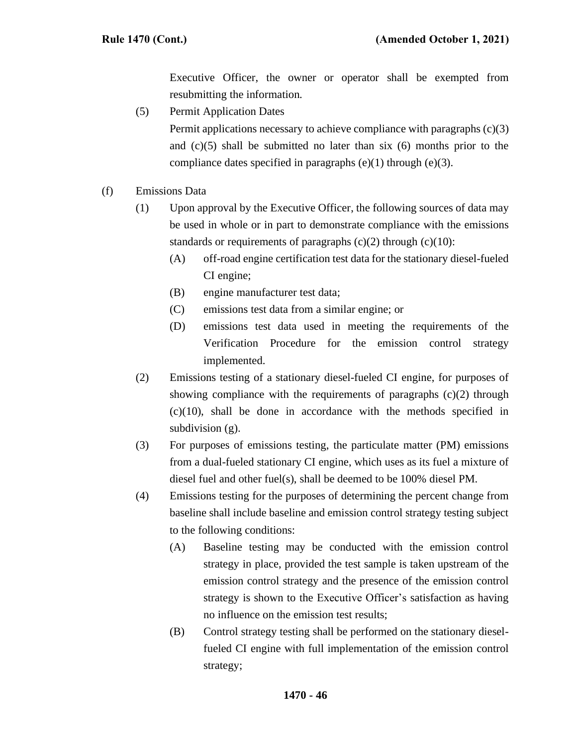Executive Officer, the owner or operator shall be exempted from resubmitting the information.

(5) Permit Application Dates

Permit applications necessary to achieve compliance with paragraphs (c)(3) and (c)(5) shall be submitted no later than six (6) months prior to the compliance dates specified in paragraphs (e)(1) through (e)(3).

(f) Emissions Data

(1) Upon approval by the Executive Officer, the following sources of data may be used in whole or in part to demonstrate compliance with the emissions standards or requirements of paragraphs (c)(2) through (c)(10):

(A) off-road engine certification test data for the stationary diesel-fueled CI engine;

(B) engine manufacturer test data;

(C) emissions test data from a similar engine; or

(D) emissions test data used in meeting the requirements of the Verification Procedure for the emission control strategy implemented.

(2) Emissions testing of a stationary diesel-fueled CI engine, for purposes of showing compliance with the requirements of paragraphs (c)(2) through (c)(10), shall be done in accordance with the methods specified in subdivision (g).

(3) For purposes of emissions testing, the particulate matter (PM) emissions from a dual-fueled stationary CI engine, which uses as its fuel a mixture of diesel fuel and other fuel(s), shall be deemed to be 100% diesel PM.

(4) Emissions testing for the purposes of determining the percent change from baseline shall include baseline and emission control strategy testing subject to the following conditions:

(A) Baseline testing may be conducted with the emission control strategy in place, provided the test sample is taken upstream of the emission control strategy and the presence of the emission control strategy is shown to the Executive Officer's satisfaction as having no influence on the emission test results;

(B) Control strategy testing shall be performed on the stationary diesel-fueled CI engine with full implementation of the emission control strategy;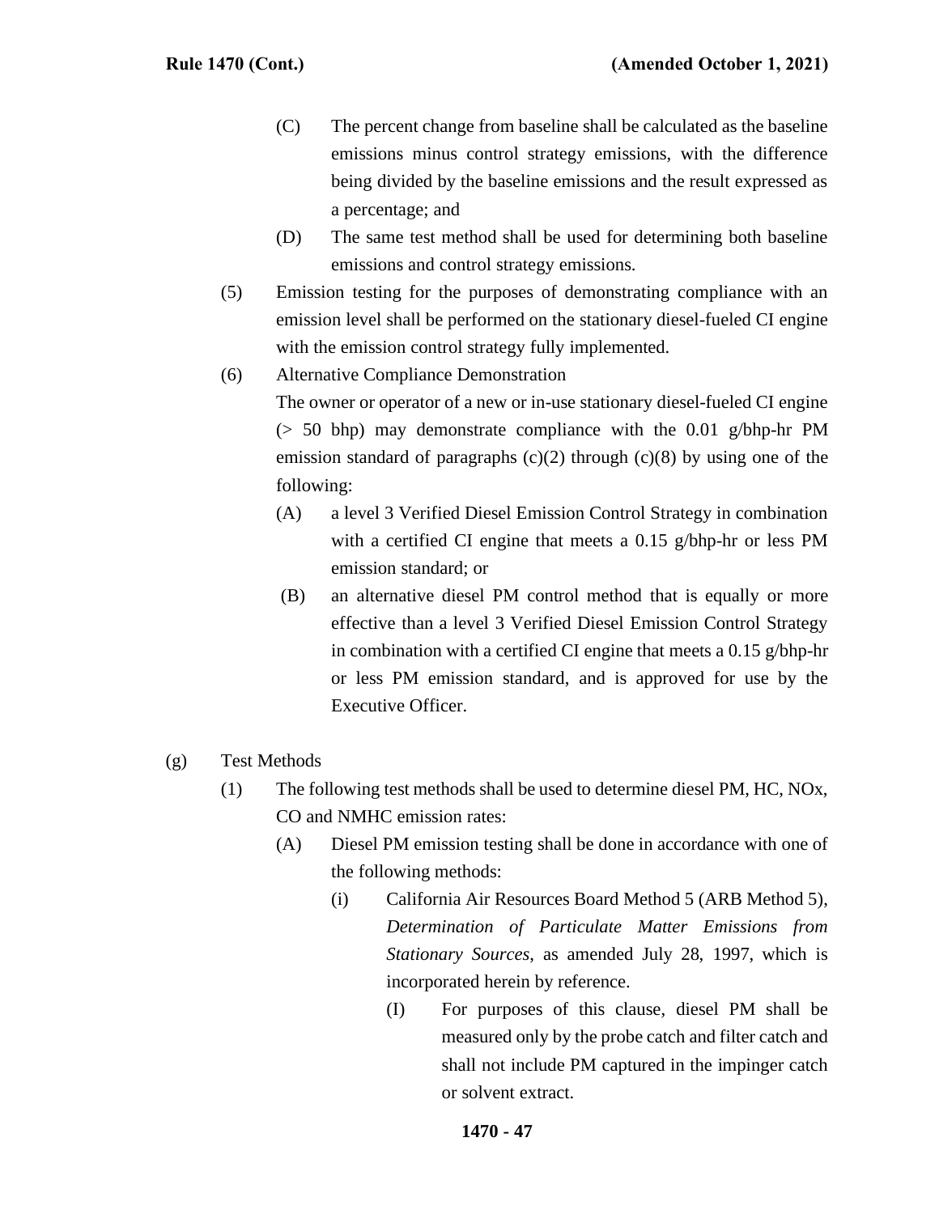(C) The percent change from baseline shall be calculated as the baseline emissions minus control strategy emissions, with the difference being divided by the baseline emissions and the result expressed as a percentage; and

(D) The same test method shall be used for determining both baseline emissions and control strategy emissions.

(5) Emission testing for the purposes of demonstrating compliance with an emission level shall be performed on the stationary diesel-fueled CI engine with the emission control strategy fully implemented.

(6) Alternative Compliance Demonstration

The owner or operator of a new or in-use stationary diesel-fueled CI engine (> 50 bhp) may demonstrate compliance with the 0.01 g/bhp-hr PM emission standard of paragraphs (c)(2) through (c)(8) by using one of the following:

(A) a level 3 Verified Diesel Emission Control Strategy in combination with a certified CI engine that meets a 0.15 g/bhp-hr or less PM emission standard; or

(B) an alternative diesel PM control method that is equally or more effective than a level 3 Verified Diesel Emission Control Strategy in combination with a certified CI engine that meets a 0.15 g/bhp-hr or less PM emission standard, and is approved for use by the Executive Officer.

(g) Test Methods

(1) The following test methods shall be used to determine diesel PM, HC, NOx, CO and NMHC emission rates:

(A) Diesel PM emission testing shall be done in accordance with one of the following methods:

(i) California Air Resources Board Method 5 (ARB Method 5), *Determination of Particulate Matter Emissions from Stationary Sources*, as amended July 28, 1997, which is incorporated herein by reference.

(I) For purposes of this clause, diesel PM shall be measured only by the probe catch and filter catch and shall not include PM captured in the impinger catch or solvent extract.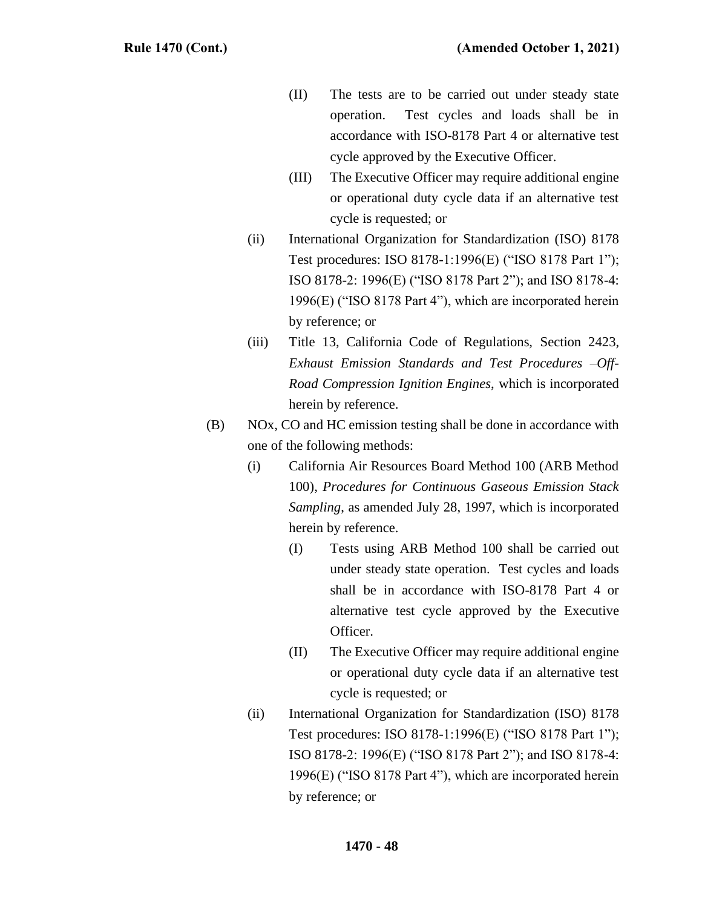(II) The tests are to be carried out under steady state operation. Test cycles and loads shall be in accordance with ISO-8178 Part 4 or alternative test cycle approved by the Executive Officer.

(III) The Executive Officer may require additional engine or operational duty cycle data if an alternative test cycle is requested; or

(ii) International Organization for Standardization (ISO) 8178 Test procedures: ISO 8178-1:1996(E) ("ISO 8178 Part 1"); ISO 8178-2: 1996(E) ("ISO 8178 Part 2"); and ISO 8178-4: 1996(E) ("ISO 8178 Part 4"), which are incorporated herein by reference; or

(iii) Title 13, California Code of Regulations, Section 2423, *Exhaust Emission Standards and Test Procedures –Off-Road Compression Ignition Engines*, which is incorporated herein by reference.

(B) NOx, CO and HC emission testing shall be done in accordance with one of the following methods:

(i) California Air Resources Board Method 100 (ARB Method 100), *Procedures for Continuous Gaseous Emission Stack Sampling*, as amended July 28, 1997, which is incorporated herein by reference.

(I) Tests using ARB Method 100 shall be carried out under steady state operation. Test cycles and loads shall be in accordance with ISO-8178 Part 4 or alternative test cycle approved by the Executive Officer.

(II) The Executive Officer may require additional engine or operational duty cycle data if an alternative test cycle is requested; or

(ii) International Organization for Standardization (ISO) 8178 Test procedures: ISO 8178-1:1996(E) ("ISO 8178 Part 1"); ISO 8178-2: 1996(E) ("ISO 8178 Part 2"); and ISO 8178-4: 1996(E) ("ISO 8178 Part 4"), which are incorporated herein by reference; or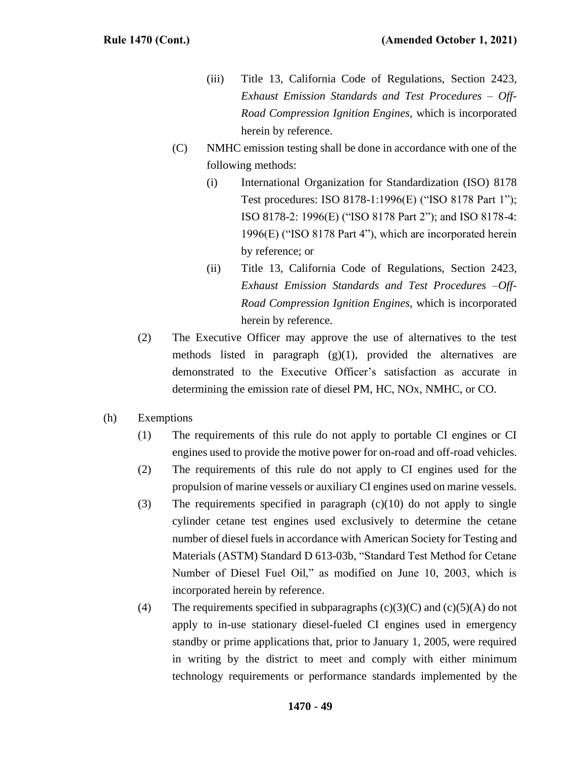(iii) Title 13, California Code of Regulations, Section 2423, *Exhaust Emission Standards and Test Procedures – Off-Road Compression Ignition Engines*, which is incorporated herein by reference.

(C) NMHC emission testing shall be done in accordance with one of the following methods:

(i) International Organization for Standardization (ISO) 8178 Test procedures: ISO 8178-1:1996(E) ("ISO 8178 Part 1"); ISO 8178-2: 1996(E) ("ISO 8178 Part 2"); and ISO 8178-4: 1996(E) ("ISO 8178 Part 4"), which are incorporated herein by reference; or

(ii) Title 13, California Code of Regulations, Section 2423, *Exhaust Emission Standards and Test Procedures –Off-Road Compression Ignition Engines*, which is incorporated herein by reference.

(2) The Executive Officer may approve the use of alternatives to the test methods listed in paragraph (g)(1), provided the alternatives are demonstrated to the Executive Officer's satisfaction as accurate in determining the emission rate of diesel PM, HC, NOx, NMHC, or CO.

(h) Exemptions

(1) The requirements of this rule do not apply to portable CI engines or CI engines used to provide the motive power for on-road and off-road vehicles.

(2) The requirements of this rule do not apply to CI engines used for the propulsion of marine vessels or auxiliary CI engines used on marine vessels.

(3) The requirements specified in paragraph (c)(10) do not apply to single cylinder cetane test engines used exclusively to determine the cetane number of diesel fuels in accordance with American Society for Testing and Materials (ASTM) Standard D 613-03b, "Standard Test Method for Cetane Number of Diesel Fuel Oil," as modified on June 10, 2003, which is incorporated herein by reference.

(4) The requirements specified in subparagraphs (c)(3)(C) and (c)(5)(A) do not apply to in-use stationary diesel-fueled CI engines used in emergency standby or prime applications that, prior to January 1, 2005, were required in writing by the district to meet and comply with either minimum technology requirements or performance standards implemented by the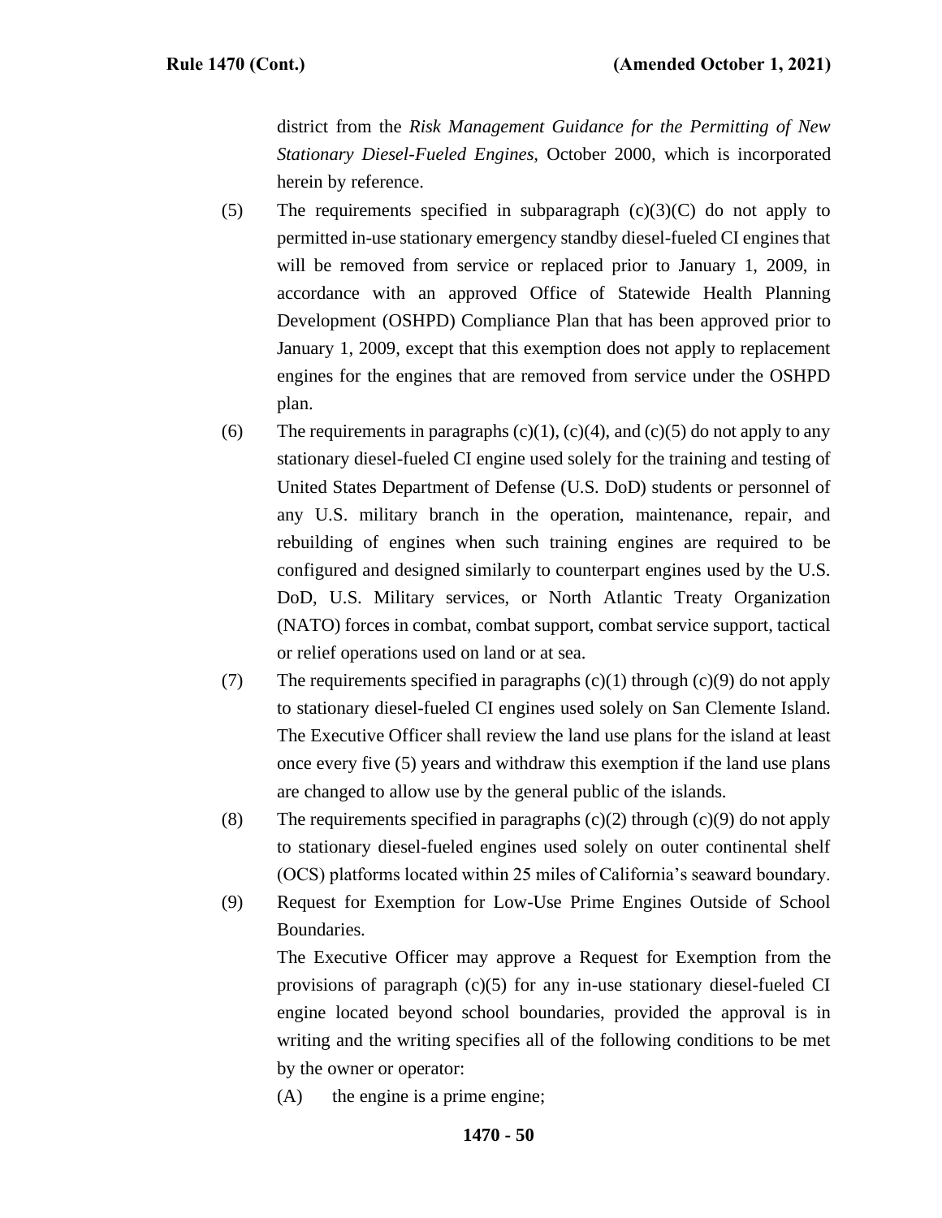district from the *Risk Management Guidance for the Permitting of New Stationary Diesel-Fueled Engines,* October 2000, which is incorporated herein by reference.

(5) The requirements specified in subparagraph (c)(3)(C) do not apply to permitted in-use stationary emergency standby diesel-fueled CI engines that will be removed from service or replaced prior to January 1, 2009, in accordance with an approved Office of Statewide Health Planning Development (OSHPD) Compliance Plan that has been approved prior to January 1, 2009, except that this exemption does not apply to replacement engines for the engines that are removed from service under the OSHPD plan.

(6) The requirements in paragraphs (c)(1), (c)(4), and (c)(5) do not apply to any stationary diesel-fueled CI engine used solely for the training and testing of United States Department of Defense (U.S. DoD) students or personnel of any U.S. military branch in the operation, maintenance, repair, and rebuilding of engines when such training engines are required to be configured and designed similarly to counterpart engines used by the U.S. DoD, U.S. Military services, or North Atlantic Treaty Organization (NATO) forces in combat, combat support, combat service support, tactical or relief operations used on land or at sea.

(7) The requirements specified in paragraphs (c)(1) through (c)(9) do not apply to stationary diesel-fueled CI engines used solely on San Clemente Island. The Executive Officer shall review the land use plans for the island at least once every five (5) years and withdraw this exemption if the land use plans are changed to allow use by the general public of the islands.

(8) The requirements specified in paragraphs (c)(2) through (c)(9) do not apply to stationary diesel-fueled engines used solely on outer continental shelf (OCS) platforms located within 25 miles of California's seaward boundary.

(9) Request for Exemption for Low-Use Prime Engines Outside of School Boundaries.

The Executive Officer may approve a Request for Exemption from the provisions of paragraph (c)(5) for any in-use stationary diesel-fueled CI engine located beyond school boundaries, provided the approval is in writing and the writing specifies all of the following conditions to be met by the owner or operator:

(A) the engine is a prime engine;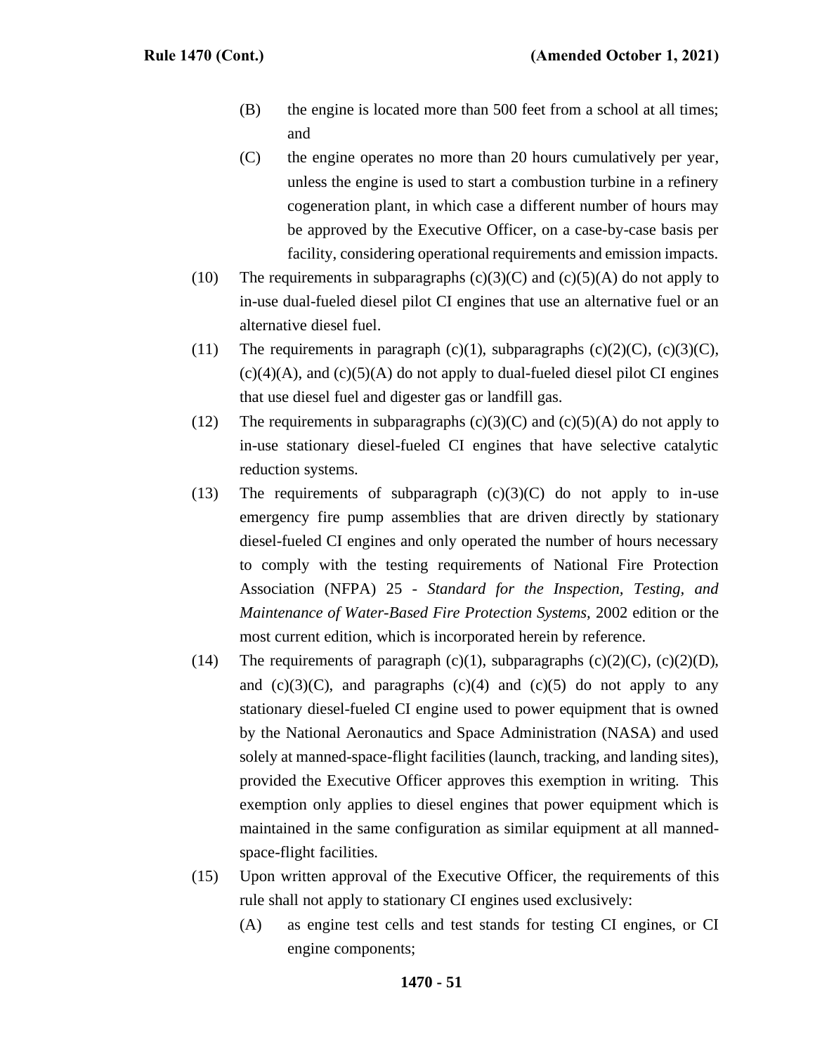(B) the engine is located more than 500 feet from a school at all times; and

(C) the engine operates no more than 20 hours cumulatively per year, unless the engine is used to start a combustion turbine in a refinery cogeneration plant, in which case a different number of hours may be approved by the Executive Officer, on a case-by-case basis per facility, considering operational requirements and emission impacts.

(10) The requirements in subparagraphs (c)(3)(C) and (c)(5)(A) do not apply to in-use dual-fueled diesel pilot CI engines that use an alternative fuel or an alternative diesel fuel.

(11) The requirements in paragraph (c)(1), subparagraphs (c)(2)(C), (c)(3)(C), (c)(4)(A), and (c)(5)(A) do not apply to dual-fueled diesel pilot CI engines that use diesel fuel and digester gas or landfill gas.

(12) The requirements in subparagraphs (c)(3)(C) and (c)(5)(A) do not apply to in-use stationary diesel-fueled CI engines that have selective catalytic reduction systems.

(13) The requirements of subparagraph (c)(3)(C) do not apply to in-use emergency fire pump assemblies that are driven directly by stationary diesel-fueled CI engines and only operated the number of hours necessary to comply with the testing requirements of National Fire Protection Association (NFPA) 25 - *Standard for the Inspection, Testing, and Maintenance of Water-Based Fire Protection Systems,* 2002 edition or the most current edition, which is incorporated herein by reference.

(14) The requirements of paragraph (c)(1), subparagraphs (c)(2)(C), (c)(2)(D), and (c)(3)(C), and paragraphs (c)(4) and (c)(5) do not apply to any stationary diesel-fueled CI engine used to power equipment that is owned by the National Aeronautics and Space Administration (NASA) and used solely at manned-space-flight facilities (launch, tracking, and landing sites), provided the Executive Officer approves this exemption in writing. This exemption only applies to diesel engines that power equipment which is maintained in the same configuration as similar equipment at all manned-space-flight facilities.

(15) Upon written approval of the Executive Officer, the requirements of this rule shall not apply to stationary CI engines used exclusively:

(A) as engine test cells and test stands for testing CI engines, or CI engine components;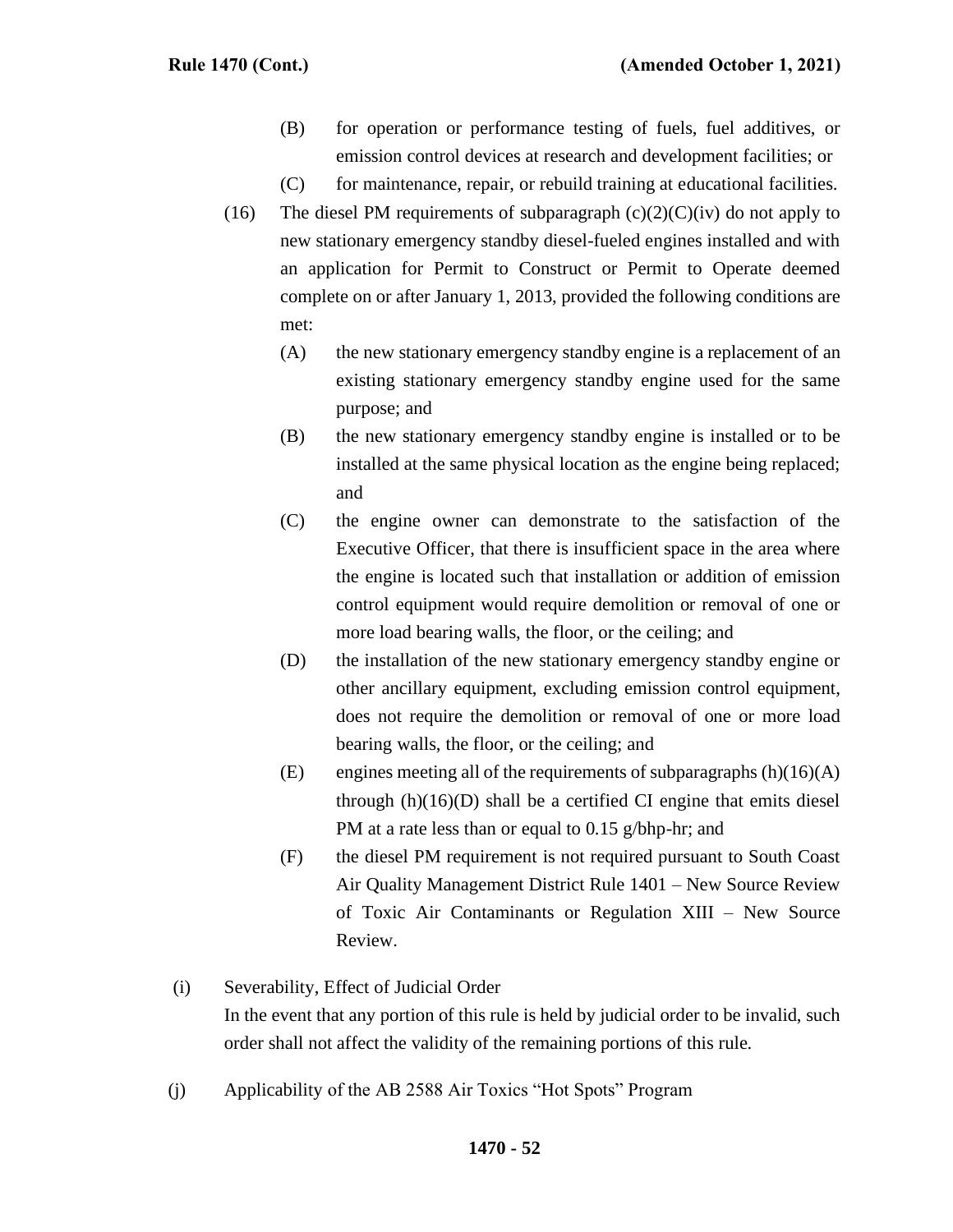(B) for operation or performance testing of fuels, fuel additives, or emission control devices at research and development facilities; or

(C) for maintenance, repair, or rebuild training at educational facilities.

(16) The diesel PM requirements of subparagraph (c)(2)(C)(iv) do not apply to new stationary emergency standby diesel-fueled engines installed and with an application for Permit to Construct or Permit to Operate deemed complete on or after January 1, 2013, provided the following conditions are met:

(A) the new stationary emergency standby engine is a replacement of an existing stationary emergency standby engine used for the same purpose; and

(B) the new stationary emergency standby engine is installed or to be installed at the same physical location as the engine being replaced; and

(C) the engine owner can demonstrate to the satisfaction of the Executive Officer, that there is insufficient space in the area where the engine is located such that installation or addition of emission control equipment would require demolition or removal of one or more load bearing walls, the floor, or the ceiling; and

(D) the installation of the new stationary emergency standby engine or other ancillary equipment, excluding emission control equipment, does not require the demolition or removal of one or more load bearing walls, the floor, or the ceiling; and

(E) engines meeting all of the requirements of subparagraphs (h)(16)(A) through (h)(16)(D) shall be a certified CI engine that emits diesel PM at a rate less than or equal to 0.15 g/bhp-hr; and

(F) the diesel PM requirement is not required pursuant to South Coast Air Quality Management District Rule 1401 – New Source Review of Toxic Air Contaminants or Regulation XIII – New Source Review.

(i) Severability, Effect of Judicial Order

In the event that any portion of this rule is held by judicial order to be invalid, such order shall not affect the validity of the remaining portions of this rule.

(j) Applicability of the AB 2588 Air Toxics "Hot Spots" Program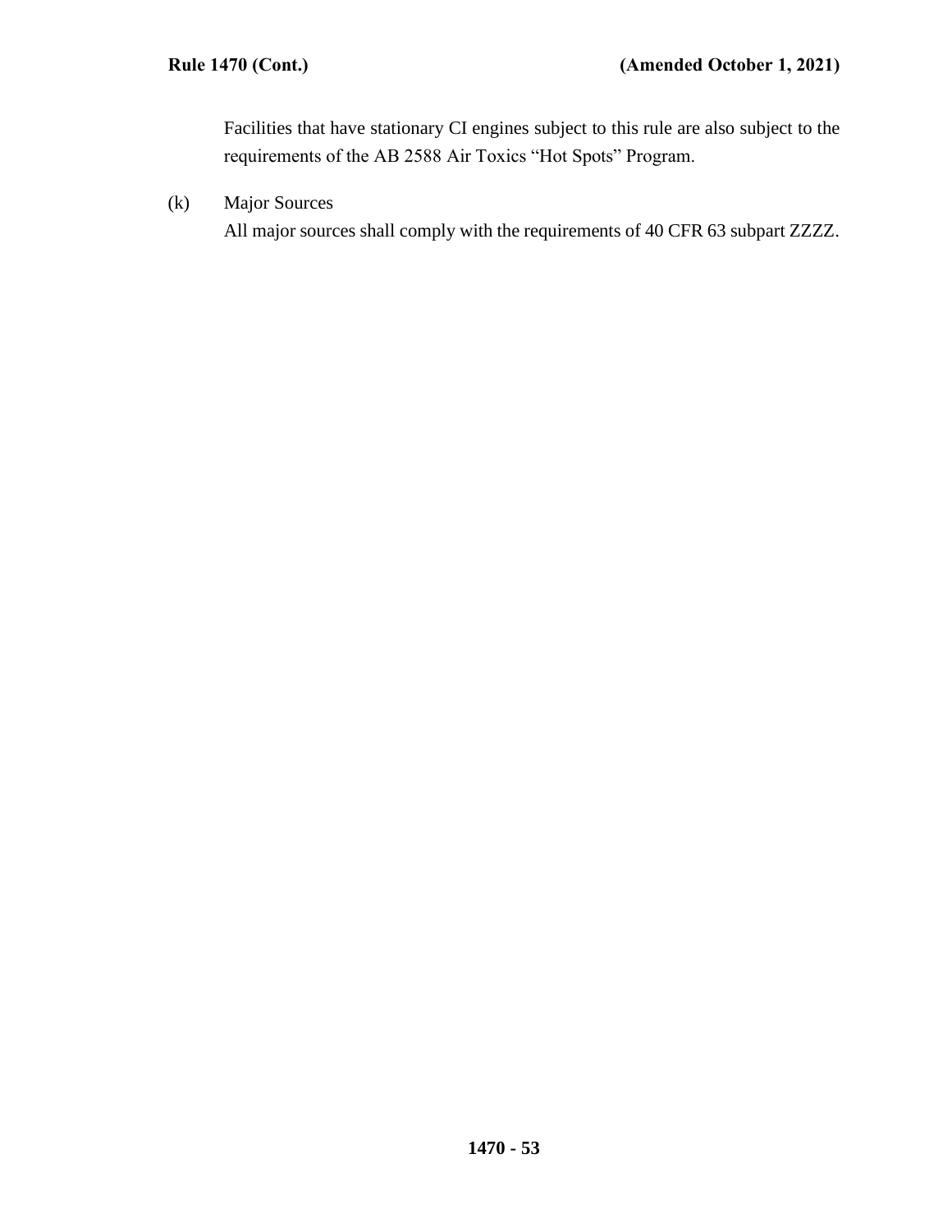Facilities that have stationary CI engines subject to this rule are also subject to the requirements of the AB 2588 Air Toxics "Hot Spots" Program.

(k) Major Sources

All major sources shall comply with the requirements of 40 CFR 63 subpart ZZZZ.